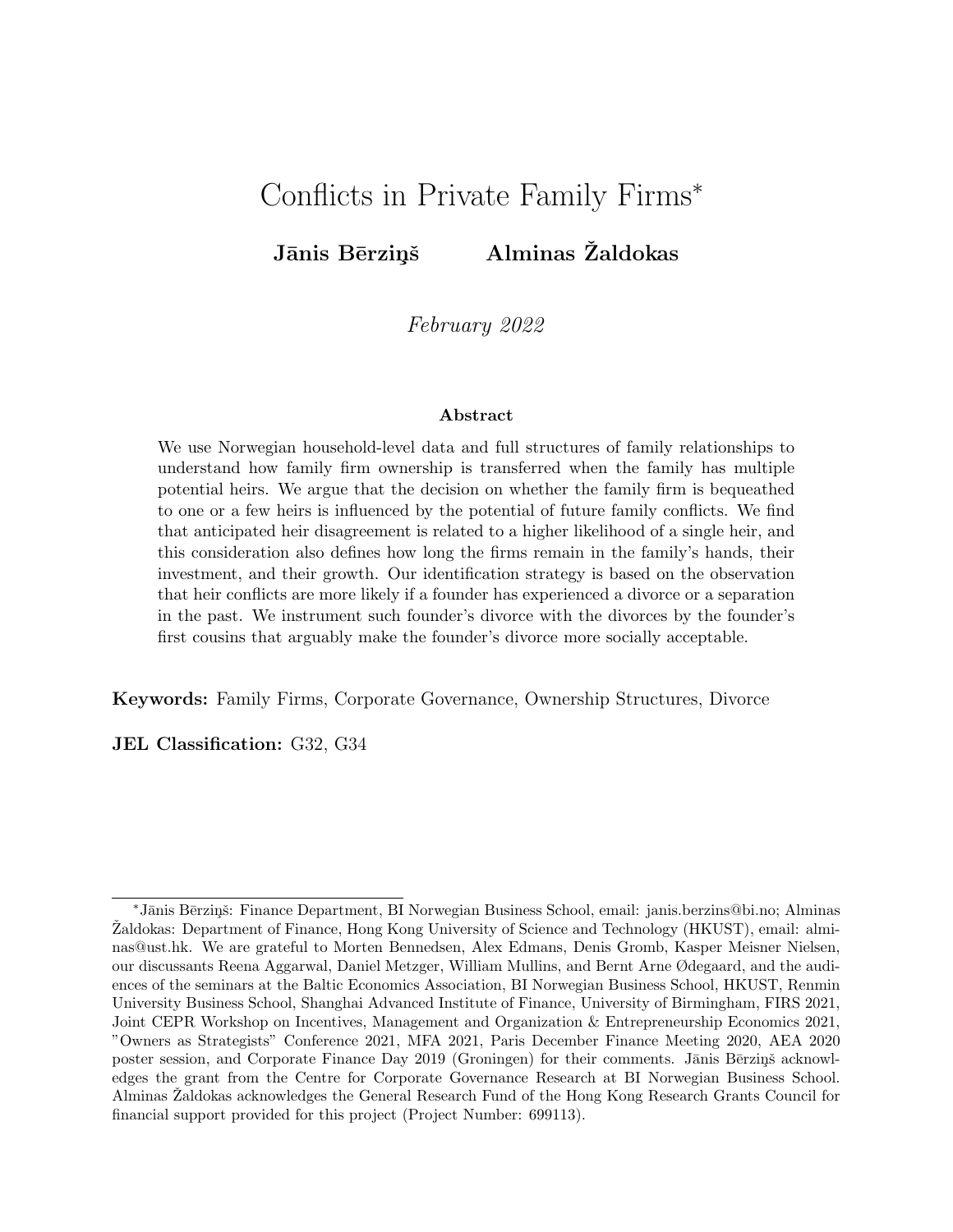# Conflicts in Private Family Firms*

**Jānis Bērziņš** **Alminas Žaldokas**

*February 2022*

#### Abstract

We use Norwegian household-level data and full structures of family relationships to understand how family firm ownership is transferred when the family has multiple potential heirs. We argue that the decision on whether the family firm is bequeathed to one or a few heirs is influenced by the potential of future family conflicts. We find that anticipated heir disagreement is related to a higher likelihood of a single heir, and this consideration also defines how long the firms remain in the family's hands, their investment, and their growth. Our identification strategy is based on the observation that heir conflicts are more likely if a founder has experienced a divorce or a separation in the past. We instrument such founder's divorce with the divorces by the founder's first cousins that arguably make the founder's divorce more socially acceptable.

**Keywords:** Family Firms, Corporate Governance, Ownership Structures, Divorce

**JEL Classification:** G32, G34

---

*Jānis Bērziņš: Finance Department, BI Norwegian Business School, email: janis.berzins@bi.no; Alminas Žaldokas: Department of Finance, Hong Kong University of Science and Technology (HKUST), email: alminas@ust.hk. We are grateful to Morten Bennedsen, Alex Edmans, Denis Gromb, Kasper Meisner Nielsen, our discussants Reena Aggarwal, Daniel Metzger, William Mullins, and Bernt Arne Ødegaard, and the audiences of the seminars at the Baltic Economics Association, BI Norwegian Business School, HKUST, Renmin University Business School, Shanghai Advanced Institute of Finance, University of Birmingham, FIRS 2021, Joint CEPR Workshop on Incentives, Management and Organization & Entrepreneurship Economics 2021, "Owners as Strategists" Conference 2021, MFA 2021, Paris December Finance Meeting 2020, AEA 2020 poster session, and Corporate Finance Day 2019 (Groningen) for their comments. Jānis Bērziņš acknowledges the grant from the Centre for Corporate Governance Research at BI Norwegian Business School. Alminas Žaldokas acknowledges the General Research Fund of the Hong Kong Research Grants Council for financial support provided for this project (Project Number: 699113).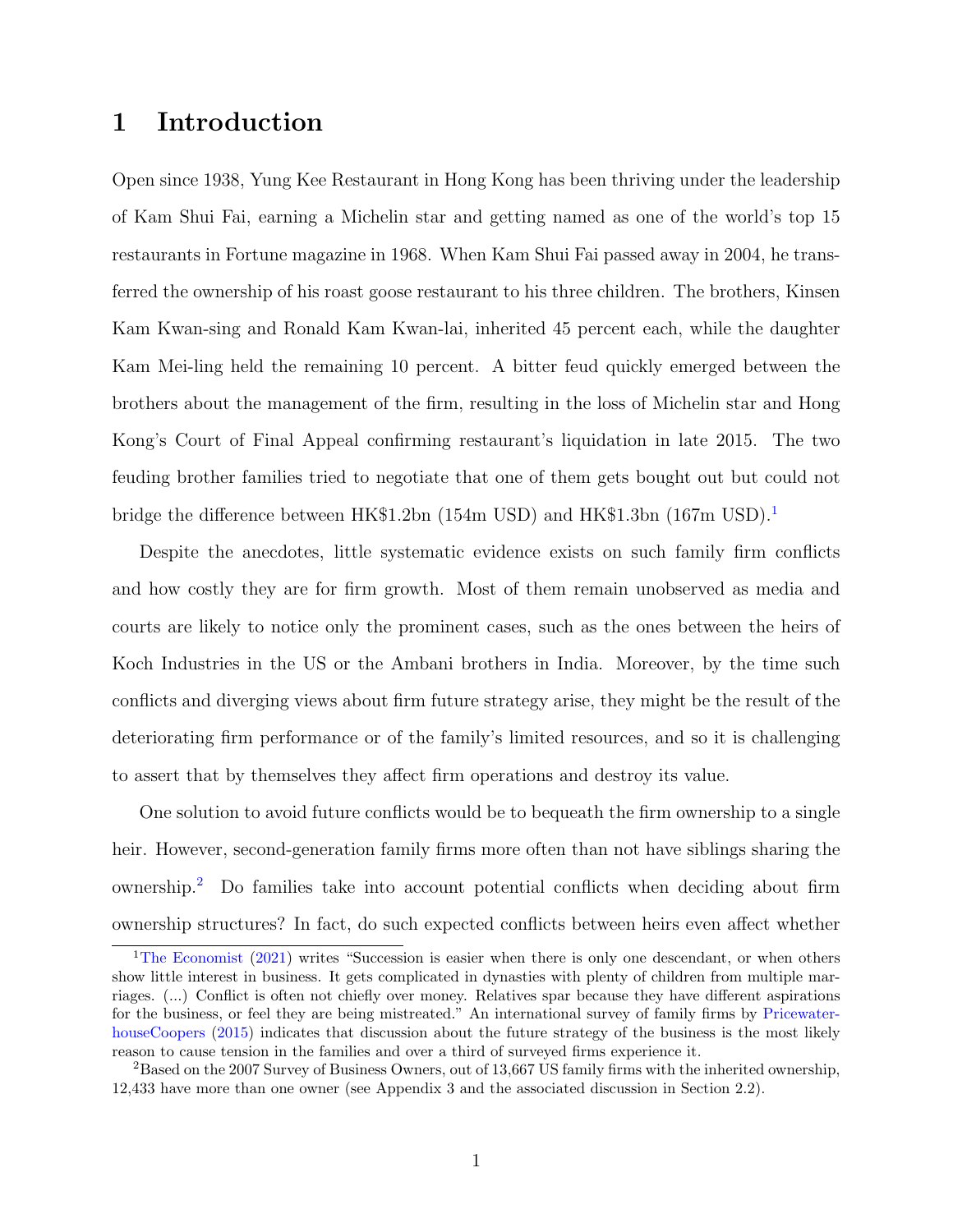# 1 Introduction

Open since 1938, Yung Kee Restaurant in Hong Kong has been thriving under the leadership of Kam Shui Fai, earning a Michelin star and getting named as one of the world's top 15 restaurants in Fortune magazine in 1968. When Kam Shui Fai passed away in 2004, he transferred the ownership of his roast goose restaurant to his three children. The brothers, Kinsen Kam Kwan-sing and Ronald Kam Kwan-lai, inherited 45 percent each, while the daughter Kam Mei-ling held the remaining 10 percent. A bitter feud quickly emerged between the brothers about the management of the firm, resulting in the loss of Michelin star and Hong Kong's Court of Final Appeal confirming restaurant's liquidation in late 2015. The two feuding brother families tried to negotiate that one of them gets bought out but could not bridge the difference between HK$1.2bn (154m USD) and HK$1.3bn (167m USD).[1]

Despite the anecdotes, little systematic evidence exists on such family firm conflicts and how costly they are for firm growth. Most of them remain unobserved as media and courts are likely to notice only the prominent cases, such as the ones between the heirs of Koch Industries in the US or the Ambani brothers in India. Moreover, by the time such conflicts and diverging views about firm future strategy arise, they might be the result of the deteriorating firm performance or of the family's limited resources, and so it is challenging to assert that by themselves they affect firm operations and destroy its value.

One solution to avoid future conflicts would be to bequeath the firm ownership to a single heir. However, second-generation family firms more often than not have siblings sharing the ownership.[2] Do families take into account potential conflicts when deciding about firm ownership structures? In fact, do such expected conflicts between heirs even affect whether

---

[1] The Economist (2021) writes "Succession is easier when there is only one descendant, or when others show little interest in business. It gets complicated in dynasties with plenty of children from multiple marriages. (...) Conflict is often not chiefly over money. Relatives spar because they have different aspirations for the business, or feel they are being mistreated." An international survey of family firms by PricewaterhouseCoopers (2015) indicates that discussion about the future strategy of the business is the most likely reason to cause tension in the families and over a third of surveyed firms experience it.

[2] Based on the 2007 Survey of Business Owners, out of 13,667 US family firms with the inherited ownership, 12,433 have more than one owner (see Appendix 3 and the associated discussion in Section 2.2).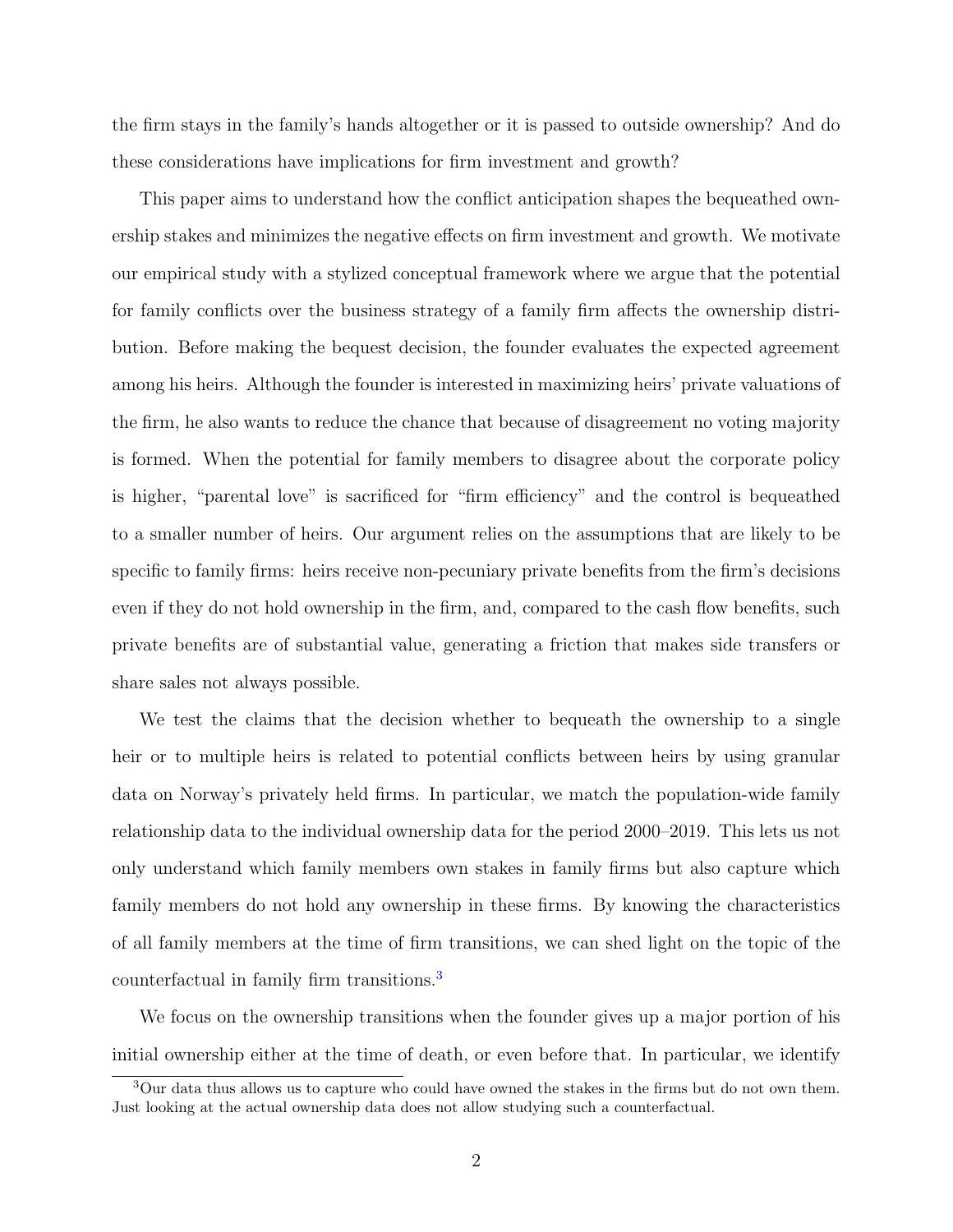the firm stays in the family's hands altogether or it is passed to outside ownership? And do these considerations have implications for firm investment and growth?

This paper aims to understand how the conflict anticipation shapes the bequeathed ownership stakes and minimizes the negative effects on firm investment and growth. We motivate our empirical study with a stylized conceptual framework where we argue that the potential for family conflicts over the business strategy of a family firm affects the ownership distribution. Before making the bequest decision, the founder evaluates the expected agreement among his heirs. Although the founder is interested in maximizing heirs' private valuations of the firm, he also wants to reduce the chance that because of disagreement no voting majority is formed. When the potential for family members to disagree about the corporate policy is higher, "parental love" is sacrificed for "firm efficiency" and the control is bequeathed to a smaller number of heirs. Our argument relies on the assumptions that are likely to be specific to family firms: heirs receive non-pecuniary private benefits from the firm's decisions even if they do not hold ownership in the firm, and, compared to the cash flow benefits, such private benefits are of substantial value, generating a friction that makes side transfers or share sales not always possible.

We test the claims that the decision whether to bequeath the ownership to a single heir or to multiple heirs is related to potential conflicts between heirs by using granular data on Norway's privately held firms. In particular, we match the population-wide family relationship data to the individual ownership data for the period 2000–2019. This lets us not only understand which family members own stakes in family firms but also capture which family members do not hold any ownership in these firms. By knowing the characteristics of all family members at the time of firm transitions, we can shed light on the topic of the counterfactual in family firm transitions.[3]

We focus on the ownership transitions when the founder gives up a major portion of his initial ownership either at the time of death, or even before that. In particular, we identify

[3] Our data thus allows us to capture who could have owned the stakes in the firms but do not own them. Just looking at the actual ownership data does not allow studying such a counterfactual.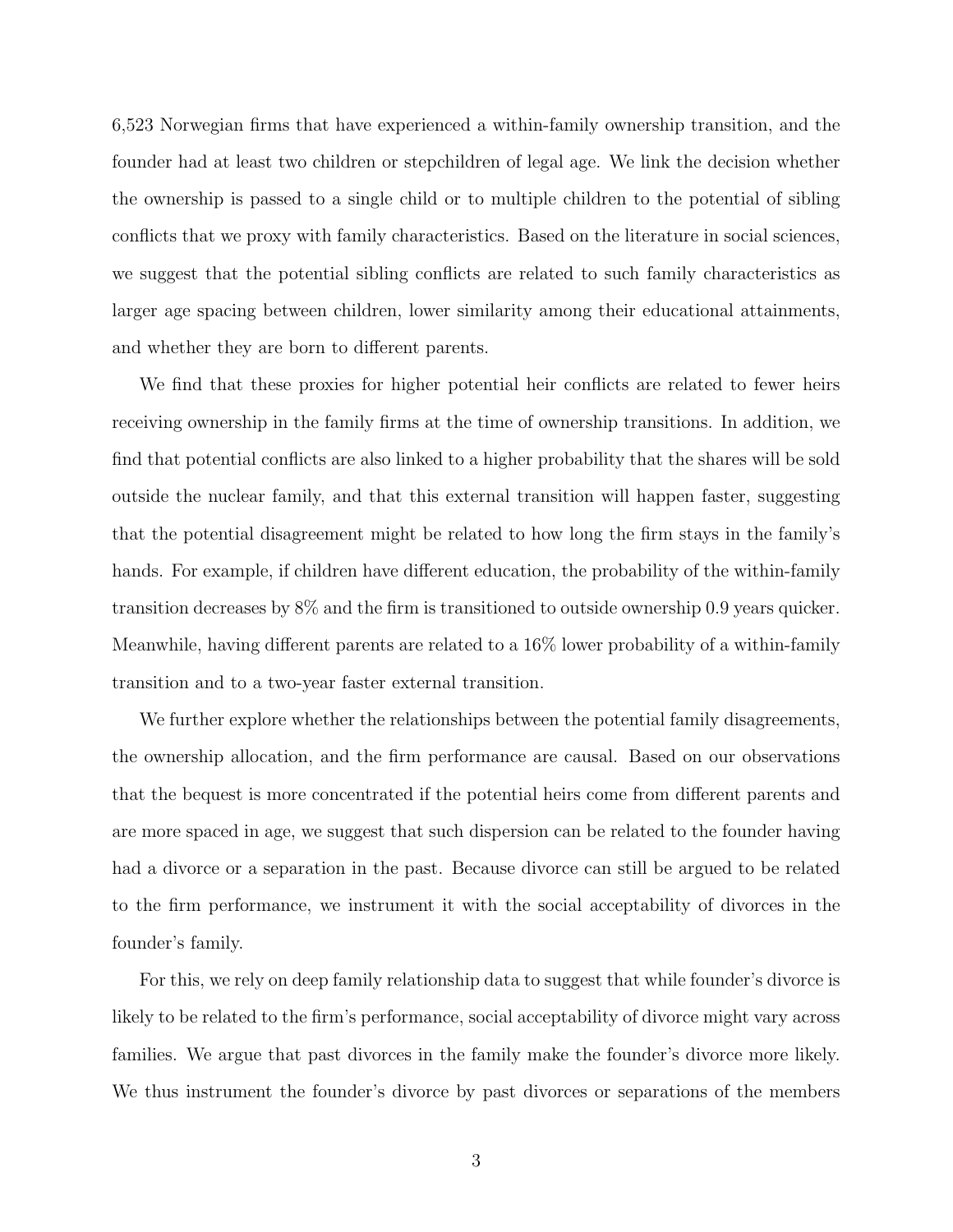6,523 Norwegian firms that have experienced a within-family ownership transition, and the founder had at least two children or stepchildren of legal age. We link the decision whether the ownership is passed to a single child or to multiple children to the potential of sibling conflicts that we proxy with family characteristics. Based on the literature in social sciences, we suggest that the potential sibling conflicts are related to such family characteristics as larger age spacing between children, lower similarity among their educational attainments, and whether they are born to different parents.

We find that these proxies for higher potential heir conflicts are related to fewer heirs receiving ownership in the family firms at the time of ownership transitions. In addition, we find that potential conflicts are also linked to a higher probability that the shares will be sold outside the nuclear family, and that this external transition will happen faster, suggesting that the potential disagreement might be related to how long the firm stays in the family's hands. For example, if children have different education, the probability of the within-family transition decreases by 8% and the firm is transitioned to outside ownership 0.9 years quicker. Meanwhile, having different parents are related to a 16% lower probability of a within-family transition and to a two-year faster external transition.

We further explore whether the relationships between the potential family disagreements, the ownership allocation, and the firm performance are causal. Based on our observations that the bequest is more concentrated if the potential heirs come from different parents and are more spaced in age, we suggest that such dispersion can be related to the founder having had a divorce or a separation in the past. Because divorce can still be argued to be related to the firm performance, we instrument it with the social acceptability of divorces in the founder's family.

For this, we rely on deep family relationship data to suggest that while founder's divorce is likely to be related to the firm's performance, social acceptability of divorce might vary across families. We argue that past divorces in the family make the founder's divorce more likely. We thus instrument the founder's divorce by past divorces or separations of the members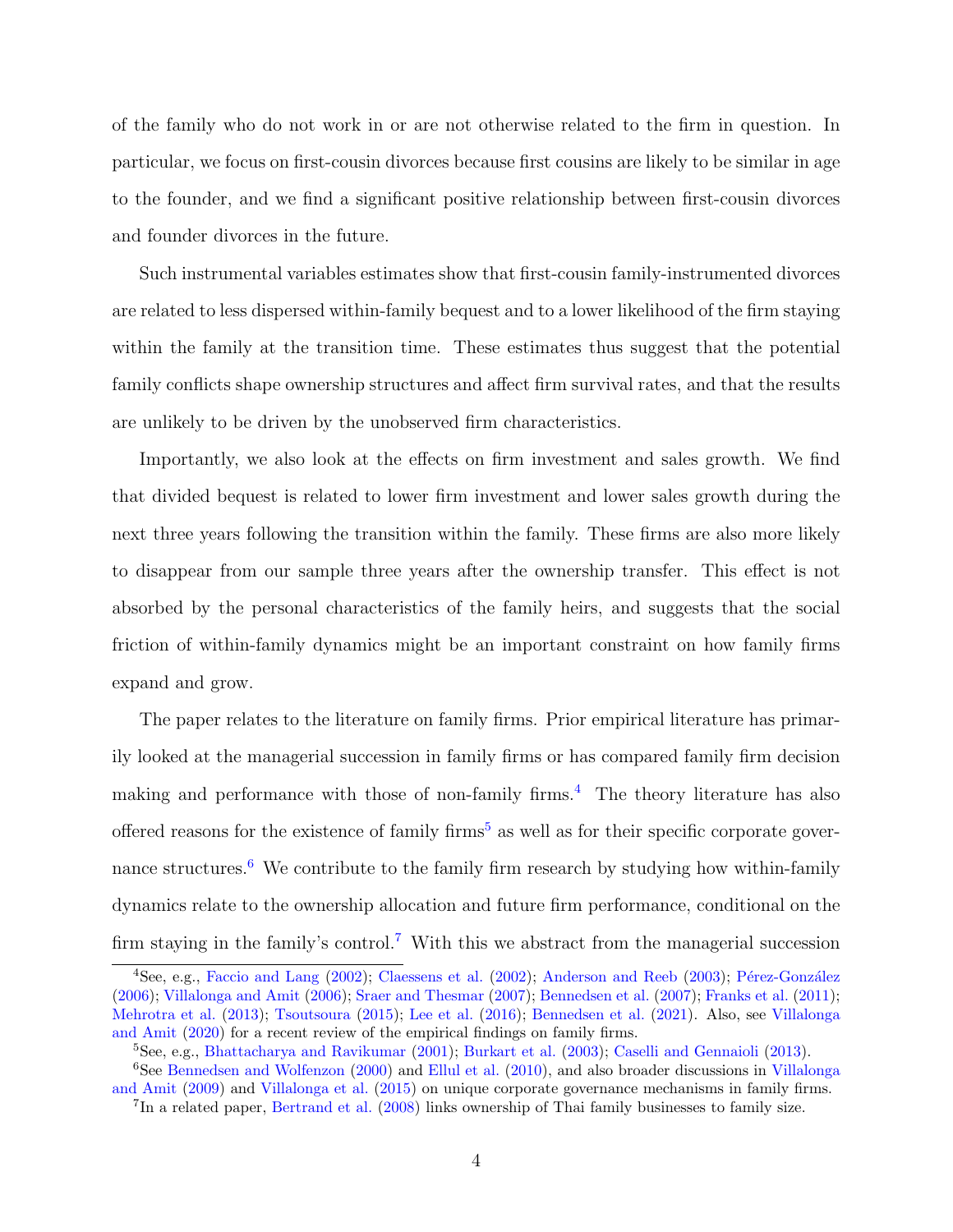of the family who do not work in or are not otherwise related to the firm in question. In particular, we focus on first-cousin divorces because first cousins are likely to be similar in age to the founder, and we find a significant positive relationship between first-cousin divorces and founder divorces in the future.

Such instrumental variables estimates show that first-cousin family-instrumented divorces are related to less dispersed within-family bequest and to a lower likelihood of the firm staying within the family at the transition time. These estimates thus suggest that the potential family conflicts shape ownership structures and affect firm survival rates, and that the results are unlikely to be driven by the unobserved firm characteristics.

Importantly, we also look at the effects on firm investment and sales growth. We find that divided bequest is related to lower firm investment and lower sales growth during the next three years following the transition within the family. These firms are also more likely to disappear from our sample three years after the ownership transfer. This effect is not absorbed by the personal characteristics of the family heirs, and suggests that the social friction of within-family dynamics might be an important constraint on how family firms expand and grow.

The paper relates to the literature on family firms. Prior empirical literature has primarily looked at the managerial succession in family firms or has compared family firm decision making and performance with those of non-family firms.[4] The theory literature has also offered reasons for the existence of family firms[5] as well as for their specific corporate governance structures.[6] We contribute to the family firm research by studying how within-family dynamics relate to the ownership allocation and future firm performance, conditional on the firm staying in the family's control.[7] With this we abstract from the managerial succession

[4] See, e.g., Faccio and Lang (2002); Claessens et al. (2002); Anderson and Reeb (2003); Pérez-González (2006); Villalonga and Amit (2006); Sraer and Thesmar (2007); Bennedsen et al. (2007); Franks et al. (2011); Mehrotra et al. (2013); Tsoutsoura (2015); Lee et al. (2016); Bennedsen et al. (2021). Also, see Villalonga and Amit (2020) for a recent review of the empirical findings on family firms.

[5] See, e.g., Bhattacharya and Ravikumar (2001); Burkart et al. (2003); Caselli and Gennaioli (2013).

[6] See Bennedsen and Wolfenzon (2000) and Ellul et al. (2010), and also broader discussions in Villalonga and Amit (2009) and Villalonga et al. (2015) on unique corporate governance mechanisms in family firms.

[7] In a related paper, Bertrand et al. (2008) links ownership of Thai family businesses to family size.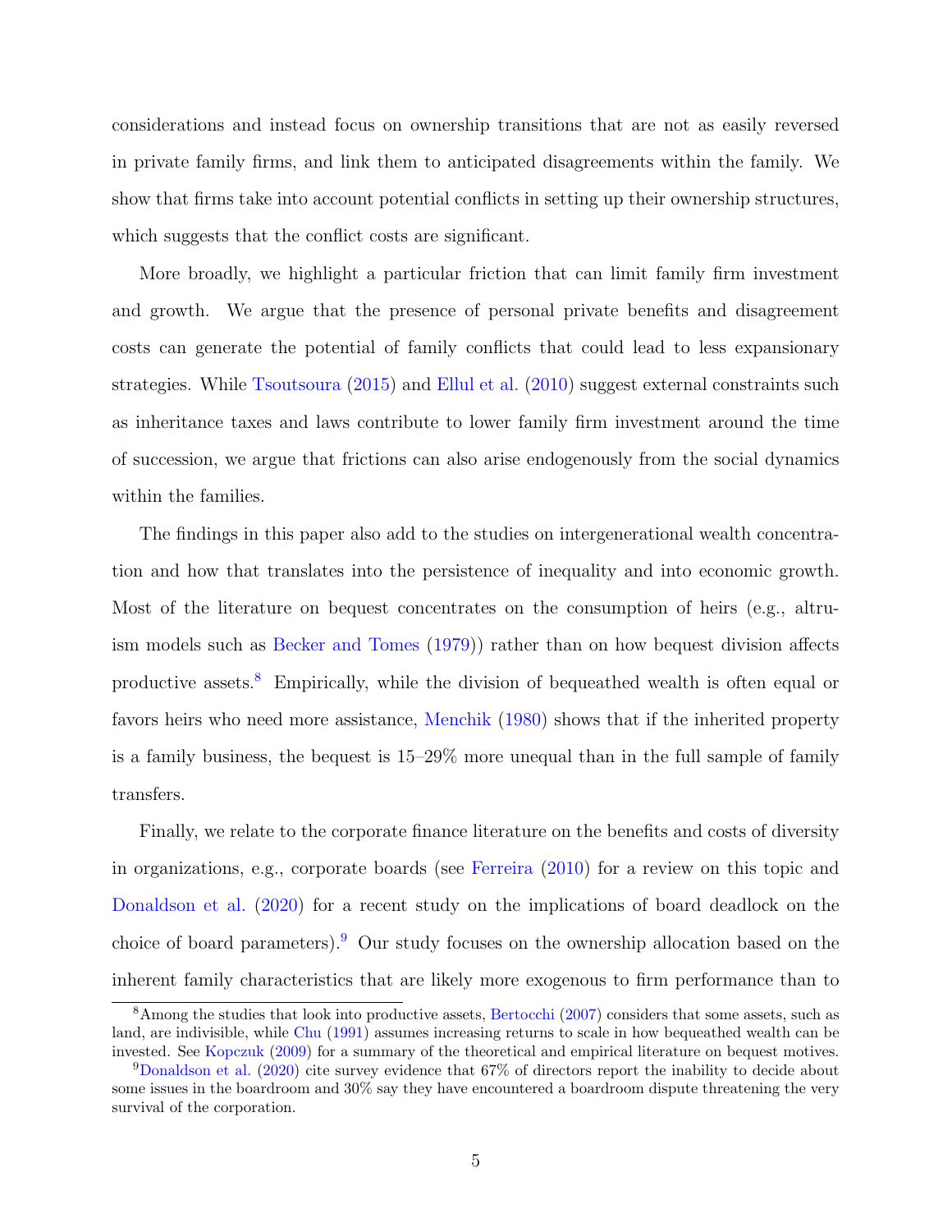considerations and instead focus on ownership transitions that are not as easily reversed in private family firms, and link them to anticipated disagreements within the family. We show that firms take into account potential conflicts in setting up their ownership structures, which suggests that the conflict costs are significant.

More broadly, we highlight a particular friction that can limit family firm investment and growth. We argue that the presence of personal private benefits and disagreement costs can generate the potential of family conflicts that could lead to less expansionary strategies. While Tsoutsoura (2015) and Ellul et al. (2010) suggest external constraints such as inheritance taxes and laws contribute to lower family firm investment around the time of succession, we argue that frictions can also arise endogenously from the social dynamics within the families.

The findings in this paper also add to the studies on intergenerational wealth concentration and how that translates into the persistence of inequality and into economic growth. Most of the literature on bequest concentrates on the consumption of heirs (e.g., altruism models such as Becker and Tomes (1979)) rather than on how bequest division affects productive assets.[8] Empirically, while the division of bequeathed wealth is often equal or favors heirs who need more assistance, Menchik (1980) shows that if the inherited property is a family business, the bequest is 15–29% more unequal than in the full sample of family transfers.

Finally, we relate to the corporate finance literature on the benefits and costs of diversity in organizations, e.g., corporate boards (see Ferreira (2010) for a review on this topic and Donaldson et al. (2020) for a recent study on the implications of board deadlock on the choice of board parameters).[9] Our study focuses on the ownership allocation based on the inherent family characteristics that are likely more exogenous to firm performance than to

[8] Among the studies that look into productive assets, Bertocchi (2007) considers that some assets, such as land, are indivisible, while Chu (1991) assumes increasing returns to scale in how bequeathed wealth can be invested. See Kopczuk (2009) for a summary of the theoretical and empirical literature on bequest motives.

[9] Donaldson et al. (2020) cite survey evidence that 67% of directors report the inability to decide about some issues in the boardroom and 30% say they have encountered a boardroom dispute threatening the very survival of the corporation.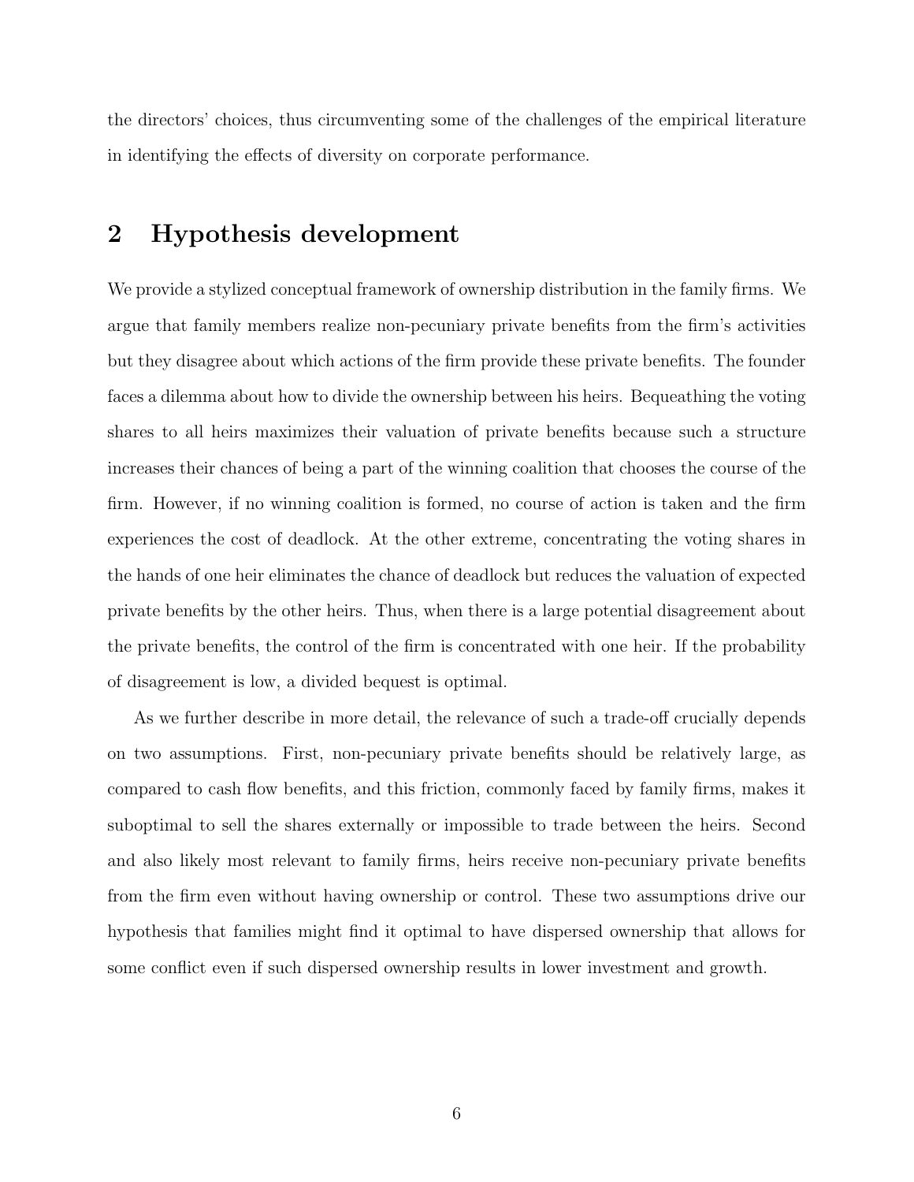the directors' choices, thus circumventing some of the challenges of the empirical literature in identifying the effects of diversity on corporate performance.

## 2 Hypothesis development

We provide a stylized conceptual framework of ownership distribution in the family firms. We argue that family members realize non-pecuniary private benefits from the firm's activities but they disagree about which actions of the firm provide these private benefits. The founder faces a dilemma about how to divide the ownership between his heirs. Bequeathing the voting shares to all heirs maximizes their valuation of private benefits because such a structure increases their chances of being a part of the winning coalition that chooses the course of the firm. However, if no winning coalition is formed, no course of action is taken and the firm experiences the cost of deadlock. At the other extreme, concentrating the voting shares in the hands of one heir eliminates the chance of deadlock but reduces the valuation of expected private benefits by the other heirs. Thus, when there is a large potential disagreement about the private benefits, the control of the firm is concentrated with one heir. If the probability of disagreement is low, a divided bequest is optimal.

As we further describe in more detail, the relevance of such a trade-off crucially depends on two assumptions. First, non-pecuniary private benefits should be relatively large, as compared to cash flow benefits, and this friction, commonly faced by family firms, makes it suboptimal to sell the shares externally or impossible to trade between the heirs. Second and also likely most relevant to family firms, heirs receive non-pecuniary private benefits from the firm even without having ownership or control. These two assumptions drive our hypothesis that families might find it optimal to have dispersed ownership that allows for some conflict even if such dispersed ownership results in lower investment and growth.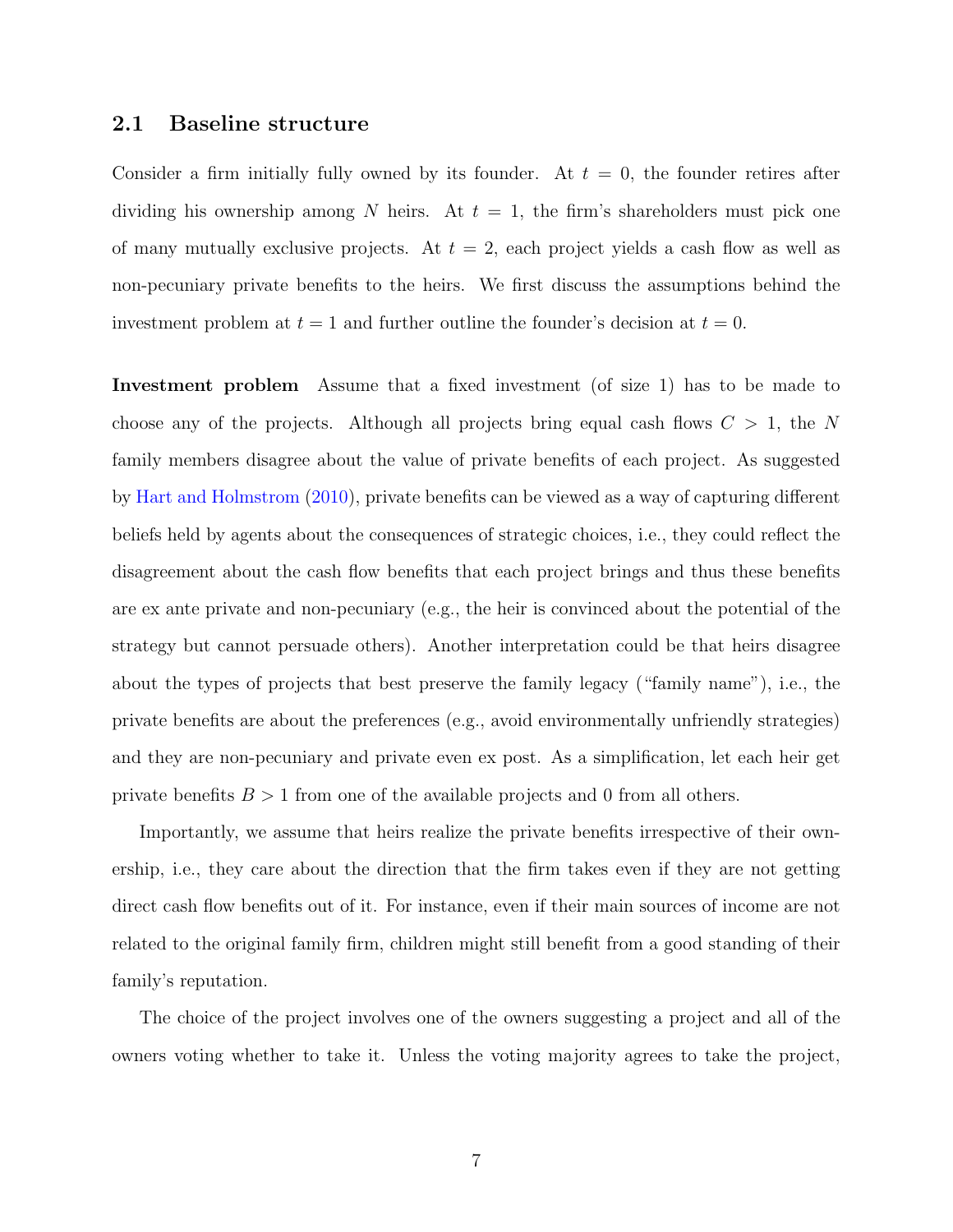## 2.1 Baseline structure

Consider a firm initially fully owned by its founder. At $t = 0$, the founder retires after dividing his ownership among $N$ heirs. At $t = 1$, the firm's shareholders must pick one of many mutually exclusive projects. At $t = 2$, each project yields a cash flow as well as non-pecuniary private benefits to the heirs. We first discuss the assumptions behind the investment problem at $t = 1$ and further outline the founder's decision at $t = 0$.

**Investment problem** Assume that a fixed investment (of size 1) has to be made to choose any of the projects. Although all projects bring equal cash flows $C > 1$, the $N$ family members disagree about the value of private benefits of each project. As suggested by Hart and Holmstrom (2010), private benefits can be viewed as a way of capturing different beliefs held by agents about the consequences of strategic choices, i.e., they could reflect the disagreement about the cash flow benefits that each project brings and thus these benefits are ex ante private and non-pecuniary (e.g., the heir is convinced about the potential of the strategy but cannot persuade others). Another interpretation could be that heirs disagree about the types of projects that best preserve the family legacy ("family name"), i.e., the private benefits are about the preferences (e.g., avoid environmentally unfriendly strategies) and they are non-pecuniary and private even ex post. As a simplification, let each heir get private benefits $B > 1$ from one of the available projects and 0 from all others.

Importantly, we assume that heirs realize the private benefits irrespective of their ownership, i.e., they care about the direction that the firm takes even if they are not getting direct cash flow benefits out of it. For instance, even if their main sources of income are not related to the original family firm, children might still benefit from a good standing of their family's reputation.

The choice of the project involves one of the owners suggesting a project and all of the owners voting whether to take it. Unless the voting majority agrees to take the project,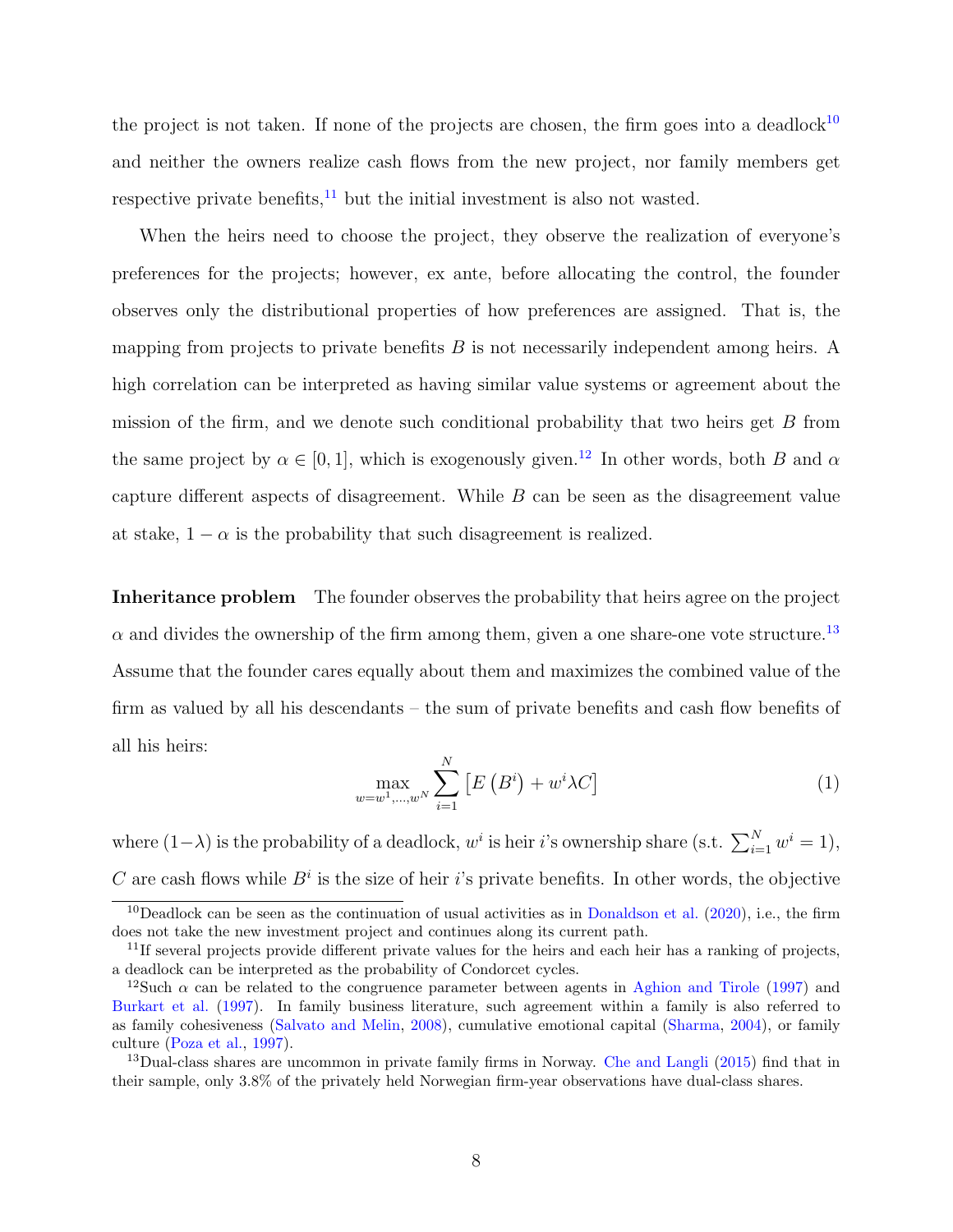the project is not taken. If none of the projects are chosen, the firm goes into a deadlock[10] and neither the owners realize cash flows from the new project, nor family members get respective private benefits,[11] but the initial investment is also not wasted.

When the heirs need to choose the project, they observe the realization of everyone's preferences for the projects; however, ex ante, before allocating the control, the founder observes only the distributional properties of how preferences are assigned. That is, the mapping from projects to private benefits $B$ is not necessarily independent among heirs. A high correlation can be interpreted as having similar value systems or agreement about the mission of the firm, and we denote such conditional probability that two heirs get $B$ from the same project by $\alpha \in [0, 1]$, which is exogenously given.[12] In other words, both $B$ and $\alpha$ capture different aspects of disagreement. While $B$ can be seen as the disagreement value at stake, $1 - \alpha$ is the probability that such disagreement is realized.

**Inheritance problem** The founder observes the probability that heirs agree on the project $\alpha$ and divides the ownership of the firm among them, given a one share-one vote structure.[13] Assume that the founder cares equally about them and maximizes the combined value of the firm as valued by all his descendants – the sum of private benefits and cash flow benefits of all his heirs:

$$\max_{w=w^1,\ldots,w^N} \sum_{i=1}^{N} \left[ E\left(B^i\right) + w^i \lambda C \right] \tag{1}$$

where $(1-\lambda)$ is the probability of a deadlock, $w^i$ is heir $i$'s ownership share (s.t. $\sum_{i=1}^{N} w^i = 1$), $C$ are cash flows while $B^i$ is the size of heir $i$'s private benefits. In other words, the objective

---

[10] Deadlock can be seen as the continuation of usual activities as in Donaldson et al. (2020), i.e., the firm does not take the new investment project and continues along its current path.

[11] If several projects provide different private values for the heirs and each heir has a ranking of projects, a deadlock can be interpreted as the probability of Condorcet cycles.

[12] Such $\alpha$ can be related to the congruence parameter between agents in Aghion and Tirole (1997) and Burkart et al. (1997). In family business literature, such agreement within a family is also referred to as family cohesiveness (Salvato and Melin, 2008), cumulative emotional capital (Sharma, 2004), or family culture (Poza et al., 1997).

[13] Dual-class shares are uncommon in private family firms in Norway. Che and Langli (2015) find that in their sample, only 3.8% of the privately held Norwegian firm-year observations have dual-class shares.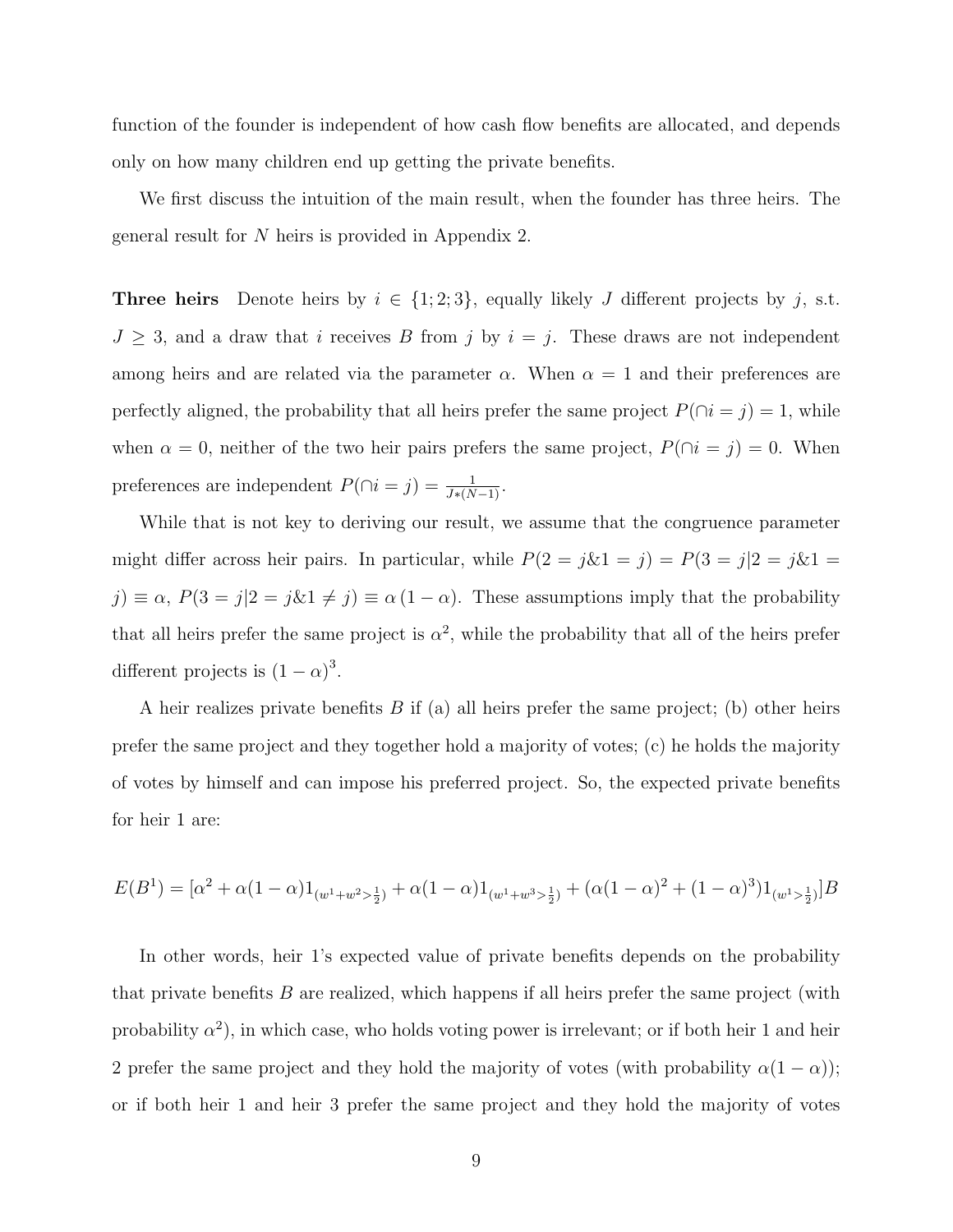function of the founder is independent of how cash flow benefits are allocated, and depends only on how many children end up getting the private benefits.

We first discuss the intuition of the main result, when the founder has three heirs. The general result for $N$ heirs is provided in Appendix 2.

**Three heirs** Denote heirs by $i \in \{1; 2; 3\}$, equally likely $J$ different projects by $j$, s.t. $J \geq 3$, and a draw that $i$ receives $B$ from $j$ by $i = j$. These draws are not independent among heirs and are related via the parameter $\alpha$. When $\alpha = 1$ and their preferences are perfectly aligned, the probability that all heirs prefer the same project $P(\cap i = j) = 1$, while when $\alpha = 0$, neither of the two heir pairs prefers the same project, $P(\cap i = j) = 0$. When preferences are independent $P(\cap i = j) = \frac{1}{J*(N-1)}$.

While that is not key to deriving our result, we assume that the congruence parameter might differ across heir pairs. In particular, while $P(2 = j \& 1 = j) = P(3 = j | 2 = j \& 1 = j) \equiv \alpha$, $P(3 = j | 2 = j \& 1 \neq j) \equiv \alpha(1 - \alpha)$. These assumptions imply that the probability that all heirs prefer the same project is $\alpha^2$, while the probability that all of the heirs prefer different projects is $(1 - \alpha)^3$.

A heir realizes private benefits $B$ if (a) all heirs prefer the same project; (b) other heirs prefer the same project and they together hold a majority of votes; (c) he holds the majority of votes by himself and can impose his preferred project. So, the expected private benefits for heir 1 are:

$$E(B^1) = [\alpha^2 + \alpha(1-\alpha)1_{(w^1+w^2>\frac{1}{2})} + \alpha(1-\alpha)1_{(w^1+w^3>\frac{1}{2})} + (\alpha(1-\alpha)^2 + (1-\alpha)^3)1_{(w^1>\frac{1}{2})}]B$$

In other words, heir 1's expected value of private benefits depends on the probability that private benefits $B$ are realized, which happens if all heirs prefer the same project (with probability $\alpha^2$), in which case, who holds voting power is irrelevant; or if both heir 1 and heir 2 prefer the same project and they hold the majority of votes (with probability $\alpha(1 - \alpha)$); or if both heir 1 and heir 3 prefer the same project and they hold the majority of votes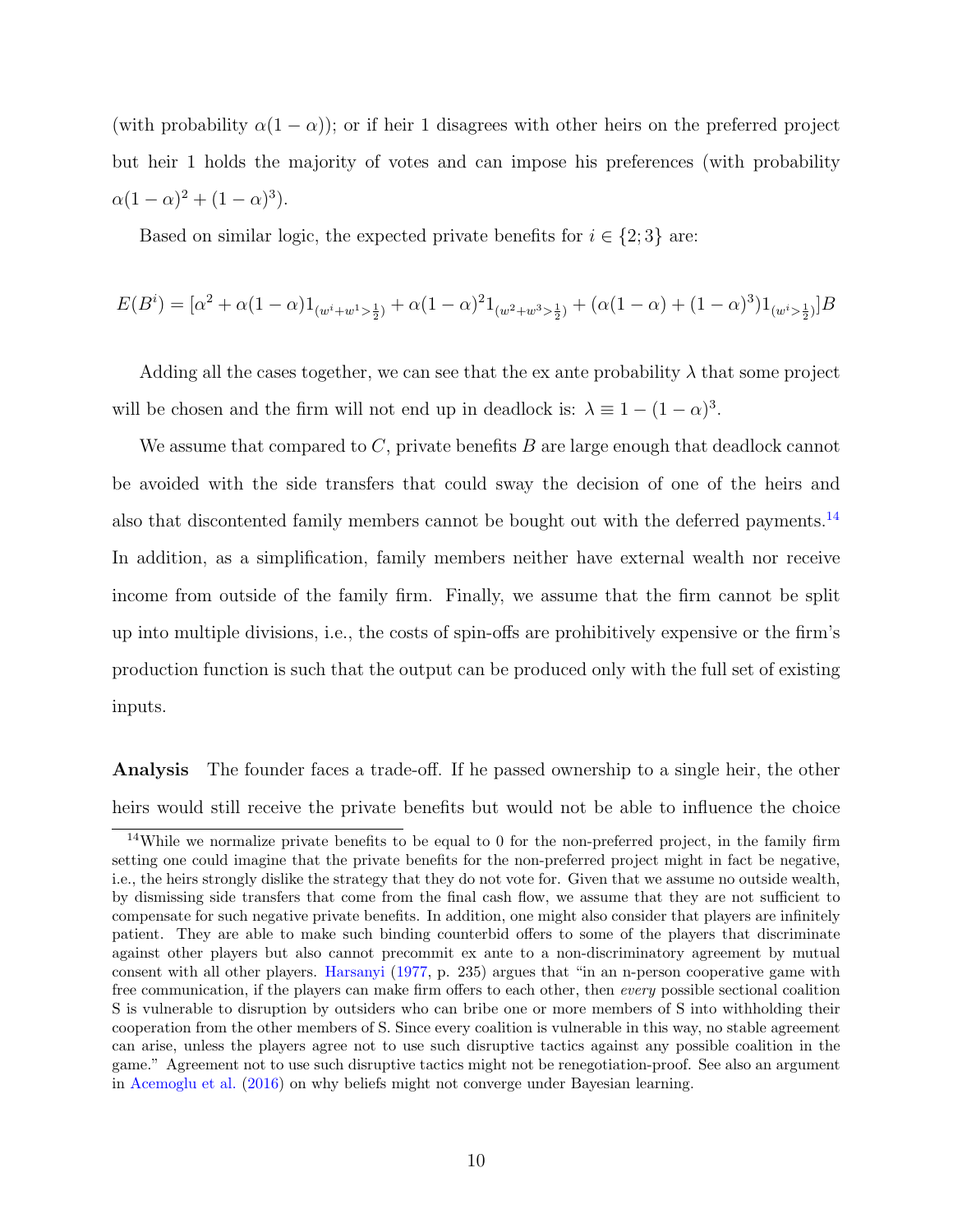(with probability $\alpha(1-\alpha)$); or if heir 1 disagrees with other heirs on the preferred project but heir 1 holds the majority of votes and can impose his preferences (with probability $\alpha(1-\alpha)^2 + (1-\alpha)^3$).

Based on similar logic, the expected private benefits for $i \in \{2;3\}$ are:

$$E(B^i) = [\alpha^2 + \alpha(1-\alpha)1_{(w^i+w^1>\frac{1}{2})} + \alpha(1-\alpha)^2 1_{(w^2+w^3>\frac{1}{2})} + (\alpha(1-\alpha) + (1-\alpha)^3)1_{(w^i>\frac{1}{2})}]B$$

Adding all the cases together, we can see that the ex ante probability $\lambda$ that some project will be chosen and the firm will not end up in deadlock is: $\lambda \equiv 1 - (1-\alpha)^3$.

We assume that compared to $C$, private benefits $B$ are large enough that deadlock cannot be avoided with the side transfers that could sway the decision of one of the heirs and also that discontented family members cannot be bought out with the deferred payments.[14] In addition, as a simplification, family members neither have external wealth nor receive income from outside of the family firm. Finally, we assume that the firm cannot be split up into multiple divisions, i.e., the costs of spin-offs are prohibitively expensive or the firm's production function is such that the output can be produced only with the full set of existing inputs.

**Analysis** The founder faces a trade-off. If he passed ownership to a single heir, the other heirs would still receive the private benefits but would not be able to influence the choice

[14]While we normalize private benefits to be equal to 0 for the non-preferred project, in the family firm setting one could imagine that the private benefits for the non-preferred project might in fact be negative, i.e., the heirs strongly dislike the strategy that they do not vote for. Given that we assume no outside wealth, by dismissing side transfers that come from the final cash flow, we assume that they are not sufficient to compensate for such negative private benefits. In addition, one might also consider that players are infinitely patient. They are able to make such binding counterbid offers to some of the players that discriminate against other players but also cannot precommit ex ante to a non-discriminatory agreement by mutual consent with all other players. Harsanyi (1977, p. 235) argues that "in an n-person cooperative game with free communication, if the players can make firm offers to each other, then *every* possible sectional coalition S is vulnerable to disruption by outsiders who can bribe one or more members of S into withholding their cooperation from the other members of S. Since every coalition is vulnerable in this way, no stable agreement can arise, unless the players agree not to use such disruptive tactics against any possible coalition in the game." Agreement not to use such disruptive tactics might not be renegotiation-proof. See also an argument in Acemoglu et al. (2016) on why beliefs might not converge under Bayesian learning.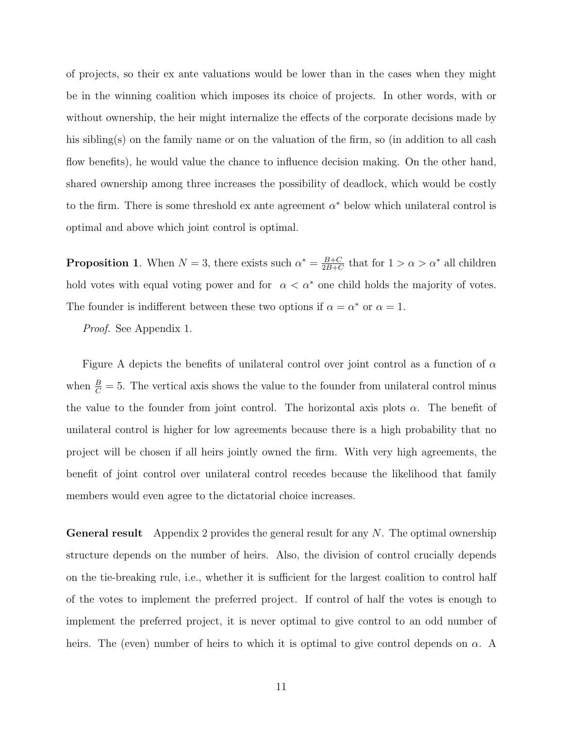of projects, so their ex ante valuations would be lower than in the cases when they might be in the winning coalition which imposes its choice of projects. In other words, with or without ownership, the heir might internalize the effects of the corporate decisions made by his sibling(s) on the family name or on the valuation of the firm, so (in addition to all cash flow benefits), he would value the chance to influence decision making. On the other hand, shared ownership among three increases the possibility of deadlock, which would be costly to the firm. There is some threshold ex ante agreement $\alpha^*$ below which unilateral control is optimal and above which joint control is optimal.

**Proposition 1**. When $N = 3$, there exists such $\alpha^* = \frac{B+C}{2B+C}$ that for $1 > \alpha > \alpha^*$ all children hold votes with equal voting power and for $\alpha < \alpha^*$ one child holds the majority of votes. The founder is indifferent between these two options if $\alpha = \alpha^*$ or $\alpha = 1$.

*Proof.* See Appendix 1.

Figure A depicts the benefits of unilateral control over joint control as a function of $\alpha$ when $\frac{B}{C} = 5$. The vertical axis shows the value to the founder from unilateral control minus the value to the founder from joint control. The horizontal axis plots $\alpha$. The benefit of unilateral control is higher for low agreements because there is a high probability that no project will be chosen if all heirs jointly owned the firm. With very high agreements, the benefit of joint control over unilateral control recedes because the likelihood that family members would even agree to the dictatorial choice increases.

**General result** Appendix 2 provides the general result for any $N$. The optimal ownership structure depends on the number of heirs. Also, the division of control crucially depends on the tie-breaking rule, i.e., whether it is sufficient for the largest coalition to control half of the votes to implement the preferred project. If control of half the votes is enough to implement the preferred project, it is never optimal to give control to an odd number of heirs. The (even) number of heirs to which it is optimal to give control depends on $\alpha$. A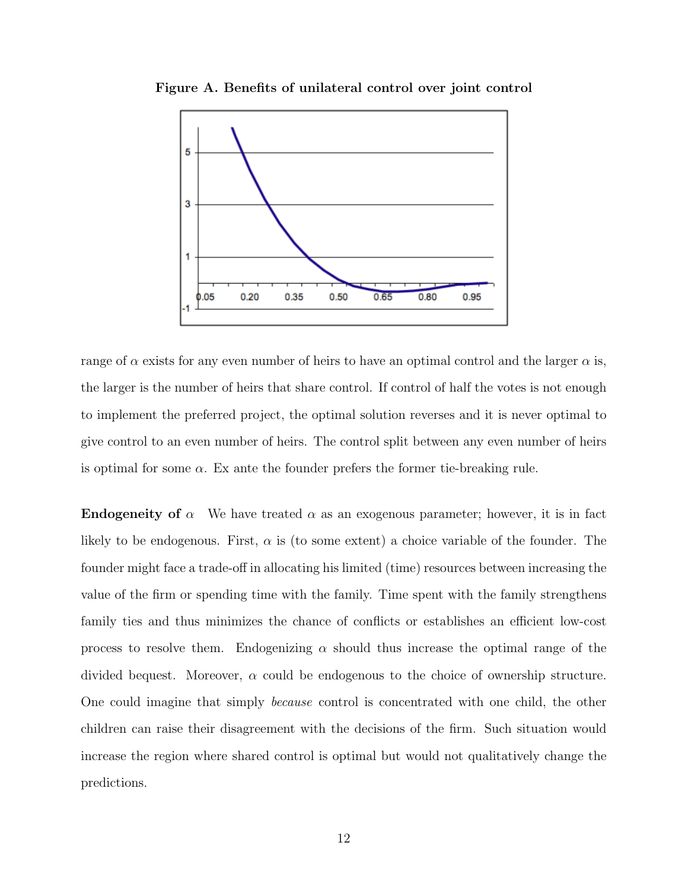**Figure A. Benefits of unilateral control over joint control**

range of $\alpha$ exists for any even number of heirs to have an optimal control and the larger $\alpha$ is, the larger is the number of heirs that share control. If control of half the votes is not enough to implement the preferred project, the optimal solution reverses and it is never optimal to give control to an even number of heirs. The control split between any even number of heirs is optimal for some $\alpha$. Ex ante the founder prefers the former tie-breaking rule.

**Endogeneity of $\alpha$** We have treated $\alpha$ as an exogenous parameter; however, it is in fact likely to be endogenous. First, $\alpha$ is (to some extent) a choice variable of the founder. The founder might face a trade-off in allocating his limited (time) resources between increasing the value of the firm or spending time with the family. Time spent with the family strengthens family ties and thus minimizes the chance of conflicts or establishes an efficient low-cost process to resolve them. Endogenizing $\alpha$ should thus increase the optimal range of the divided bequest. Moreover, $\alpha$ could be endogenous to the choice of ownership structure. One could imagine that simply *because* control is concentrated with one child, the other children can raise their disagreement with the decisions of the firm. Such situation would increase the region where shared control is optimal but would not qualitatively change the predictions.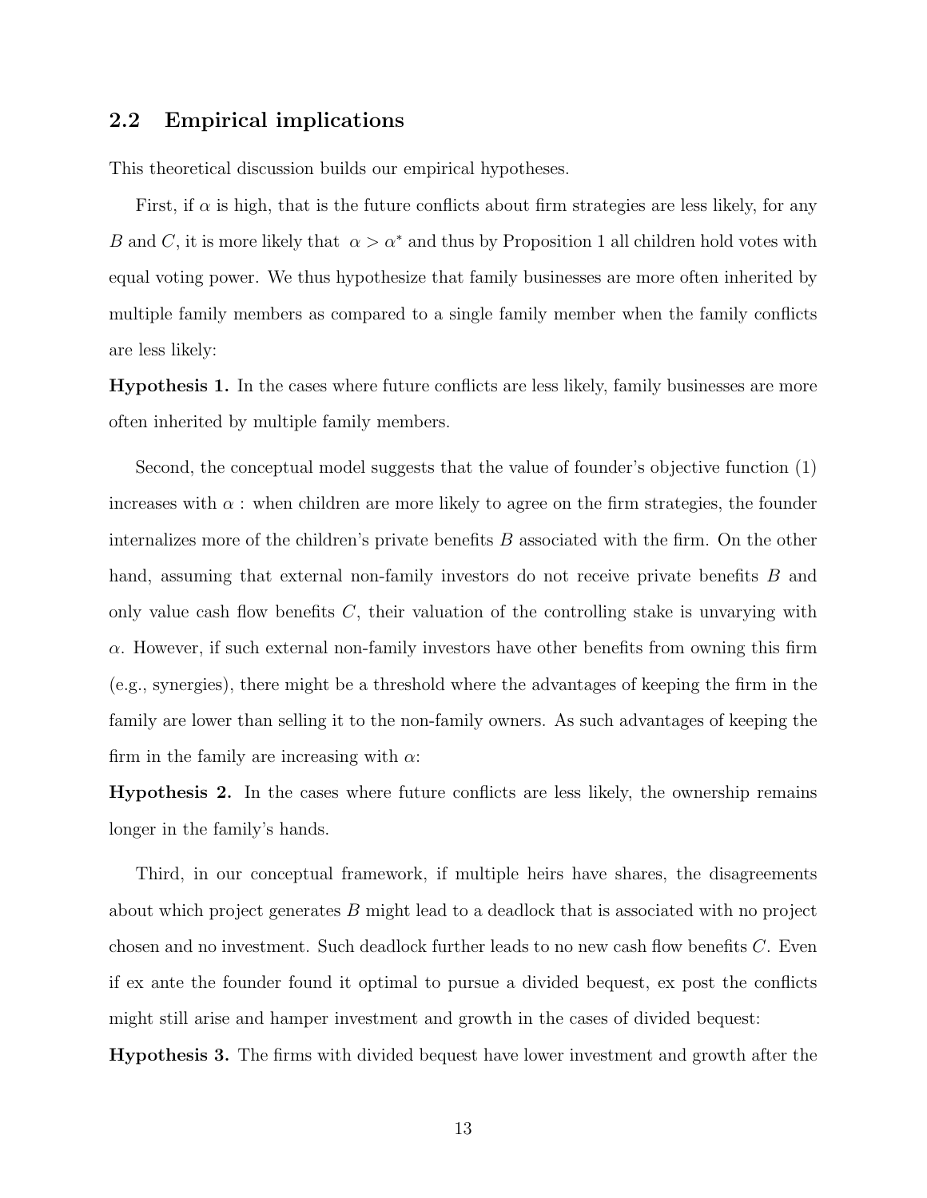## 2.2 Empirical implications

This theoretical discussion builds our empirical hypotheses.

First, if $\alpha$ is high, that is the future conflicts about firm strategies are less likely, for any $B$ and $C$, it is more likely that $\alpha > \alpha^*$ and thus by Proposition 1 all children hold votes with equal voting power. We thus hypothesize that family businesses are more often inherited by multiple family members as compared to a single family member when the family conflicts are less likely:

**Hypothesis 1.** In the cases where future conflicts are less likely, family businesses are more often inherited by multiple family members.

Second, the conceptual model suggests that the value of founder's objective function (1) increases with $\alpha$ : when children are more likely to agree on the firm strategies, the founder internalizes more of the children's private benefits $B$ associated with the firm. On the other hand, assuming that external non-family investors do not receive private benefits $B$ and only value cash flow benefits $C$, their valuation of the controlling stake is unvarying with $\alpha$. However, if such external non-family investors have other benefits from owning this firm (e.g., synergies), there might be a threshold where the advantages of keeping the firm in the family are lower than selling it to the non-family owners. As such advantages of keeping the firm in the family are increasing with $\alpha$:

**Hypothesis 2.** In the cases where future conflicts are less likely, the ownership remains longer in the family's hands.

Third, in our conceptual framework, if multiple heirs have shares, the disagreements about which project generates $B$ might lead to a deadlock that is associated with no project chosen and no investment. Such deadlock further leads to no new cash flow benefits $C$. Even if ex ante the founder found it optimal to pursue a divided bequest, ex post the conflicts might still arise and hamper investment and growth in the cases of divided bequest:

**Hypothesis 3.** The firms with divided bequest have lower investment and growth after the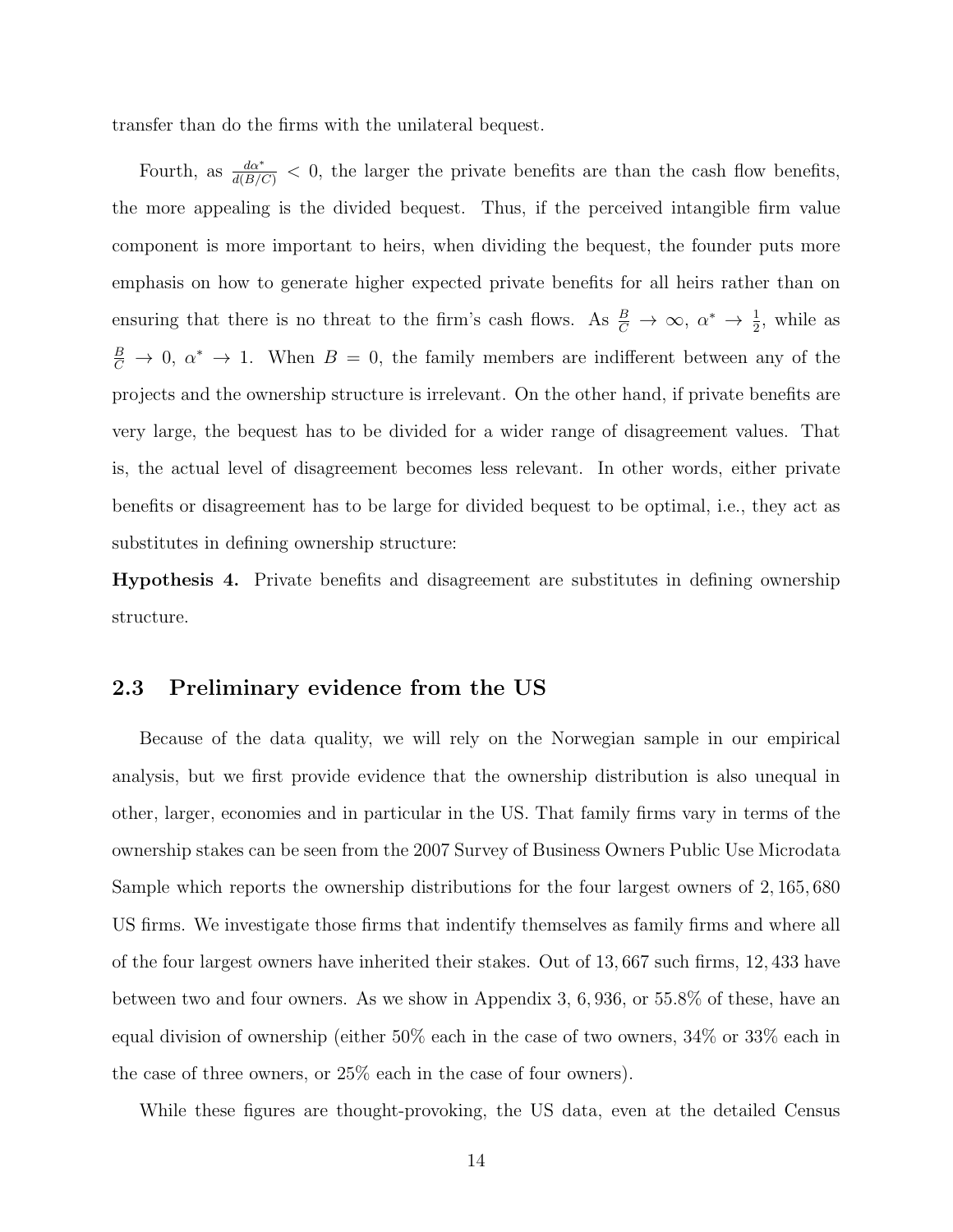transfer than do the firms with the unilateral bequest.

Fourth, as $\frac{d\alpha^*}{d(B/C)} < 0$, the larger the private benefits are than the cash flow benefits, the more appealing is the divided bequest. Thus, if the perceived intangible firm value component is more important to heirs, when dividing the bequest, the founder puts more emphasis on how to generate higher expected private benefits for all heirs rather than on ensuring that there is no threat to the firm's cash flows. As $\frac{B}{C} \to \infty$, $\alpha^* \to \frac{1}{2}$, while as $\frac{B}{C} \to 0$, $\alpha^* \to 1$. When $B = 0$, the family members are indifferent between any of the projects and the ownership structure is irrelevant. On the other hand, if private benefits are very large, the bequest has to be divided for a wider range of disagreement values. That is, the actual level of disagreement becomes less relevant. In other words, either private benefits or disagreement has to be large for divided bequest to be optimal, i.e., they act as substitutes in defining ownership structure:

**Hypothesis 4.** Private benefits and disagreement are substitutes in defining ownership structure.

## 2.3 Preliminary evidence from the US

Because of the data quality, we will rely on the Norwegian sample in our empirical analysis, but we first provide evidence that the ownership distribution is also unequal in other, larger, economies and in particular in the US. That family firms vary in terms of the ownership stakes can be seen from the 2007 Survey of Business Owners Public Use Microdata Sample which reports the ownership distributions for the four largest owners of 2,165,680 US firms. We investigate those firms that indentify themselves as family firms and where all of the four largest owners have inherited their stakes. Out of 13,667 such firms, 12,433 have between two and four owners. As we show in Appendix 3, 6,936, or 55.8% of these, have an equal division of ownership (either 50% each in the case of two owners, 34% or 33% each in the case of three owners, or 25% each in the case of four owners).

While these figures are thought-provoking, the US data, even at the detailed Census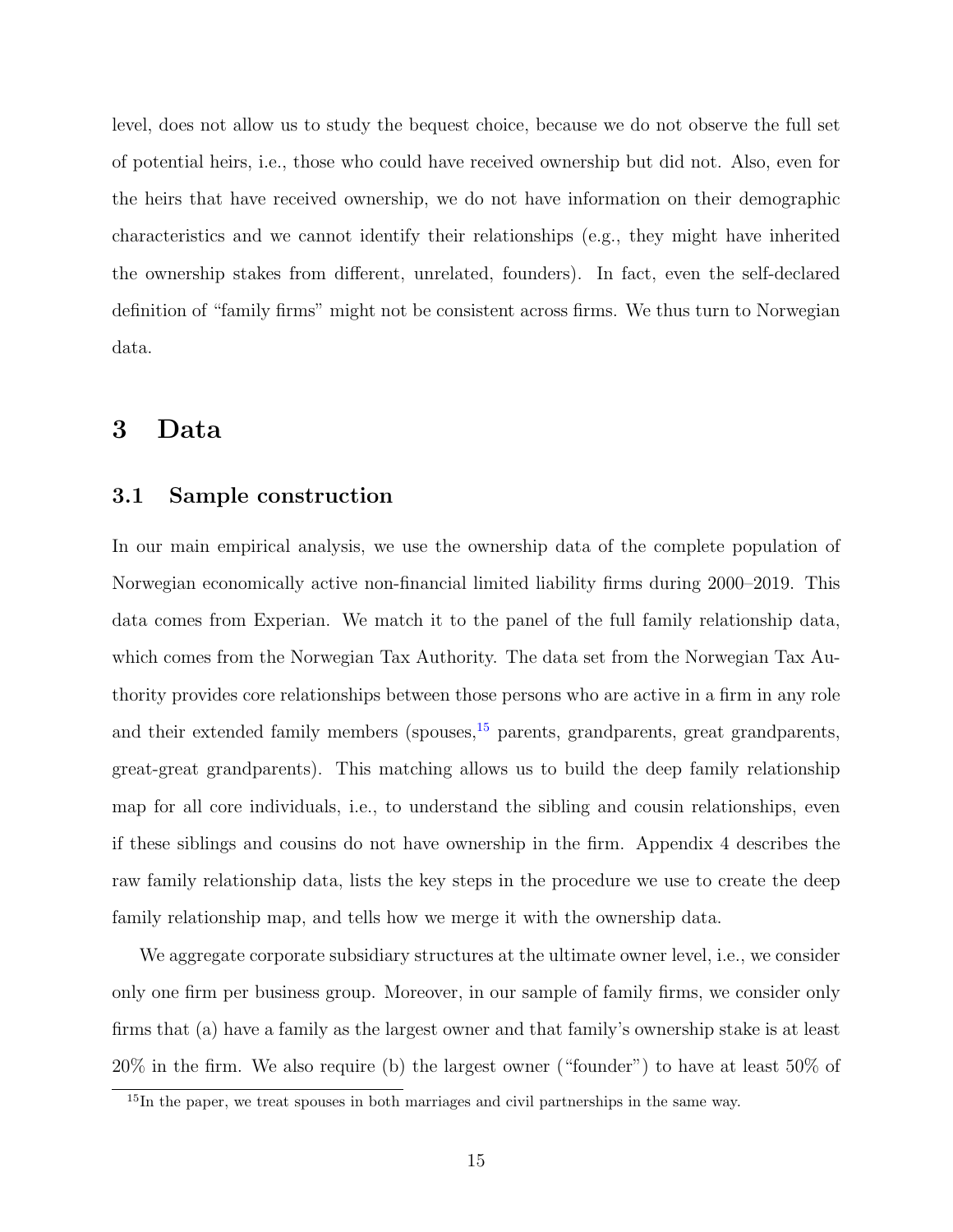level, does not allow us to study the bequest choice, because we do not observe the full set of potential heirs, i.e., those who could have received ownership but did not. Also, even for the heirs that have received ownership, we do not have information on their demographic characteristics and we cannot identify their relationships (e.g., they might have inherited the ownership stakes from different, unrelated, founders). In fact, even the self-declared definition of "family firms" might not be consistent across firms. We thus turn to Norwegian data.

# 3 Data

## 3.1 Sample construction

In our main empirical analysis, we use the ownership data of the complete population of Norwegian economically active non-financial limited liability firms during 2000–2019. This data comes from Experian. We match it to the panel of the full family relationship data, which comes from the Norwegian Tax Authority. The data set from the Norwegian Tax Authority provides core relationships between those persons who are active in a firm in any role and their extended family members (spouses,[15] parents, grandparents, great grandparents, great-great grandparents). This matching allows us to build the deep family relationship map for all core individuals, i.e., to understand the sibling and cousin relationships, even if these siblings and cousins do not have ownership in the firm. Appendix 4 describes the raw family relationship data, lists the key steps in the procedure we use to create the deep family relationship map, and tells how we merge it with the ownership data.

We aggregate corporate subsidiary structures at the ultimate owner level, i.e., we consider only one firm per business group. Moreover, in our sample of family firms, we consider only firms that (a) have a family as the largest owner and that family's ownership stake is at least 20% in the firm. We also require (b) the largest owner ("founder") to have at least 50% of

[15] In the paper, we treat spouses in both marriages and civil partnerships in the same way.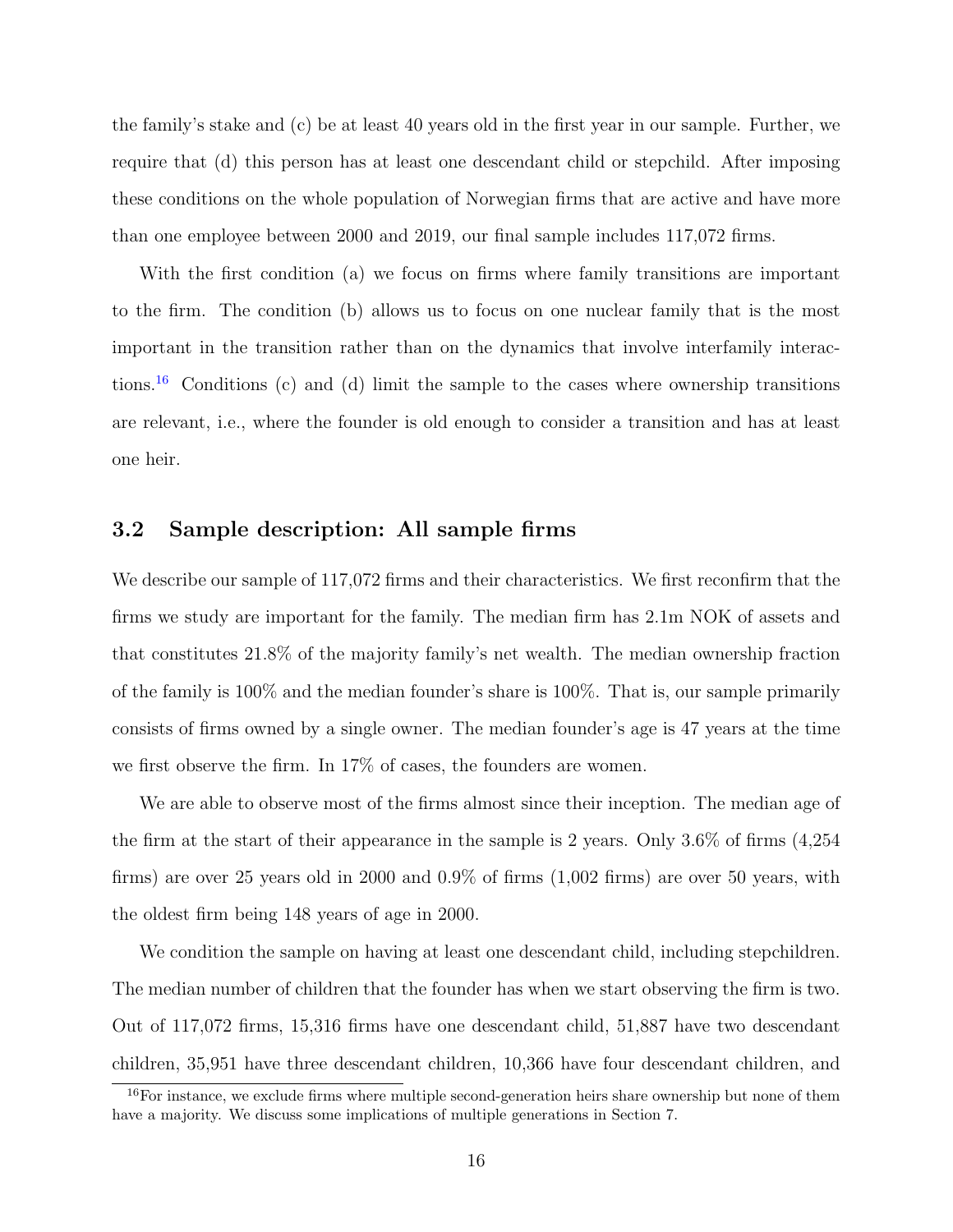the family's stake and (c) be at least 40 years old in the first year in our sample. Further, we require that (d) this person has at least one descendant child or stepchild. After imposing these conditions on the whole population of Norwegian firms that are active and have more than one employee between 2000 and 2019, our final sample includes 117,072 firms.

With the first condition (a) we focus on firms where family transitions are important to the firm. The condition (b) allows us to focus on one nuclear family that is the most important in the transition rather than on the dynamics that involve interfamily interactions.[16] Conditions (c) and (d) limit the sample to the cases where ownership transitions are relevant, i.e., where the founder is old enough to consider a transition and has at least one heir.

## 3.2 Sample description: All sample firms

We describe our sample of 117,072 firms and their characteristics. We first reconfirm that the firms we study are important for the family. The median firm has 2.1m NOK of assets and that constitutes 21.8% of the majority family's net wealth. The median ownership fraction of the family is 100% and the median founder's share is 100%. That is, our sample primarily consists of firms owned by a single owner. The median founder's age is 47 years at the time we first observe the firm. In 17% of cases, the founders are women.

We are able to observe most of the firms almost since their inception. The median age of the firm at the start of their appearance in the sample is 2 years. Only 3.6% of firms (4,254 firms) are over 25 years old in 2000 and 0.9% of firms (1,002 firms) are over 50 years, with the oldest firm being 148 years of age in 2000.

We condition the sample on having at least one descendant child, including stepchildren. The median number of children that the founder has when we start observing the firm is two. Out of 117,072 firms, 15,316 firms have one descendant child, 51,887 have two descendant children, 35,951 have three descendant children, 10,366 have four descendant children, and

[16] For instance, we exclude firms where multiple second-generation heirs share ownership but none of them have a majority. We discuss some implications of multiple generations in Section 7.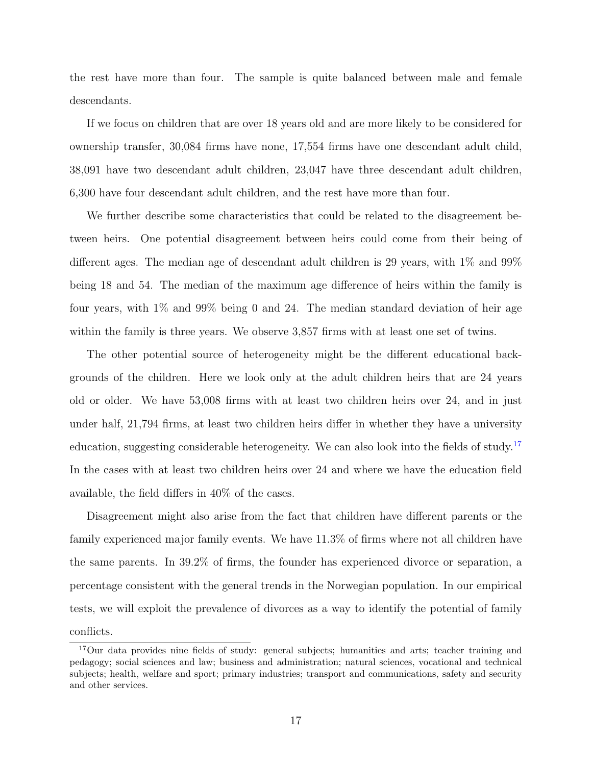the rest have more than four. The sample is quite balanced between male and female descendants.

If we focus on children that are over 18 years old and are more likely to be considered for ownership transfer, 30,084 firms have none, 17,554 firms have one descendant adult child, 38,091 have two descendant adult children, 23,047 have three descendant adult children, 6,300 have four descendant adult children, and the rest have more than four.

We further describe some characteristics that could be related to the disagreement between heirs. One potential disagreement between heirs could come from their being of different ages. The median age of descendant adult children is 29 years, with 1% and 99% being 18 and 54. The median of the maximum age difference of heirs within the family is four years, with 1% and 99% being 0 and 24. The median standard deviation of heir age within the family is three years. We observe 3,857 firms with at least one set of twins.

The other potential source of heterogeneity might be the different educational backgrounds of the children. Here we look only at the adult children heirs that are 24 years old or older. We have 53,008 firms with at least two children heirs over 24, and in just under half, 21,794 firms, at least two children heirs differ in whether they have a university education, suggesting considerable heterogeneity. We can also look into the fields of study.[17] In the cases with at least two children heirs over 24 and where we have the education field available, the field differs in 40% of the cases.

Disagreement might also arise from the fact that children have different parents or the family experienced major family events. We have 11.3% of firms where not all children have the same parents. In 39.2% of firms, the founder has experienced divorce or separation, a percentage consistent with the general trends in the Norwegian population. In our empirical tests, we will exploit the prevalence of divorces as a way to identify the potential of family conflicts.

[17] Our data provides nine fields of study: general subjects; humanities and arts; teacher training and pedagogy; social sciences and law; business and administration; natural sciences, vocational and technical subjects; health, welfare and sport; primary industries; transport and communications, safety and security and other services.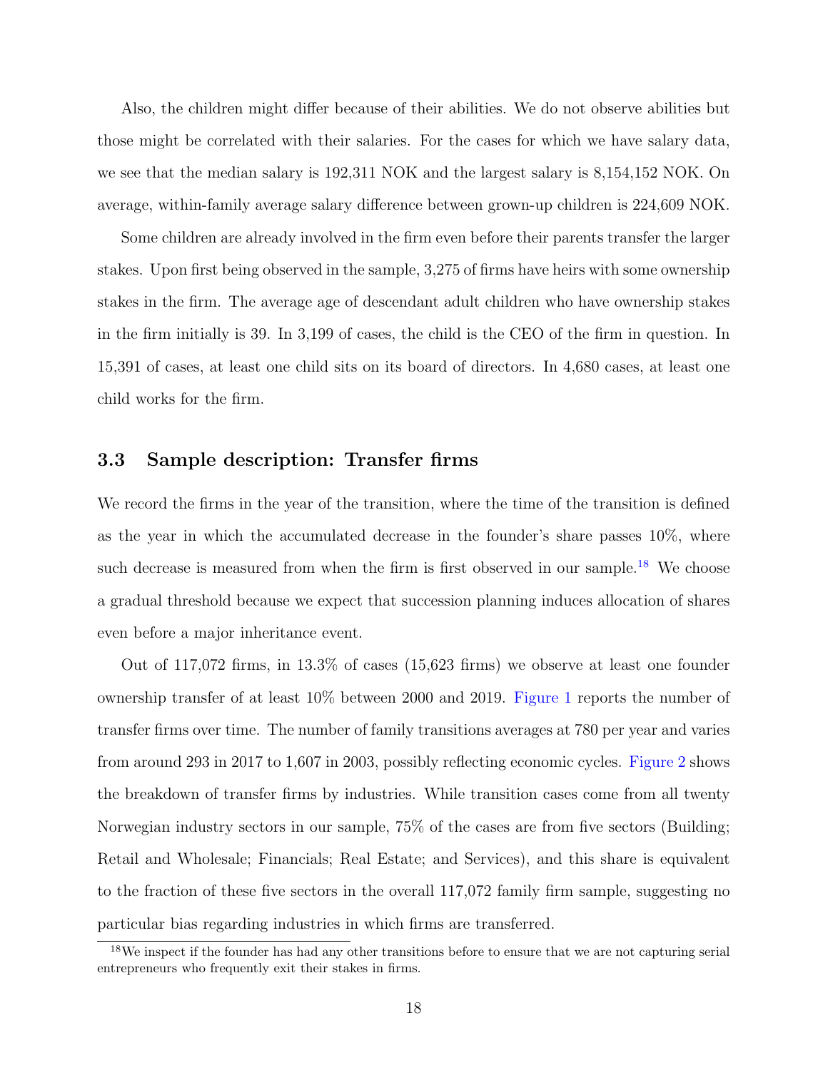Also, the children might differ because of their abilities. We do not observe abilities but those might be correlated with their salaries. For the cases for which we have salary data, we see that the median salary is 192,311 NOK and the largest salary is 8,154,152 NOK. On average, within-family average salary difference between grown-up children is 224,609 NOK.

Some children are already involved in the firm even before their parents transfer the larger stakes. Upon first being observed in the sample, 3,275 of firms have heirs with some ownership stakes in the firm. The average age of descendant adult children who have ownership stakes in the firm initially is 39. In 3,199 of cases, the child is the CEO of the firm in question. In 15,391 of cases, at least one child sits on its board of directors. In 4,680 cases, at least one child works for the firm.

### 3.3 Sample description: Transfer firms

We record the firms in the year of the transition, where the time of the transition is defined as the year in which the accumulated decrease in the founder's share passes 10%, where such decrease is measured from when the firm is first observed in our sample.[18] We choose a gradual threshold because we expect that succession planning induces allocation of shares even before a major inheritance event.

Out of 117,072 firms, in 13.3% of cases (15,623 firms) we observe at least one founder ownership transfer of at least 10% between 2000 and 2019. Figure 1 reports the number of transfer firms over time. The number of family transitions averages at 780 per year and varies from around 293 in 2017 to 1,607 in 2003, possibly reflecting economic cycles. Figure 2 shows the breakdown of transfer firms by industries. While transition cases come from all twenty Norwegian industry sectors in our sample, 75% of the cases are from five sectors (Building; Retail and Wholesale; Financials; Real Estate; and Services), and this share is equivalent to the fraction of these five sectors in the overall 117,072 family firm sample, suggesting no particular bias regarding industries in which firms are transferred.

[18] We inspect if the founder has had any other transitions before to ensure that we are not capturing serial entrepreneurs who frequently exit their stakes in firms.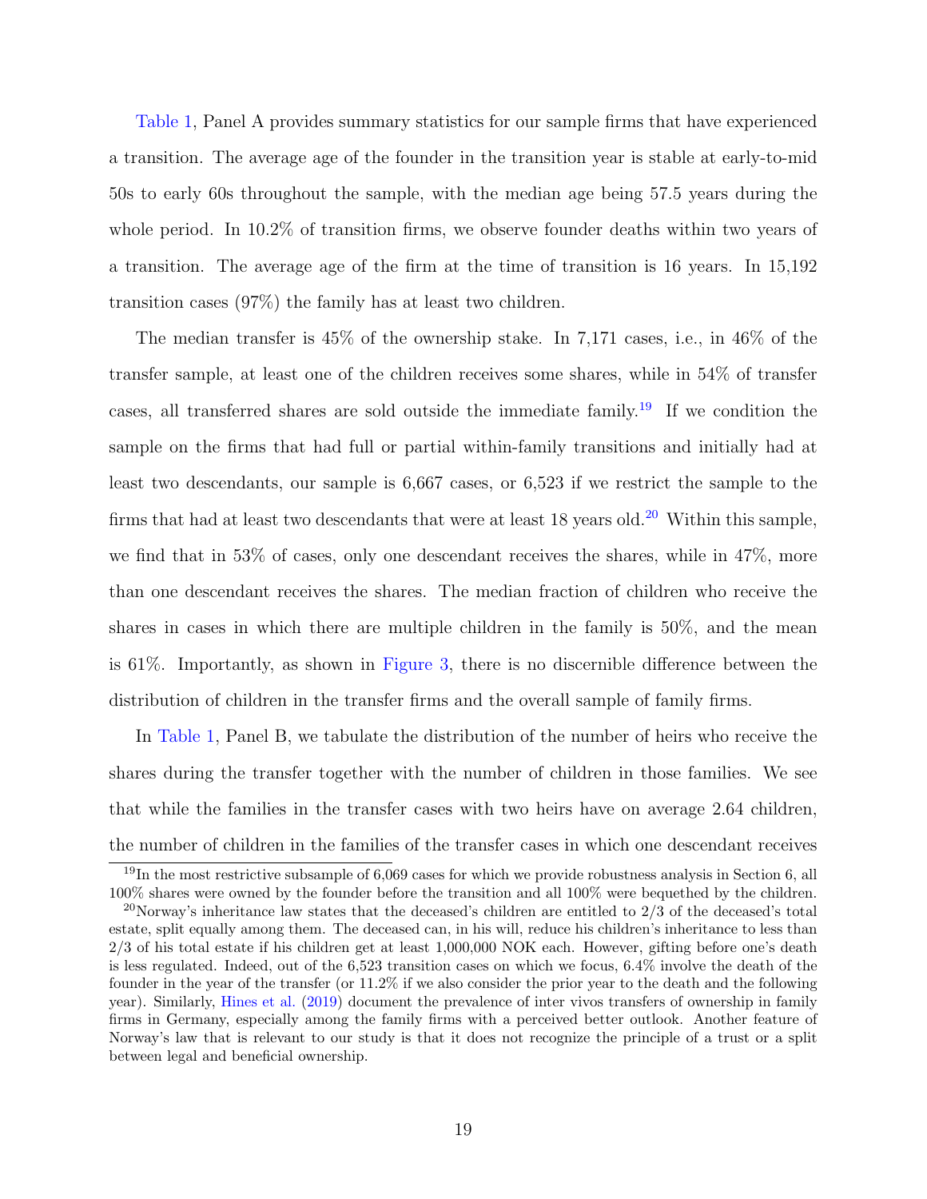Table 1, Panel A provides summary statistics for our sample firms that have experienced a transition. The average age of the founder in the transition year is stable at early-to-mid 50s to early 60s throughout the sample, with the median age being 57.5 years during the whole period. In 10.2% of transition firms, we observe founder deaths within two years of a transition. The average age of the firm at the time of transition is 16 years. In 15,192 transition cases (97%) the family has at least two children.

The median transfer is 45% of the ownership stake. In 7,171 cases, i.e., in 46% of the transfer sample, at least one of the children receives some shares, while in 54% of transfer cases, all transferred shares are sold outside the immediate family.[19] If we condition the sample on the firms that had full or partial within-family transitions and initially had at least two descendants, our sample is 6,667 cases, or 6,523 if we restrict the sample to the firms that had at least two descendants that were at least 18 years old.[20] Within this sample, we find that in 53% of cases, only one descendant receives the shares, while in 47%, more than one descendant receives the shares. The median fraction of children who receive the shares in cases in which there are multiple children in the family is 50%, and the mean is 61%. Importantly, as shown in Figure 3, there is no discernible difference between the distribution of children in the transfer firms and the overall sample of family firms.

In Table 1, Panel B, we tabulate the distribution of the number of heirs who receive the shares during the transfer together with the number of children in those families. We see that while the families in the transfer cases with two heirs have on average 2.64 children, the number of children in the families of the transfer cases in which one descendant receives

[19] In the most restrictive subsample of 6,069 cases for which we provide robustness analysis in Section 6, all 100% shares were owned by the founder before the transition and all 100% were bequethed by the children.

[20] Norway's inheritance law states that the deceased's children are entitled to 2/3 of the deceased's total estate, split equally among them. The deceased can, in his will, reduce his children's inheritance to less than 2/3 of his total estate if his children get at least 1,000,000 NOK each. However, gifting before one's death is less regulated. Indeed, out of the 6,523 transition cases on which we focus, 6.4% involve the death of the founder in the year of the transfer (or 11.2% if we also consider the prior year to the death and the following year). Similarly, Hines et al. (2019) document the prevalence of inter vivos transfers of ownership in family firms in Germany, especially among the family firms with a perceived better outlook. Another feature of Norway's law that is relevant to our study is that it does not recognize the principle of a trust or a split between legal and beneficial ownership.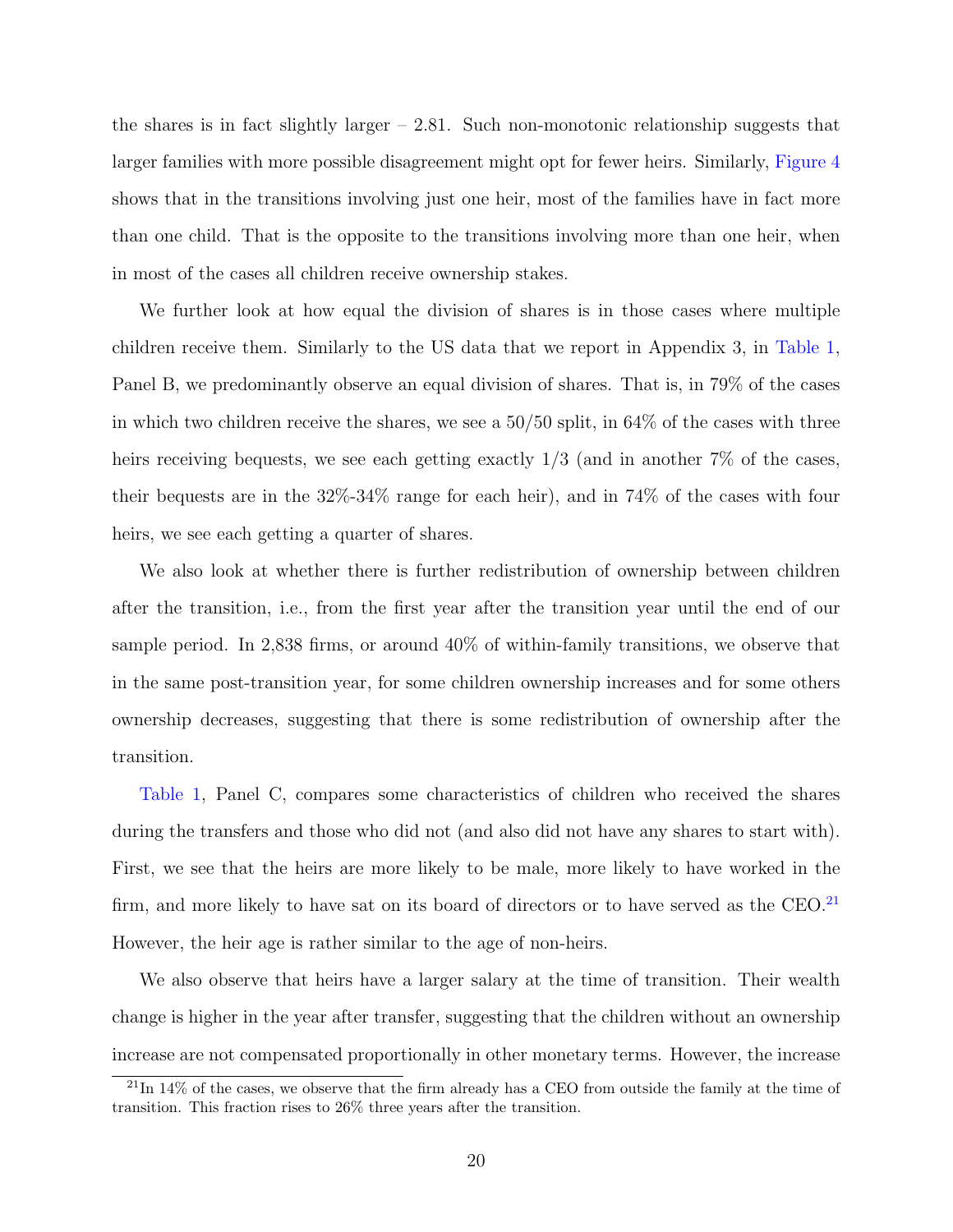the shares is in fact slightly larger – 2.81. Such non-monotonic relationship suggests that larger families with more possible disagreement might opt for fewer heirs. Similarly, Figure 4 shows that in the transitions involving just one heir, most of the families have in fact more than one child. That is the opposite to the transitions involving more than one heir, when in most of the cases all children receive ownership stakes.

We further look at how equal the division of shares is in those cases where multiple children receive them. Similarly to the US data that we report in Appendix 3, in Table 1, Panel B, we predominantly observe an equal division of shares. That is, in 79% of the cases in which two children receive the shares, we see a 50/50 split, in 64% of the cases with three heirs receiving bequests, we see each getting exactly 1/3 (and in another 7% of the cases, their bequests are in the 32%-34% range for each heir), and in 74% of the cases with four heirs, we see each getting a quarter of shares.

We also look at whether there is further redistribution of ownership between children after the transition, i.e., from the first year after the transition year until the end of our sample period. In 2,838 firms, or around 40% of within-family transitions, we observe that in the same post-transition year, for some children ownership increases and for some others ownership decreases, suggesting that there is some redistribution of ownership after the transition.

Table 1, Panel C, compares some characteristics of children who received the shares during the transfers and those who did not (and also did not have any shares to start with). First, we see that the heirs are more likely to be male, more likely to have worked in the firm, and more likely to have sat on its board of directors or to have served as the CEO.[21] However, the heir age is rather similar to the age of non-heirs.

We also observe that heirs have a larger salary at the time of transition. Their wealth change is higher in the year after transfer, suggesting that the children without an ownership increase are not compensated proportionally in other monetary terms. However, the increase

[21] In 14% of the cases, we observe that the firm already has a CEO from outside the family at the time of transition. This fraction rises to 26% three years after the transition.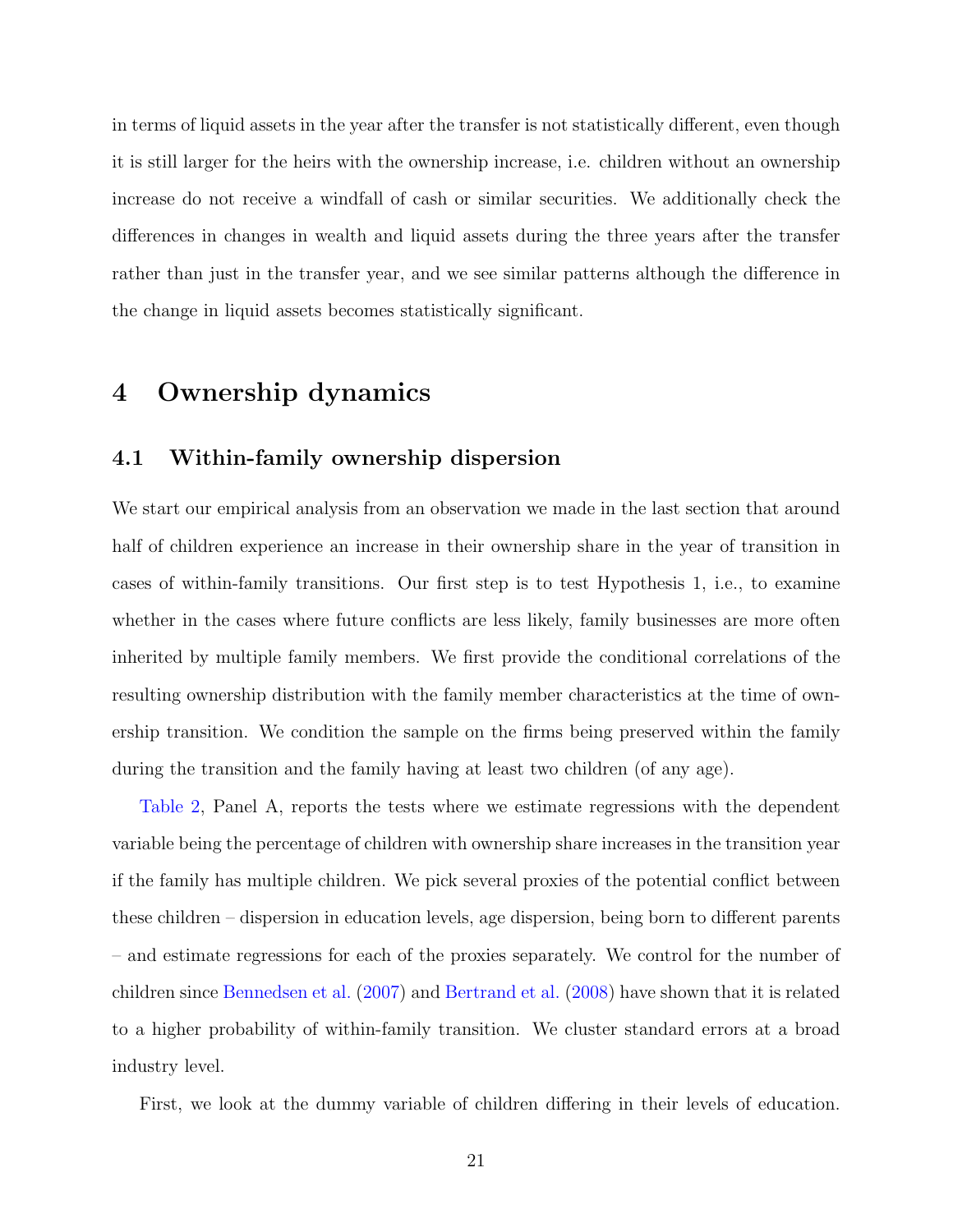in terms of liquid assets in the year after the transfer is not statistically different, even though it is still larger for the heirs with the ownership increase, i.e. children without an ownership increase do not receive a windfall of cash or similar securities. We additionally check the differences in changes in wealth and liquid assets during the three years after the transfer rather than just in the transfer year, and we see similar patterns although the difference in the change in liquid assets becomes statistically significant.

# 4 Ownership dynamics

## 4.1 Within-family ownership dispersion

We start our empirical analysis from an observation we made in the last section that around half of children experience an increase in their ownership share in the year of transition in cases of within-family transitions. Our first step is to test Hypothesis 1, i.e., to examine whether in the cases where future conflicts are less likely, family businesses are more often inherited by multiple family members. We first provide the conditional correlations of the resulting ownership distribution with the family member characteristics at the time of ownership transition. We condition the sample on the firms being preserved within the family during the transition and the family having at least two children (of any age).

Table 2, Panel A, reports the tests where we estimate regressions with the dependent variable being the percentage of children with ownership share increases in the transition year if the family has multiple children. We pick several proxies of the potential conflict between these children – dispersion in education levels, age dispersion, being born to different parents – and estimate regressions for each of the proxies separately. We control for the number of children since Bennedsen et al. (2007) and Bertrand et al. (2008) have shown that it is related to a higher probability of within-family transition. We cluster standard errors at a broad industry level.

First, we look at the dummy variable of children differing in their levels of education.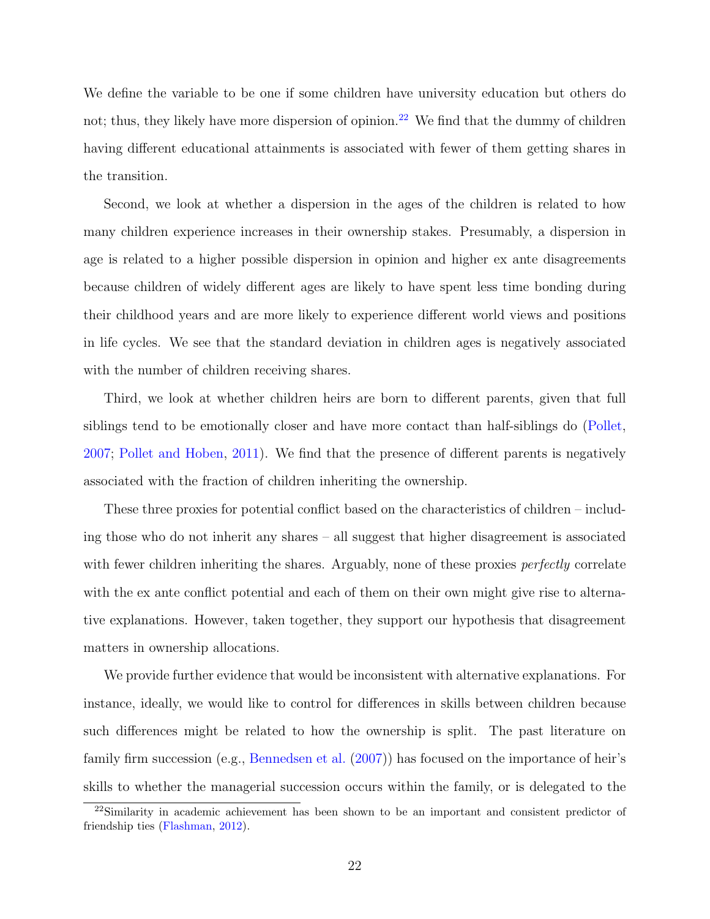We define the variable to be one if some children have university education but others do not; thus, they likely have more dispersion of opinion.[22] We find that the dummy of children having different educational attainments is associated with fewer of them getting shares in the transition.

Second, we look at whether a dispersion in the ages of the children is related to how many children experience increases in their ownership stakes. Presumably, a dispersion in age is related to a higher possible dispersion in opinion and higher ex ante disagreements because children of widely different ages are likely to have spent less time bonding during their childhood years and are more likely to experience different world views and positions in life cycles. We see that the standard deviation in children ages is negatively associated with the number of children receiving shares.

Third, we look at whether children heirs are born to different parents, given that full siblings tend to be emotionally closer and have more contact than half-siblings do (Pollet, 2007; Pollet and Hoben, 2011). We find that the presence of different parents is negatively associated with the fraction of children inheriting the ownership.

These three proxies for potential conflict based on the characteristics of children – including those who do not inherit any shares – all suggest that higher disagreement is associated with fewer children inheriting the shares. Arguably, none of these proxies *perfectly* correlate with the ex ante conflict potential and each of them on their own might give rise to alternative explanations. However, taken together, they support our hypothesis that disagreement matters in ownership allocations.

We provide further evidence that would be inconsistent with alternative explanations. For instance, ideally, we would like to control for differences in skills between children because such differences might be related to how the ownership is split. The past literature on family firm succession (e.g., Bennedsen et al. (2007)) has focused on the importance of heir's skills to whether the managerial succession occurs within the family, or is delegated to the

[22] Similarity in academic achievement has been shown to be an important and consistent predictor of friendship ties (Flashman, 2012).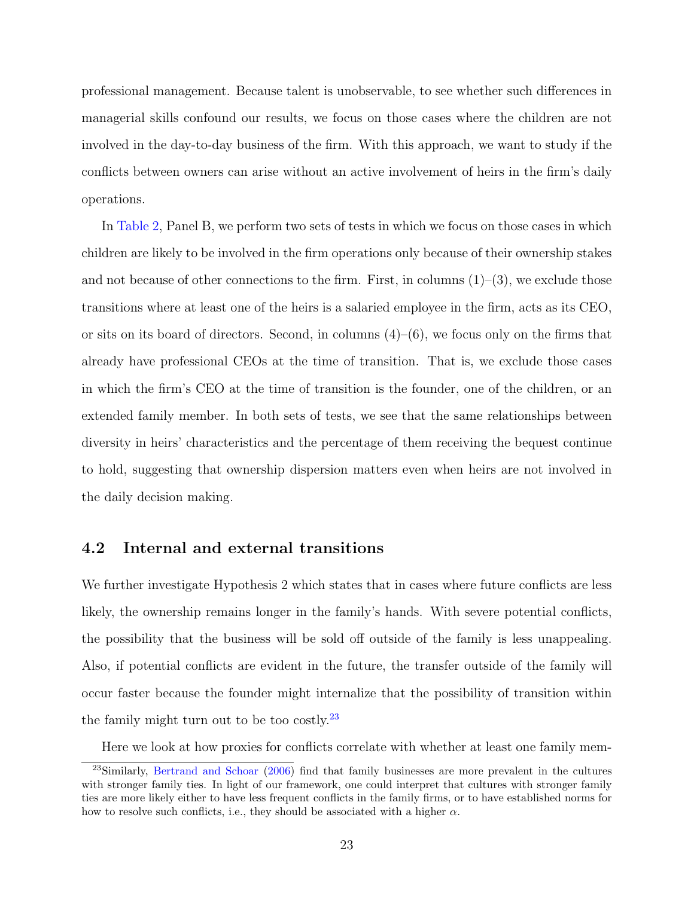professional management. Because talent is unobservable, to see whether such differences in managerial skills confound our results, we focus on those cases where the children are not involved in the day-to-day business of the firm. With this approach, we want to study if the conflicts between owners can arise without an active involvement of heirs in the firm's daily operations.

In Table 2, Panel B, we perform two sets of tests in which we focus on those cases in which children are likely to be involved in the firm operations only because of their ownership stakes and not because of other connections to the firm. First, in columns (1)–(3), we exclude those transitions where at least one of the heirs is a salaried employee in the firm, acts as its CEO, or sits on its board of directors. Second, in columns (4)–(6), we focus only on the firms that already have professional CEOs at the time of transition. That is, we exclude those cases in which the firm's CEO at the time of transition is the founder, one of the children, or an extended family member. In both sets of tests, we see that the same relationships between diversity in heirs' characteristics and the percentage of them receiving the bequest continue to hold, suggesting that ownership dispersion matters even when heirs are not involved in the daily decision making.

## 4.2 Internal and external transitions

We further investigate Hypothesis 2 which states that in cases where future conflicts are less likely, the ownership remains longer in the family's hands. With severe potential conflicts, the possibility that the business will be sold off outside of the family is less unappealing. Also, if potential conflicts are evident in the future, the transfer outside of the family will occur faster because the founder might internalize that the possibility of transition within the family might turn out to be too costly.[23]

Here we look at how proxies for conflicts correlate with whether at least one family mem-

[23] Similarly, Bertrand and Schoar (2006) find that family businesses are more prevalent in the cultures with stronger family ties. In light of our framework, one could interpret that cultures with stronger family ties are more likely either to have less frequent conflicts in the family firms, or to have established norms for how to resolve such conflicts, i.e., they should be associated with a higher $\alpha$.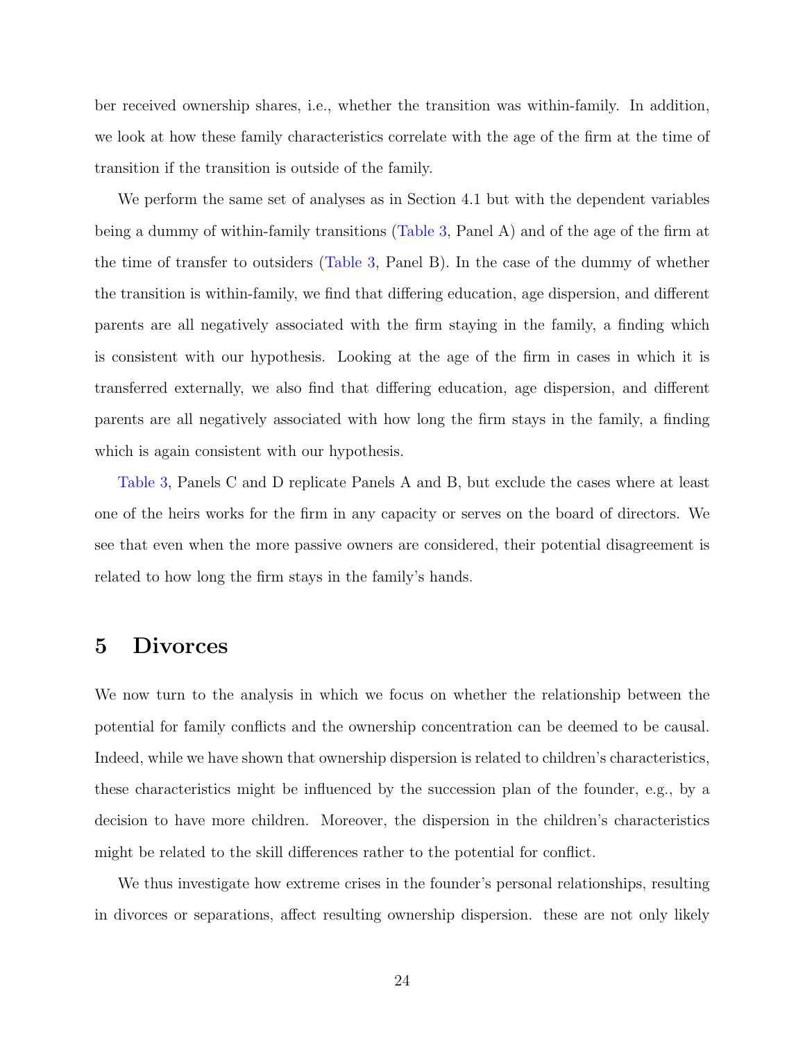ber received ownership shares, i.e., whether the transition was within-family. In addition, we look at how these family characteristics correlate with the age of the firm at the time of transition if the transition is outside of the family.

We perform the same set of analyses as in Section 4.1 but with the dependent variables being a dummy of within-family transitions (Table 3, Panel A) and of the age of the firm at the time of transfer to outsiders (Table 3, Panel B). In the case of the dummy of whether the transition is within-family, we find that differing education, age dispersion, and different parents are all negatively associated with the firm staying in the family, a finding which is consistent with our hypothesis. Looking at the age of the firm in cases in which it is transferred externally, we also find that differing education, age dispersion, and different parents are all negatively associated with how long the firm stays in the family, a finding which is again consistent with our hypothesis.

Table 3, Panels C and D replicate Panels A and B, but exclude the cases where at least one of the heirs works for the firm in any capacity or serves on the board of directors. We see that even when the more passive owners are considered, their potential disagreement is related to how long the firm stays in the family's hands.

# 5 Divorces

We now turn to the analysis in which we focus on whether the relationship between the potential for family conflicts and the ownership concentration can be deemed to be causal. Indeed, while we have shown that ownership dispersion is related to children's characteristics, these characteristics might be influenced by the succession plan of the founder, e.g., by a decision to have more children. Moreover, the dispersion in the children's characteristics might be related to the skill differences rather to the potential for conflict.

We thus investigate how extreme crises in the founder's personal relationships, resulting in divorces or separations, affect resulting ownership dispersion. these are not only likely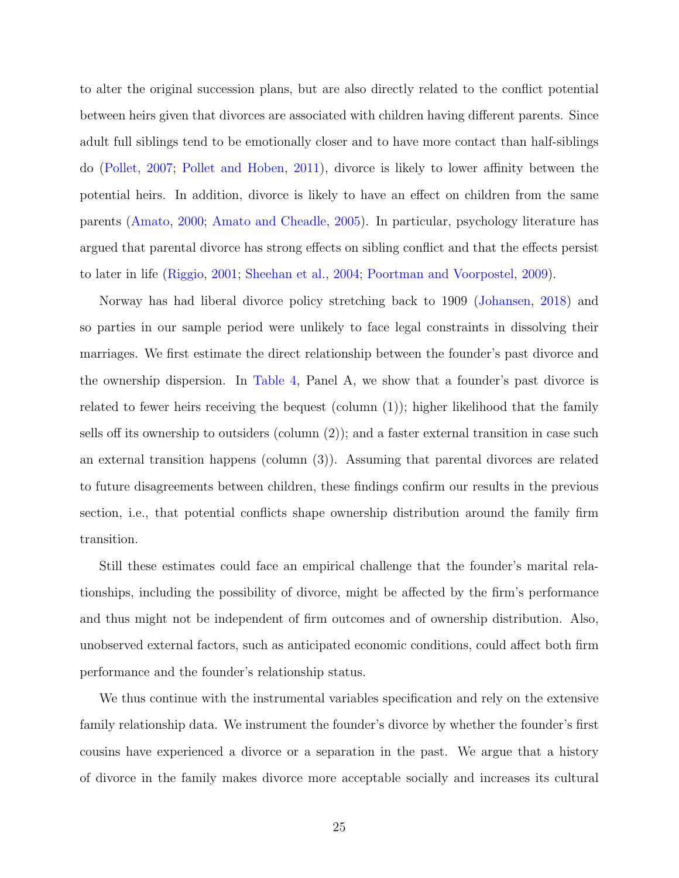to alter the original succession plans, but are also directly related to the conflict potential between heirs given that divorces are associated with children having different parents. Since adult full siblings tend to be emotionally closer and to have more contact than half-siblings do (Pollet, 2007; Pollet and Hoben, 2011), divorce is likely to lower affinity between the potential heirs. In addition, divorce is likely to have an effect on children from the same parents (Amato, 2000; Amato and Cheadle, 2005). In particular, psychology literature has argued that parental divorce has strong effects on sibling conflict and that the effects persist to later in life (Riggio, 2001; Sheehan et al., 2004; Poortman and Voorpostel, 2009).

Norway has had liberal divorce policy stretching back to 1909 (Johansen, 2018) and so parties in our sample period were unlikely to face legal constraints in dissolving their marriages. We first estimate the direct relationship between the founder's past divorce and the ownership dispersion. In Table 4, Panel A, we show that a founder's past divorce is related to fewer heirs receiving the bequest (column (1)); higher likelihood that the family sells off its ownership to outsiders (column (2)); and a faster external transition in case such an external transition happens (column (3)). Assuming that parental divorces are related to future disagreements between children, these findings confirm our results in the previous section, i.e., that potential conflicts shape ownership distribution around the family firm transition.

Still these estimates could face an empirical challenge that the founder's marital relationships, including the possibility of divorce, might be affected by the firm's performance and thus might not be independent of firm outcomes and of ownership distribution. Also, unobserved external factors, such as anticipated economic conditions, could affect both firm performance and the founder's relationship status.

We thus continue with the instrumental variables specification and rely on the extensive family relationship data. We instrument the founder's divorce by whether the founder's first cousins have experienced a divorce or a separation in the past. We argue that a history of divorce in the family makes divorce more acceptable socially and increases its cultural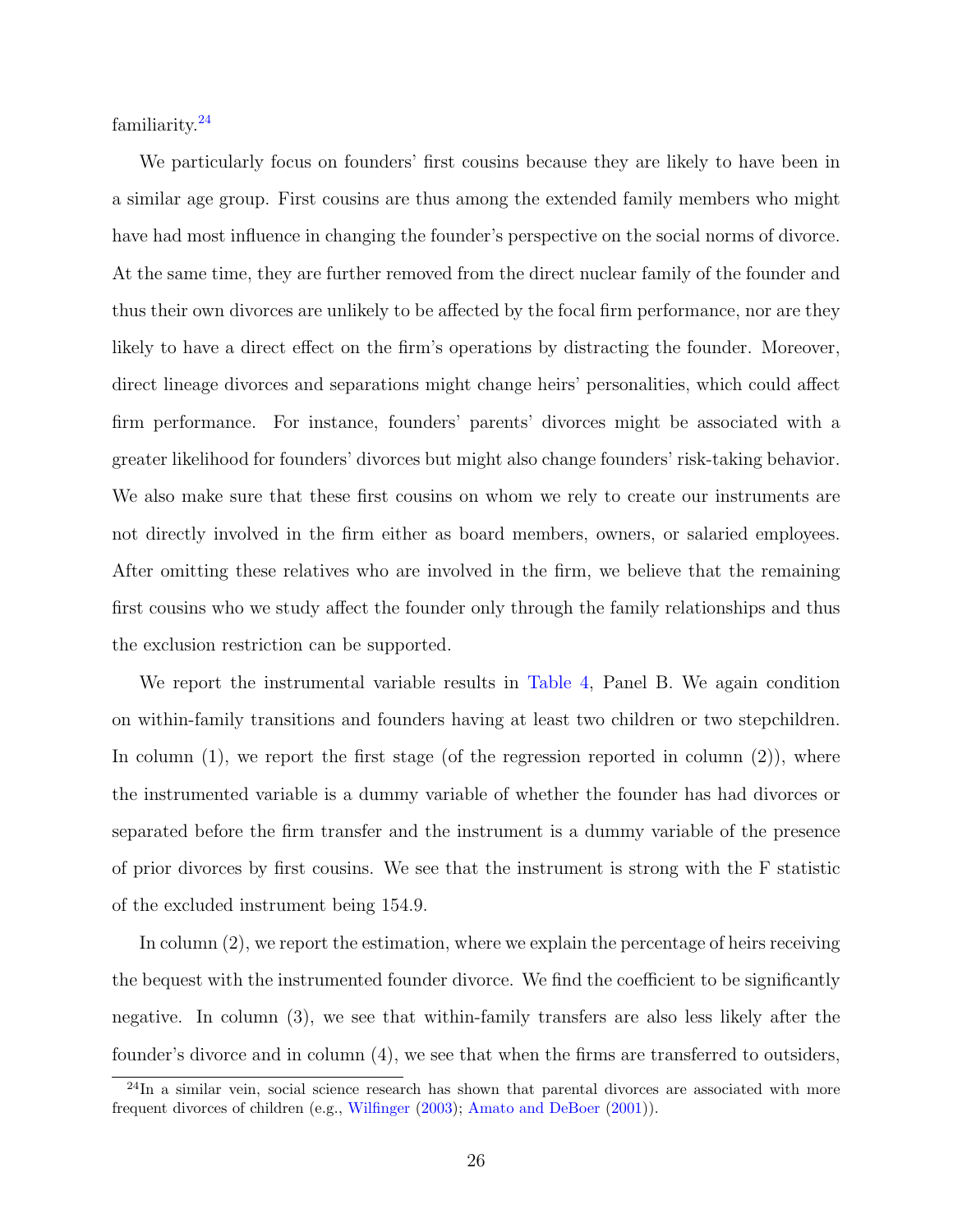familiarity.[24]

We particularly focus on founders' first cousins because they are likely to have been in a similar age group. First cousins are thus among the extended family members who might have had most influence in changing the founder's perspective on the social norms of divorce. At the same time, they are further removed from the direct nuclear family of the founder and thus their own divorces are unlikely to be affected by the focal firm performance, nor are they likely to have a direct effect on the firm's operations by distracting the founder. Moreover, direct lineage divorces and separations might change heirs' personalities, which could affect firm performance. For instance, founders' parents' divorces might be associated with a greater likelihood for founders' divorces but might also change founders' risk-taking behavior. We also make sure that these first cousins on whom we rely to create our instruments are not directly involved in the firm either as board members, owners, or salaried employees. After omitting these relatives who are involved in the firm, we believe that the remaining first cousins who we study affect the founder only through the family relationships and thus the exclusion restriction can be supported.

We report the instrumental variable results in Table 4, Panel B. We again condition on within-family transitions and founders having at least two children or two stepchildren. In column (1), we report the first stage (of the regression reported in column (2)), where the instrumented variable is a dummy variable of whether the founder has had divorces or separated before the firm transfer and the instrument is a dummy variable of the presence of prior divorces by first cousins. We see that the instrument is strong with the F statistic of the excluded instrument being 154.9.

In column (2), we report the estimation, where we explain the percentage of heirs receiving the bequest with the instrumented founder divorce. We find the coefficient to be significantly negative. In column (3), we see that within-family transfers are also less likely after the founder's divorce and in column (4), we see that when the firms are transferred to outsiders,

[24]In a similar vein, social science research has shown that parental divorces are associated with more frequent divorces of children (e.g., Wilfinger (2003); Amato and DeBoer (2001)).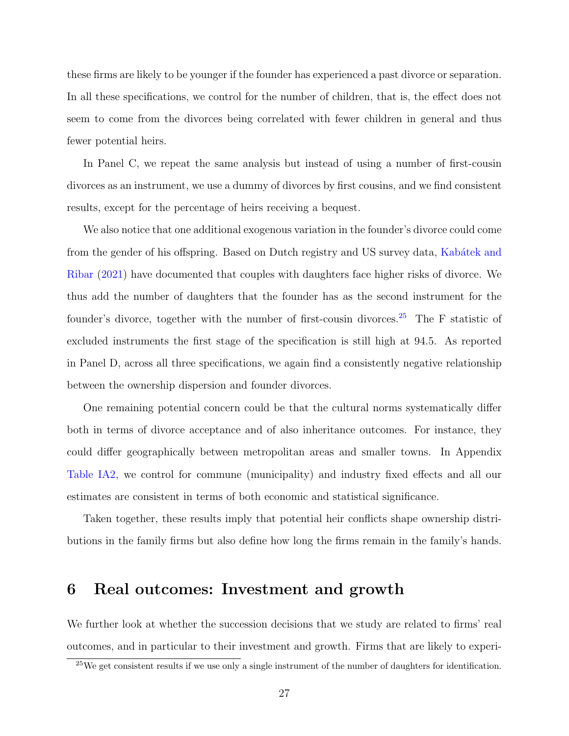these firms are likely to be younger if the founder has experienced a past divorce or separation. In all these specifications, we control for the number of children, that is, the effect does not seem to come from the divorces being correlated with fewer children in general and thus fewer potential heirs.

In Panel C, we repeat the same analysis but instead of using a number of first-cousin divorces as an instrument, we use a dummy of divorces by first cousins, and we find consistent results, except for the percentage of heirs receiving a bequest.

We also notice that one additional exogenous variation in the founder's divorce could come from the gender of his offspring. Based on Dutch registry and US survey data, Kabátek and Ribar (2021) have documented that couples with daughters face higher risks of divorce. We thus add the number of daughters that the founder has as the second instrument for the founder's divorce, together with the number of first-cousin divorces.[25] The F statistic of excluded instruments the first stage of the specification is still high at 94.5. As reported in Panel D, across all three specifications, we again find a consistently negative relationship between the ownership dispersion and founder divorces.

One remaining potential concern could be that the cultural norms systematically differ both in terms of divorce acceptance and of also inheritance outcomes. For instance, they could differ geographically between metropolitan areas and smaller towns. In Appendix Table IA2, we control for commune (municipality) and industry fixed effects and all our estimates are consistent in terms of both economic and statistical significance.

Taken together, these results imply that potential heir conflicts shape ownership distributions in the family firms but also define how long the firms remain in the family's hands.

# 6 Real outcomes: Investment and growth

We further look at whether the succession decisions that we study are related to firms' real outcomes, and in particular to their investment and growth. Firms that are likely to experi-

[25] We get consistent results if we use only a single instrument of the number of daughters for identification.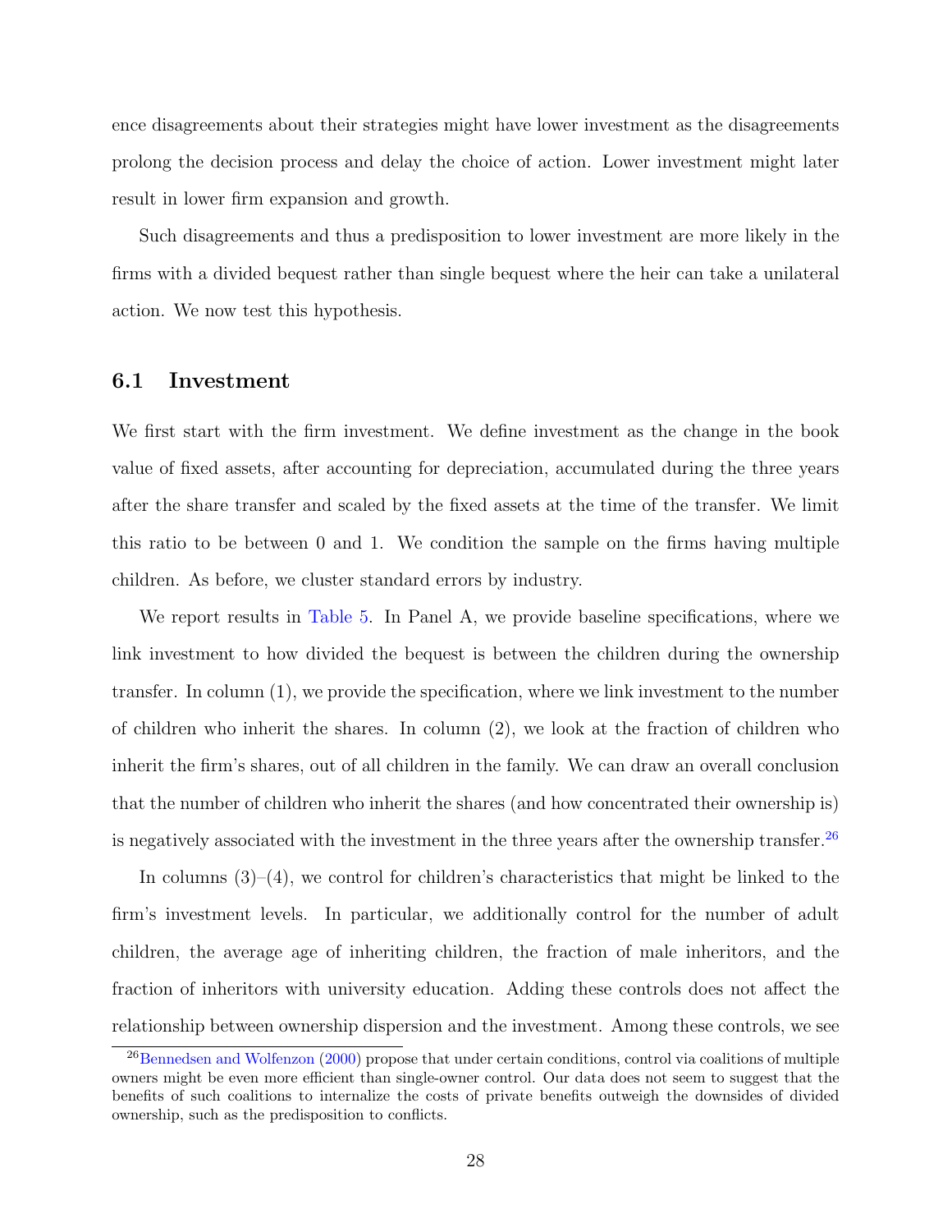ence disagreements about their strategies might have lower investment as the disagreements prolong the decision process and delay the choice of action. Lower investment might later result in lower firm expansion and growth.

Such disagreements and thus a predisposition to lower investment are more likely in the firms with a divided bequest rather than single bequest where the heir can take a unilateral action. We now test this hypothesis.

### 6.1 Investment

We first start with the firm investment. We define investment as the change in the book value of fixed assets, after accounting for depreciation, accumulated during the three years after the share transfer and scaled by the fixed assets at the time of the transfer. We limit this ratio to be between 0 and 1. We condition the sample on the firms having multiple children. As before, we cluster standard errors by industry.

We report results in Table 5. In Panel A, we provide baseline specifications, where we link investment to how divided the bequest is between the children during the ownership transfer. In column (1), we provide the specification, where we link investment to the number of children who inherit the shares. In column (2), we look at the fraction of children who inherit the firm's shares, out of all children in the family. We can draw an overall conclusion that the number of children who inherit the shares (and how concentrated their ownership is) is negatively associated with the investment in the three years after the ownership transfer.[26]

In columns (3)–(4), we control for children's characteristics that might be linked to the firm's investment levels. In particular, we additionally control for the number of adult children, the average age of inheriting children, the fraction of male inheritors, and the fraction of inheritors with university education. Adding these controls does not affect the relationship between ownership dispersion and the investment. Among these controls, we see

[26] Bennedsen and Wolfenzon (2000) propose that under certain conditions, control via coalitions of multiple owners might be even more efficient than single-owner control. Our data does not seem to suggest that the benefits of such coalitions to internalize the costs of private benefits outweigh the downsides of divided ownership, such as the predisposition to conflicts.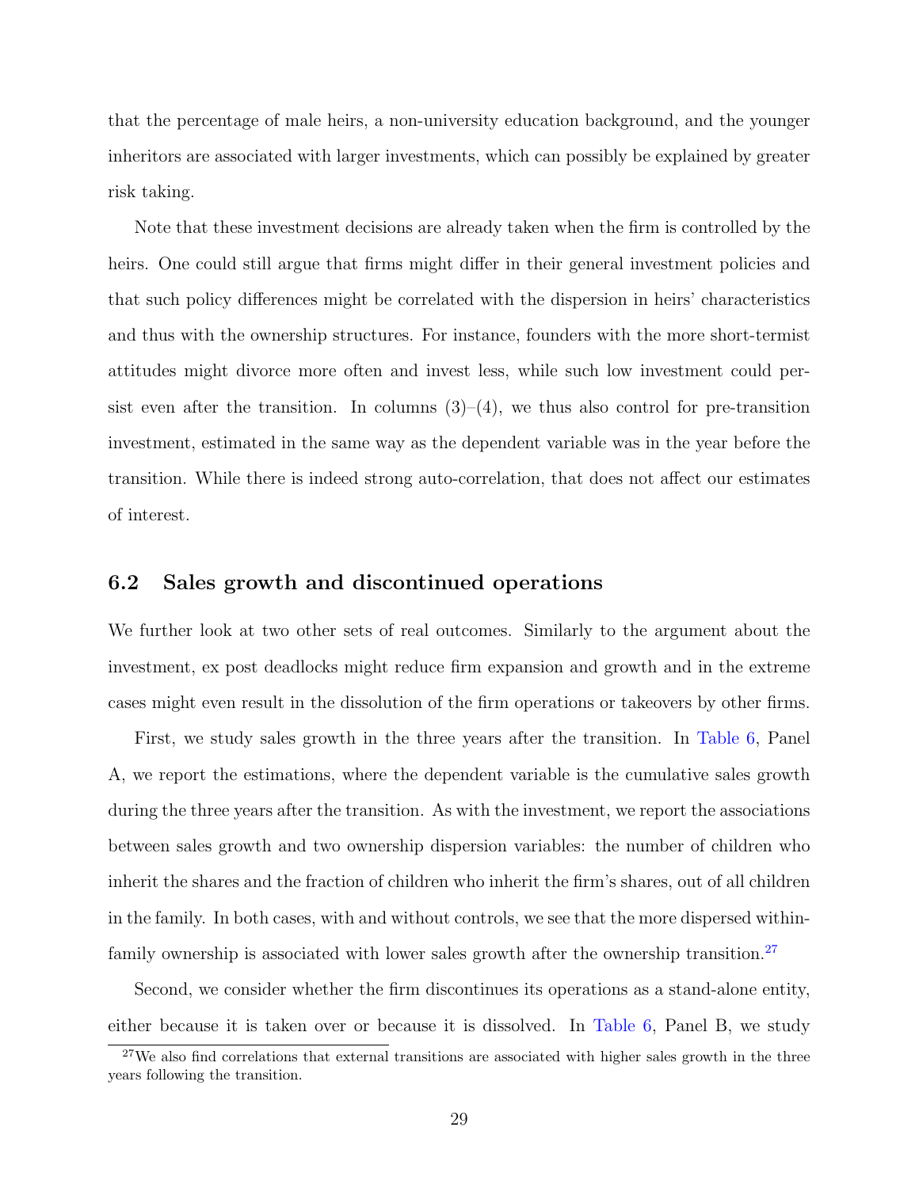that the percentage of male heirs, a non-university education background, and the younger inheritors are associated with larger investments, which can possibly be explained by greater risk taking.

Note that these investment decisions are already taken when the firm is controlled by the heirs. One could still argue that firms might differ in their general investment policies and that such policy differences might be correlated with the dispersion in heirs' characteristics and thus with the ownership structures. For instance, founders with the more short-termist attitudes might divorce more often and invest less, while such low investment could persist even after the transition. In columns (3)–(4), we thus also control for pre-transition investment, estimated in the same way as the dependent variable was in the year before the transition. While there is indeed strong auto-correlation, that does not affect our estimates of interest.

## 6.2 Sales growth and discontinued operations

We further look at two other sets of real outcomes. Similarly to the argument about the investment, ex post deadlocks might reduce firm expansion and growth and in the extreme cases might even result in the dissolution of the firm operations or takeovers by other firms.

First, we study sales growth in the three years after the transition. In Table 6, Panel A, we report the estimations, where the dependent variable is the cumulative sales growth during the three years after the transition. As with the investment, we report the associations between sales growth and two ownership dispersion variables: the number of children who inherit the shares and the fraction of children who inherit the firm's shares, out of all children in the family. In both cases, with and without controls, we see that the more dispersed within-family ownership is associated with lower sales growth after the ownership transition.[27]

Second, we consider whether the firm discontinues its operations as a stand-alone entity, either because it is taken over or because it is dissolved. In Table 6, Panel B, we study

[27] We also find correlations that external transitions are associated with higher sales growth in the three years following the transition.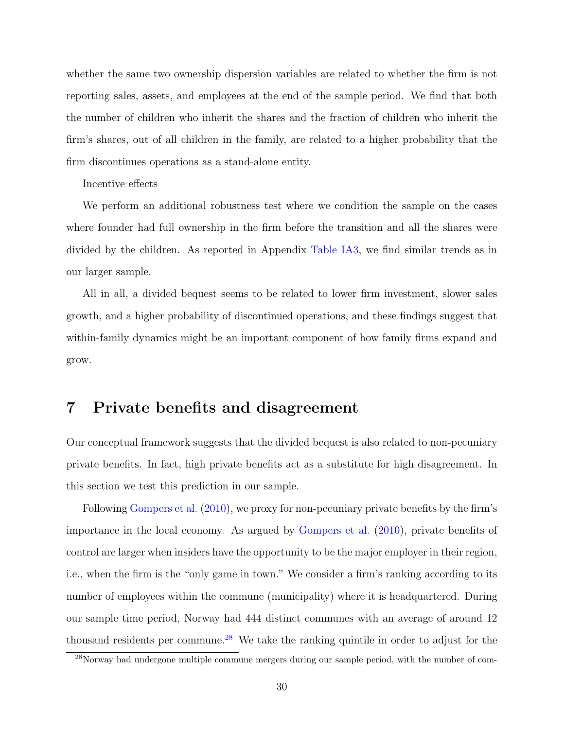whether the same two ownership dispersion variables are related to whether the firm is not reporting sales, assets, and employees at the end of the sample period. We find that both the number of children who inherit the shares and the fraction of children who inherit the firm's shares, out of all children in the family, are related to a higher probability that the firm discontinues operations as a stand-alone entity.

Incentive effects

We perform an additional robustness test where we condition the sample on the cases where founder had full ownership in the firm before the transition and all the shares were divided by the children. As reported in Appendix Table IA3, we find similar trends as in our larger sample.

All in all, a divided bequest seems to be related to lower firm investment, slower sales growth, and a higher probability of discontinued operations, and these findings suggest that within-family dynamics might be an important component of how family firms expand and grow.

# 7 Private benefits and disagreement

Our conceptual framework suggests that the divided bequest is also related to non-pecuniary private benefits. In fact, high private benefits act as a substitute for high disagreement. In this section we test this prediction in our sample.

Following Gompers et al. (2010), we proxy for non-pecuniary private benefits by the firm's importance in the local economy. As argued by Gompers et al. (2010), private benefits of control are larger when insiders have the opportunity to be the major employer in their region, i.e., when the firm is the "only game in town." We consider a firm's ranking according to its number of employees within the commune (municipality) where it is headquartered. During our sample time period, Norway had 444 distinct communes with an average of around 12 thousand residents per commune.[28] We take the ranking quintile in order to adjust for the

[28] Norway had undergone multiple commune mergers during our sample period, with the number of com-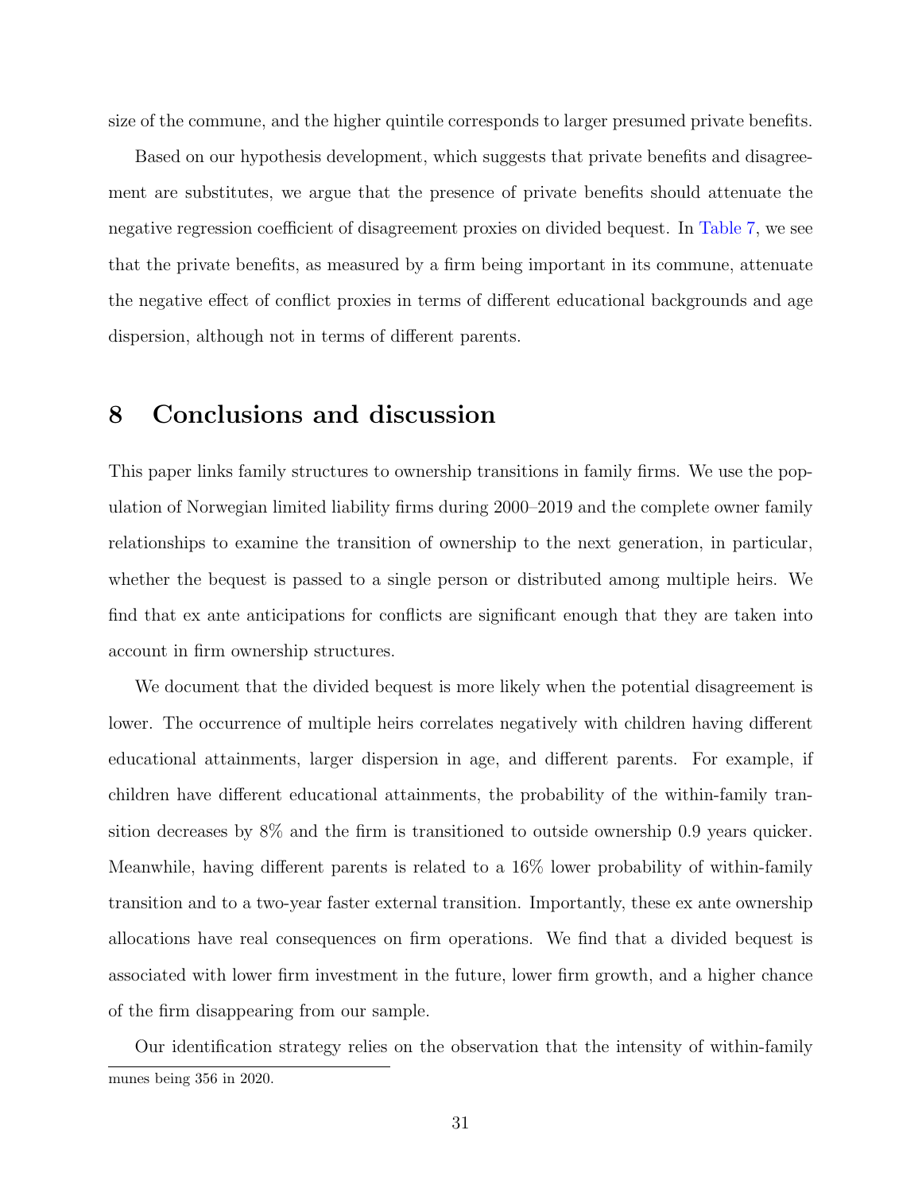size of the commune, and the higher quintile corresponds to larger presumed private benefits.

Based on our hypothesis development, which suggests that private benefits and disagreement are substitutes, we argue that the presence of private benefits should attenuate the negative regression coefficient of disagreement proxies on divided bequest. In Table 7, we see that the private benefits, as measured by a firm being important in its commune, attenuate the negative effect of conflict proxies in terms of different educational backgrounds and age dispersion, although not in terms of different parents.

# 8 Conclusions and discussion

This paper links family structures to ownership transitions in family firms. We use the population of Norwegian limited liability firms during 2000–2019 and the complete owner family relationships to examine the transition of ownership to the next generation, in particular, whether the bequest is passed to a single person or distributed among multiple heirs. We find that ex ante anticipations for conflicts are significant enough that they are taken into account in firm ownership structures.

We document that the divided bequest is more likely when the potential disagreement is lower. The occurrence of multiple heirs correlates negatively with children having different educational attainments, larger dispersion in age, and different parents. For example, if children have different educational attainments, the probability of the within-family transition decreases by 8% and the firm is transitioned to outside ownership 0.9 years quicker. Meanwhile, having different parents is related to a 16% lower probability of within-family transition and to a two-year faster external transition. Importantly, these ex ante ownership allocations have real consequences on firm operations. We find that a divided bequest is associated with lower firm investment in the future, lower firm growth, and a higher chance of the firm disappearing from our sample.

Our identification strategy relies on the observation that the intensity of within-family

munes being 356 in 2020.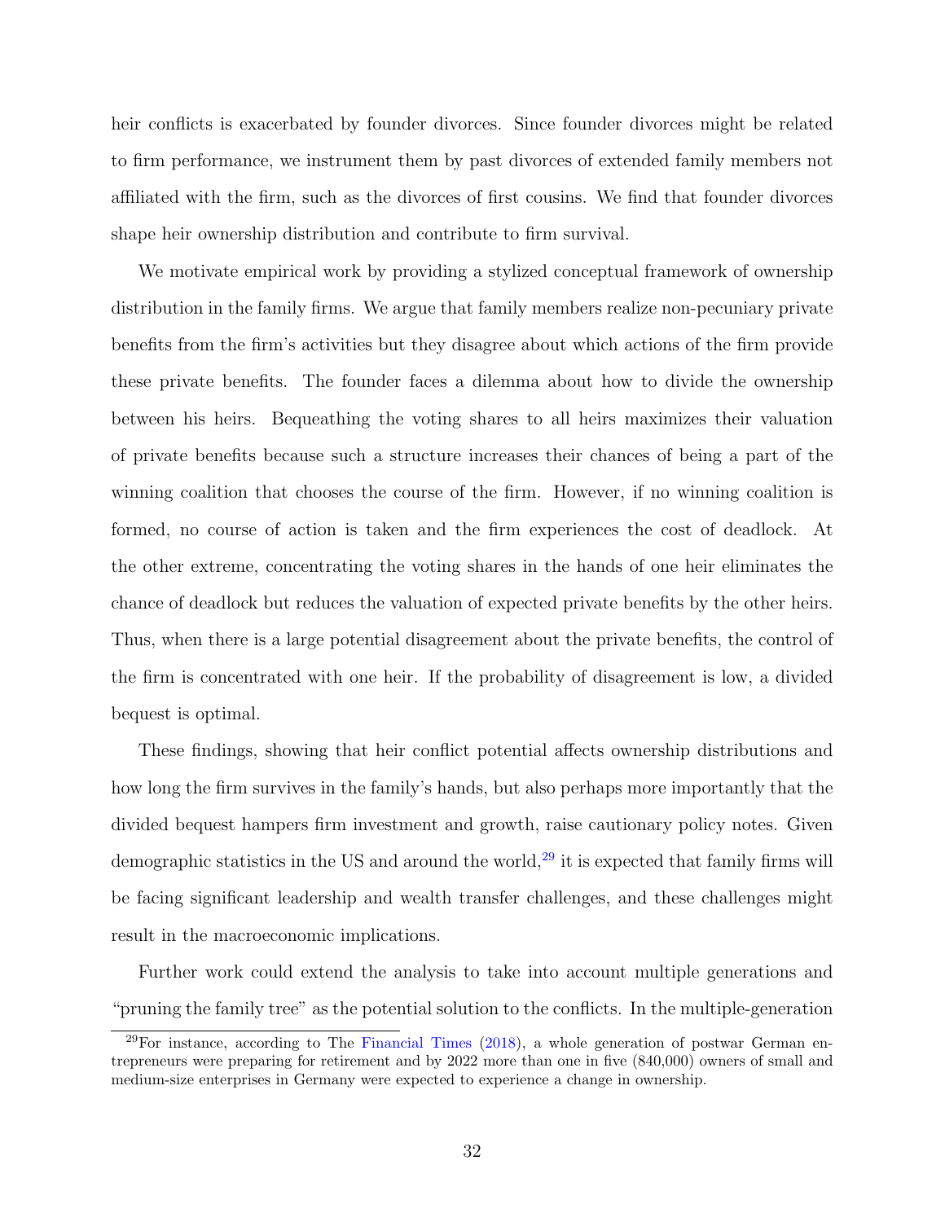heir conflicts is exacerbated by founder divorces. Since founder divorces might be related to firm performance, we instrument them by past divorces of extended family members not affiliated with the firm, such as the divorces of first cousins. We find that founder divorces shape heir ownership distribution and contribute to firm survival.

We motivate empirical work by providing a stylized conceptual framework of ownership distribution in the family firms. We argue that family members realize non-pecuniary private benefits from the firm's activities but they disagree about which actions of the firm provide these private benefits. The founder faces a dilemma about how to divide the ownership between his heirs. Bequeathing the voting shares to all heirs maximizes their valuation of private benefits because such a structure increases their chances of being a part of the winning coalition that chooses the course of the firm. However, if no winning coalition is formed, no course of action is taken and the firm experiences the cost of deadlock. At the other extreme, concentrating the voting shares in the hands of one heir eliminates the chance of deadlock but reduces the valuation of expected private benefits by the other heirs. Thus, when there is a large potential disagreement about the private benefits, the control of the firm is concentrated with one heir. If the probability of disagreement is low, a divided bequest is optimal.

These findings, showing that heir conflict potential affects ownership distributions and how long the firm survives in the family's hands, but also perhaps more importantly that the divided bequest hampers firm investment and growth, raise cautionary policy notes. Given demographic statistics in the US and around the world,[29] it is expected that family firms will be facing significant leadership and wealth transfer challenges, and these challenges might result in the macroeconomic implications.

Further work could extend the analysis to take into account multiple generations and "pruning the family tree" as the potential solution to the conflicts. In the multiple-generation

[29] For instance, according to The Financial Times (2018), a whole generation of postwar German entrepreneurs were preparing for retirement and by 2022 more than one in five (840,000) owners of small and medium-size enterprises in Germany were expected to experience a change in ownership.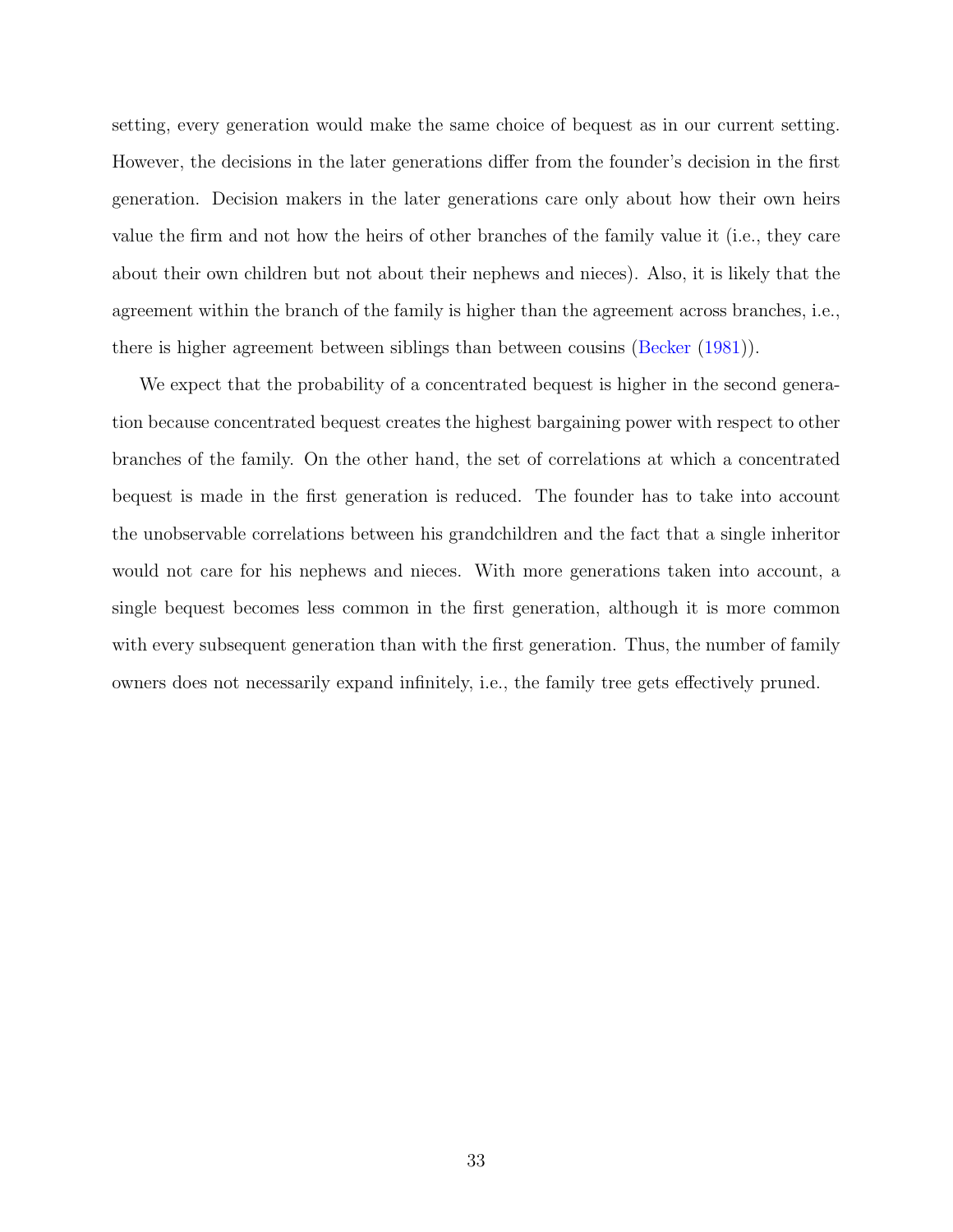setting, every generation would make the same choice of bequest as in our current setting. However, the decisions in the later generations differ from the founder's decision in the first generation. Decision makers in the later generations care only about how their own heirs value the firm and not how the heirs of other branches of the family value it (i.e., they care about their own children but not about their nephews and nieces). Also, it is likely that the agreement within the branch of the family is higher than the agreement across branches, i.e., there is higher agreement between siblings than between cousins (Becker (1981)).

We expect that the probability of a concentrated bequest is higher in the second generation because concentrated bequest creates the highest bargaining power with respect to other branches of the family. On the other hand, the set of correlations at which a concentrated bequest is made in the first generation is reduced. The founder has to take into account the unobservable correlations between his grandchildren and the fact that a single inheritor would not care for his nephews and nieces. With more generations taken into account, a single bequest becomes less common in the first generation, although it is more common with every subsequent generation than with the first generation. Thus, the number of family owners does not necessarily expand infinitely, i.e., the family tree gets effectively pruned.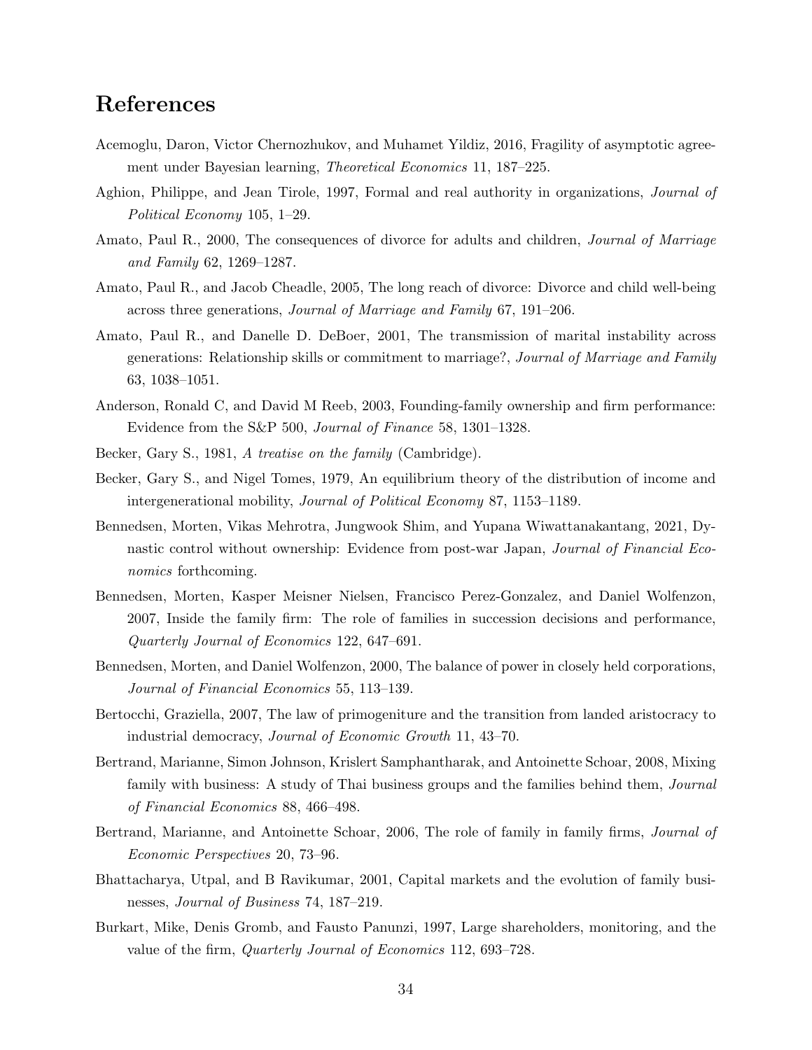# References

Acemoglu, Daron, Victor Chernozhukov, and Muhamet Yildiz, 2016, Fragility of asymptotic agreement under Bayesian learning, *Theoretical Economics* 11, 187–225.

Aghion, Philippe, and Jean Tirole, 1997, Formal and real authority in organizations, *Journal of Political Economy* 105, 1–29.

Amato, Paul R., 2000, The consequences of divorce for adults and children, *Journal of Marriage and Family* 62, 1269–1287.

Amato, Paul R., and Jacob Cheadle, 2005, The long reach of divorce: Divorce and child well-being across three generations, *Journal of Marriage and Family* 67, 191–206.

Amato, Paul R., and Danelle D. DeBoer, 2001, The transmission of marital instability across generations: Relationship skills or commitment to marriage?, *Journal of Marriage and Family* 63, 1038–1051.

Anderson, Ronald C, and David M Reeb, 2003, Founding-family ownership and firm performance: Evidence from the S&P 500, *Journal of Finance* 58, 1301–1328.

Becker, Gary S., 1981, *A treatise on the family* (Cambridge).

Becker, Gary S., and Nigel Tomes, 1979, An equilibrium theory of the distribution of income and intergenerational mobility, *Journal of Political Economy* 87, 1153–1189.

Bennedsen, Morten, Vikas Mehrotra, Jungwook Shim, and Yupana Wiwattanakantang, 2021, Dynastic control without ownership: Evidence from post-war Japan, *Journal of Financial Economics* forthcoming.

Bennedsen, Morten, Kasper Meisner Nielsen, Francisco Perez-Gonzalez, and Daniel Wolfenzon, 2007, Inside the family firm: The role of families in succession decisions and performance, *Quarterly Journal of Economics* 122, 647–691.

Bennedsen, Morten, and Daniel Wolfenzon, 2000, The balance of power in closely held corporations, *Journal of Financial Economics* 55, 113–139.

Bertocchi, Graziella, 2007, The law of primogeniture and the transition from landed aristocracy to industrial democracy, *Journal of Economic Growth* 11, 43–70.

Bertrand, Marianne, Simon Johnson, Krislert Samphantharak, and Antoinette Schoar, 2008, Mixing family with business: A study of Thai business groups and the families behind them, *Journal of Financial Economics* 88, 466–498.

Bertrand, Marianne, and Antoinette Schoar, 2006, The role of family in family firms, *Journal of Economic Perspectives* 20, 73–96.

Bhattacharya, Utpal, and B Ravikumar, 2001, Capital markets and the evolution of family businesses, *Journal of Business* 74, 187–219.

Burkart, Mike, Denis Gromb, and Fausto Panunzi, 1997, Large shareholders, monitoring, and the value of the firm, *Quarterly Journal of Economics* 112, 693–728.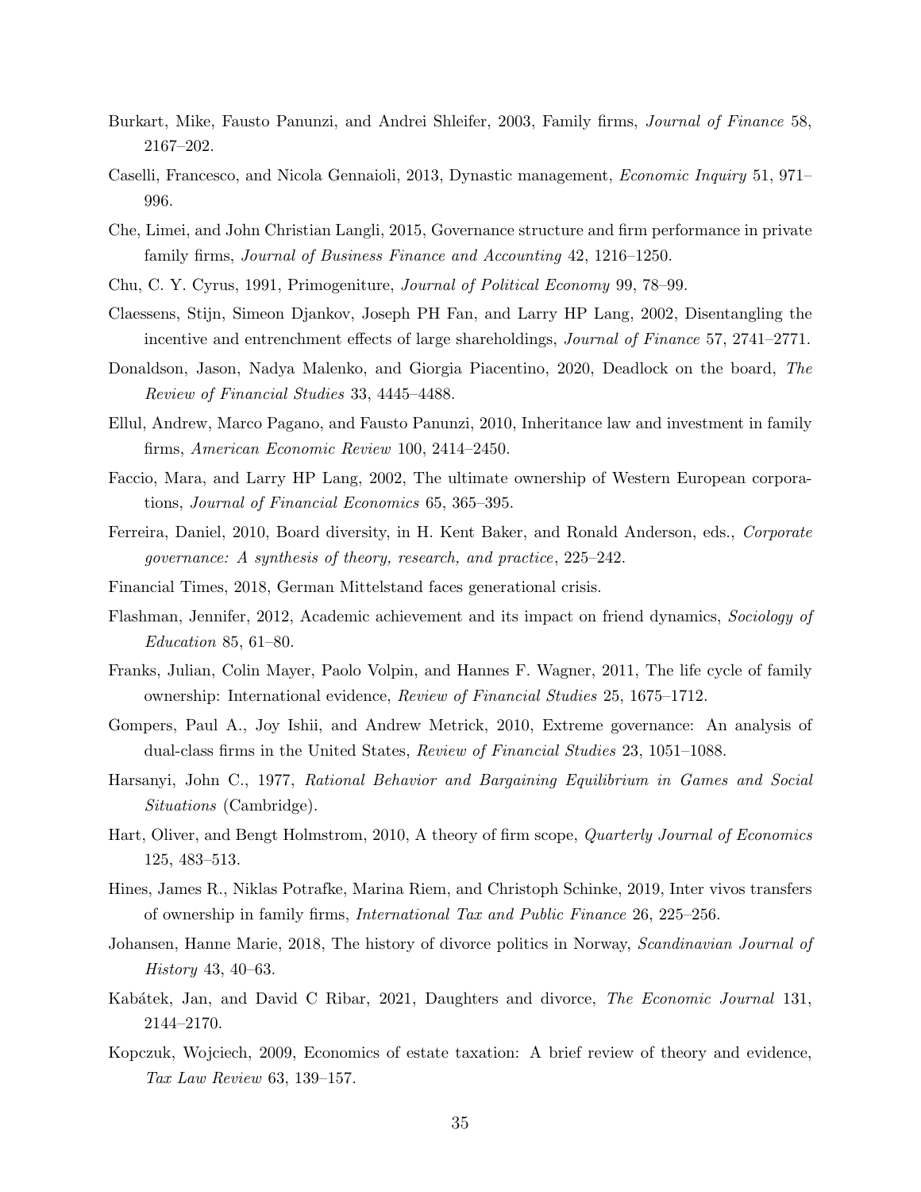Burkart, Mike, Fausto Panunzi, and Andrei Shleifer, 2003, Family firms, *Journal of Finance* 58, 2167–202.

Caselli, Francesco, and Nicola Gennaioli, 2013, Dynastic management, *Economic Inquiry* 51, 971–996.

Che, Limei, and John Christian Langli, 2015, Governance structure and firm performance in private family firms, *Journal of Business Finance and Accounting* 42, 1216–1250.

Chu, C. Y. Cyrus, 1991, Primogeniture, *Journal of Political Economy* 99, 78–99.

Claessens, Stijn, Simeon Djankov, Joseph PH Fan, and Larry HP Lang, 2002, Disentangling the incentive and entrenchment effects of large shareholdings, *Journal of Finance* 57, 2741–2771.

Donaldson, Jason, Nadya Malenko, and Giorgia Piacentino, 2020, Deadlock on the board, *The Review of Financial Studies* 33, 4445–4488.

Ellul, Andrew, Marco Pagano, and Fausto Panunzi, 2010, Inheritance law and investment in family firms, *American Economic Review* 100, 2414–2450.

Faccio, Mara, and Larry HP Lang, 2002, The ultimate ownership of Western European corporations, *Journal of Financial Economics* 65, 365–395.

Ferreira, Daniel, 2010, Board diversity, in H. Kent Baker, and Ronald Anderson, eds., *Corporate governance: A synthesis of theory, research, and practice*, 225–242.

Financial Times, 2018, German Mittelstand faces generational crisis.

Flashman, Jennifer, 2012, Academic achievement and its impact on friend dynamics, *Sociology of Education* 85, 61–80.

Franks, Julian, Colin Mayer, Paolo Volpin, and Hannes F. Wagner, 2011, The life cycle of family ownership: International evidence, *Review of Financial Studies* 25, 1675–1712.

Gompers, Paul A., Joy Ishii, and Andrew Metrick, 2010, Extreme governance: An analysis of dual-class firms in the United States, *Review of Financial Studies* 23, 1051–1088.

Harsanyi, John C., 1977, *Rational Behavior and Bargaining Equilibrium in Games and Social Situations* (Cambridge).

Hart, Oliver, and Bengt Holmstrom, 2010, A theory of firm scope, *Quarterly Journal of Economics* 125, 483–513.

Hines, James R., Niklas Potrafke, Marina Riem, and Christoph Schinke, 2019, Inter vivos transfers of ownership in family firms, *International Tax and Public Finance* 26, 225–256.

Johansen, Hanne Marie, 2018, The history of divorce politics in Norway, *Scandinavian Journal of History* 43, 40–63.

Kabátek, Jan, and David C Ribar, 2021, Daughters and divorce, *The Economic Journal* 131, 2144–2170.

Kopczuk, Wojciech, 2009, Economics of estate taxation: A brief review of theory and evidence, *Tax Law Review* 63, 139–157.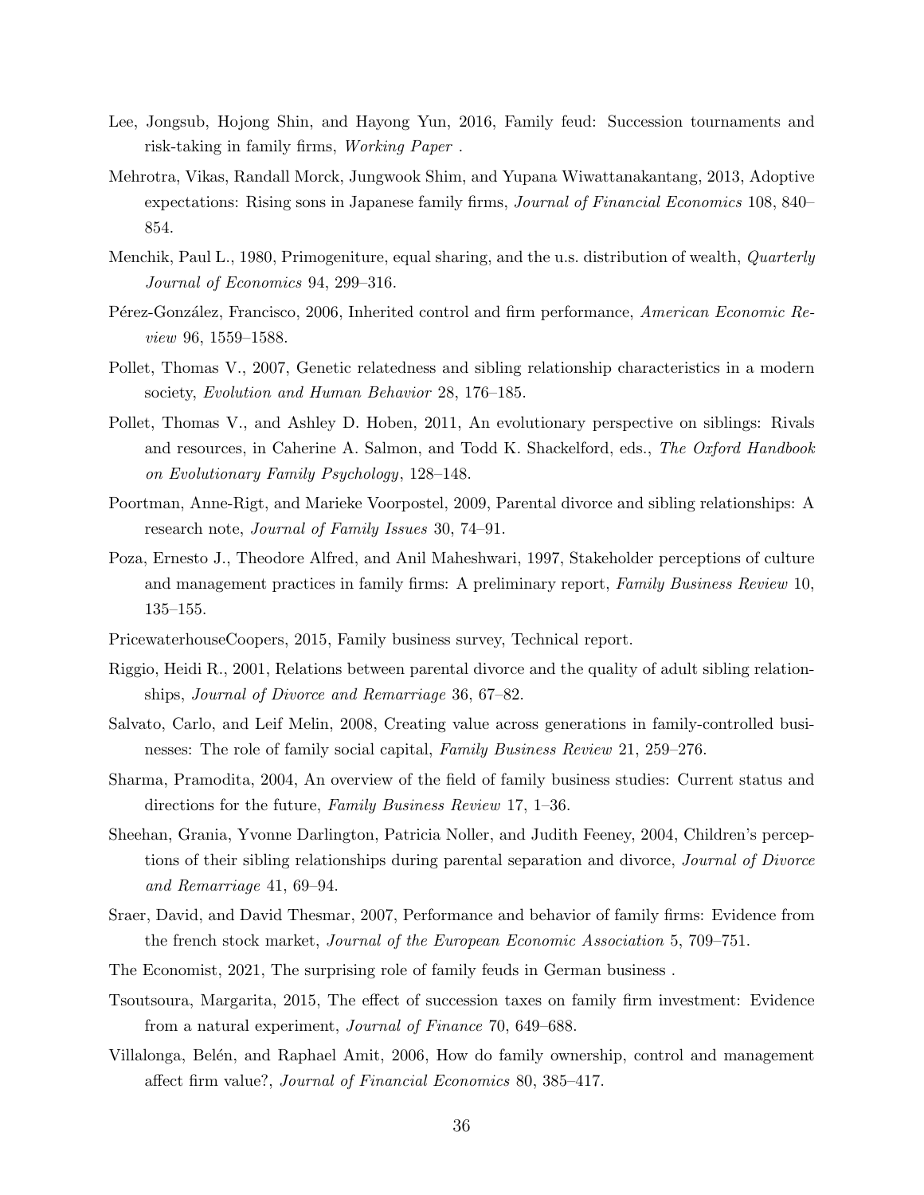Lee, Jongsub, Hojong Shin, and Hayong Yun, 2016, Family feud: Succession tournaments and risk-taking in family firms, *Working Paper* .

Mehrotra, Vikas, Randall Morck, Jungwook Shim, and Yupana Wiwattanakantang, 2013, Adoptive expectations: Rising sons in Japanese family firms, *Journal of Financial Economics* 108, 840–854.

Menchik, Paul L., 1980, Primogeniture, equal sharing, and the u.s. distribution of wealth, *Quarterly Journal of Economics* 94, 299–316.

Pérez-González, Francisco, 2006, Inherited control and firm performance, *American Economic Review* 96, 1559–1588.

Pollet, Thomas V., 2007, Genetic relatedness and sibling relationship characteristics in a modern society, *Evolution and Human Behavior* 28, 176–185.

Pollet, Thomas V., and Ashley D. Hoben, 2011, An evolutionary perspective on siblings: Rivals and resources, in Caherine A. Salmon, and Todd K. Shackelford, eds., *The Oxford Handbook on Evolutionary Family Psychology*, 128–148.

Poortman, Anne-Rigt, and Marieke Voorpostel, 2009, Parental divorce and sibling relationships: A research note, *Journal of Family Issues* 30, 74–91.

Poza, Ernesto J., Theodore Alfred, and Anil Maheshwari, 1997, Stakeholder perceptions of culture and management practices in family firms: A preliminary report, *Family Business Review* 10, 135–155.

PricewaterhouseCoopers, 2015, Family business survey, Technical report.

Riggio, Heidi R., 2001, Relations between parental divorce and the quality of adult sibling relationships, *Journal of Divorce and Remarriage* 36, 67–82.

Salvato, Carlo, and Leif Melin, 2008, Creating value across generations in family-controlled businesses: The role of family social capital, *Family Business Review* 21, 259–276.

Sharma, Pramodita, 2004, An overview of the field of family business studies: Current status and directions for the future, *Family Business Review* 17, 1–36.

Sheehan, Grania, Yvonne Darlington, Patricia Noller, and Judith Feeney, 2004, Children's perceptions of their sibling relationships during parental separation and divorce, *Journal of Divorce and Remarriage* 41, 69–94.

Sraer, David, and David Thesmar, 2007, Performance and behavior of family firms: Evidence from the french stock market, *Journal of the European Economic Association* 5, 709–751.

The Economist, 2021, The surprising role of family feuds in German business .

Tsoutsoura, Margarita, 2015, The effect of succession taxes on family firm investment: Evidence from a natural experiment, *Journal of Finance* 70, 649–688.

Villalonga, Belén, and Raphael Amit, 2006, How do family ownership, control and management affect firm value?, *Journal of Financial Economics* 80, 385–417.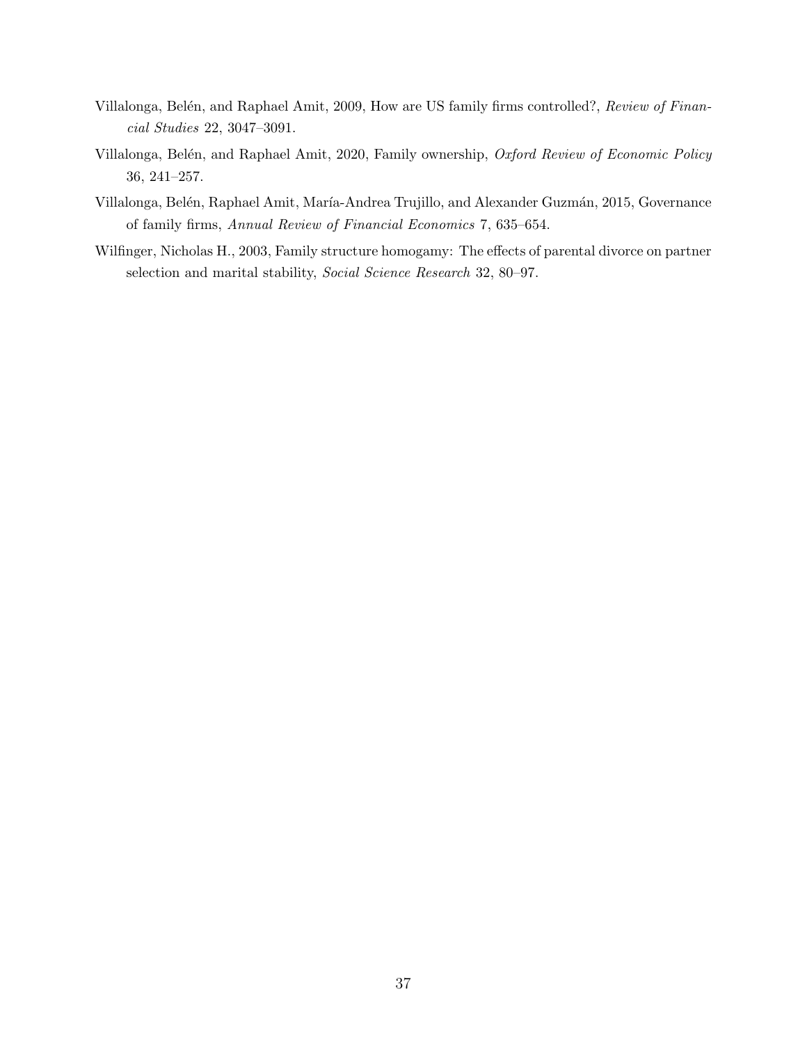Villalonga, Belén, and Raphael Amit, 2009, How are US family firms controlled?, *Review of Financial Studies* 22, 3047–3091.

Villalonga, Belén, and Raphael Amit, 2020, Family ownership, *Oxford Review of Economic Policy* 36, 241–257.

Villalonga, Belén, Raphael Amit, María-Andrea Trujillo, and Alexander Guzmán, 2015, Governance of family firms, *Annual Review of Financial Economics* 7, 635–654.

Wilfinger, Nicholas H., 2003, Family structure homogamy: The effects of parental divorce on partner selection and marital stability, *Social Science Research* 32, 80–97.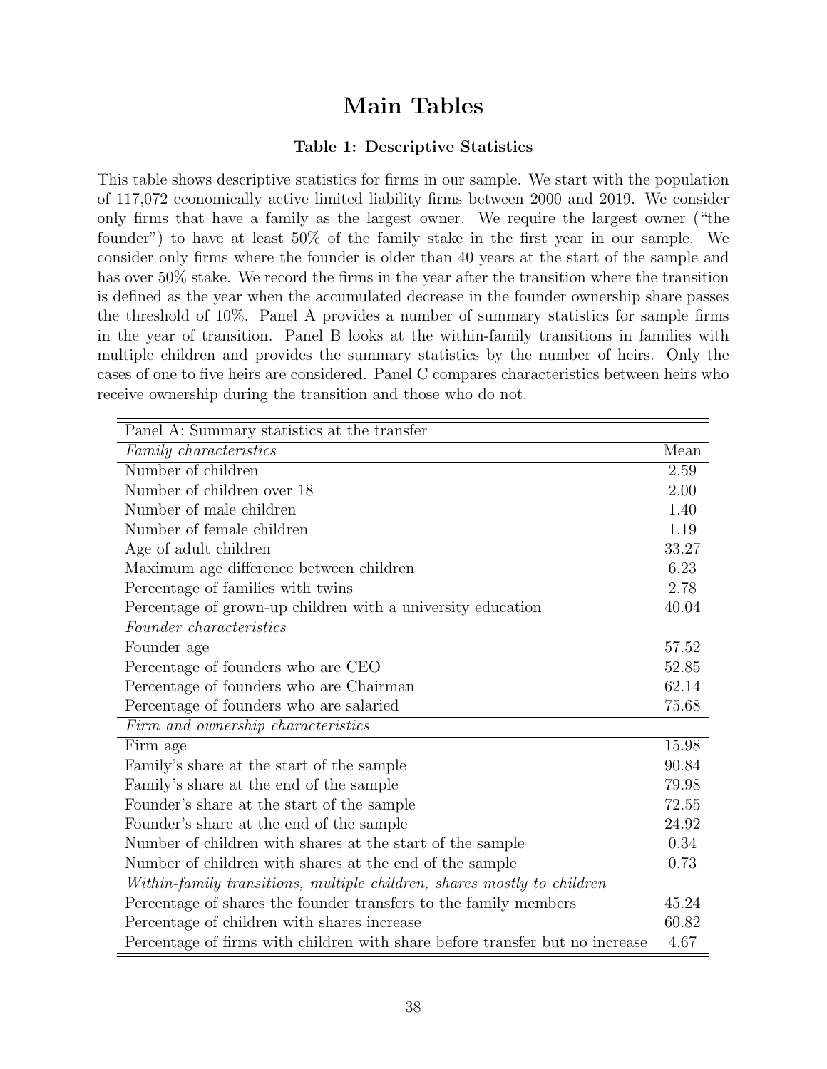# Main Tables

### Table 1: Descriptive Statistics

This table shows descriptive statistics for firms in our sample. We start with the population of 117,072 economically active limited liability firms between 2000 and 2019. We consider only firms that have a family as the largest owner. We require the largest owner ("the founder") to have at least 50% of the family stake in the first year in our sample. We consider only firms where the founder is older than 40 years at the start of the sample and has over 50% stake. We record the firms in the year after the transition where the transition is defined as the year when the accumulated decrease in the founder ownership share passes the threshold of 10%. Panel A provides a number of summary statistics for sample firms in the year of transition. Panel B looks at the within-family transitions in families with multiple children and provides the summary statistics by the number of heirs. Only the cases of one to five heirs are considered. Panel C compares characteristics between heirs who receive ownership during the transition and those who do not.

| Panel A: Summary statistics at the transfer | |
|---|---|
| *Family characteristics* | Mean |
| Number of children | 2.59 |
| Number of children over 18 | 2.00 |
| Number of male children | 1.40 |
| Number of female children | 1.19 |
| Age of adult children | 33.27 |
| Maximum age difference between children | 6.23 |
| Percentage of families with twins | 2.78 |
| Percentage of grown-up children with a university education | 40.04 |
| *Founder characteristics* | |
| Founder age | 57.52 |
| Percentage of founders who are CEO | 52.85 |
| Percentage of founders who are Chairman | 62.14 |
| Percentage of founders who are salaried | 75.68 |
| *Firm and ownership characteristics* | |
| Firm age | 15.98 |
| Family's share at the start of the sample | 90.84 |
| Family's share at the end of the sample | 79.98 |
| Founder's share at the start of the sample | 72.55 |
| Founder's share at the end of the sample | 24.92 |
| Number of children with shares at the start of the sample | 0.34 |
| Number of children with shares at the end of the sample | 0.73 |
| *Within-family transitions, multiple children, shares mostly to children* | |
| Percentage of shares the founder transfers to the family members | 45.24 |
| Percentage of children with shares increase | 60.82 |
| Percentage of firms with children with share before transfer but no increase | 4.67 |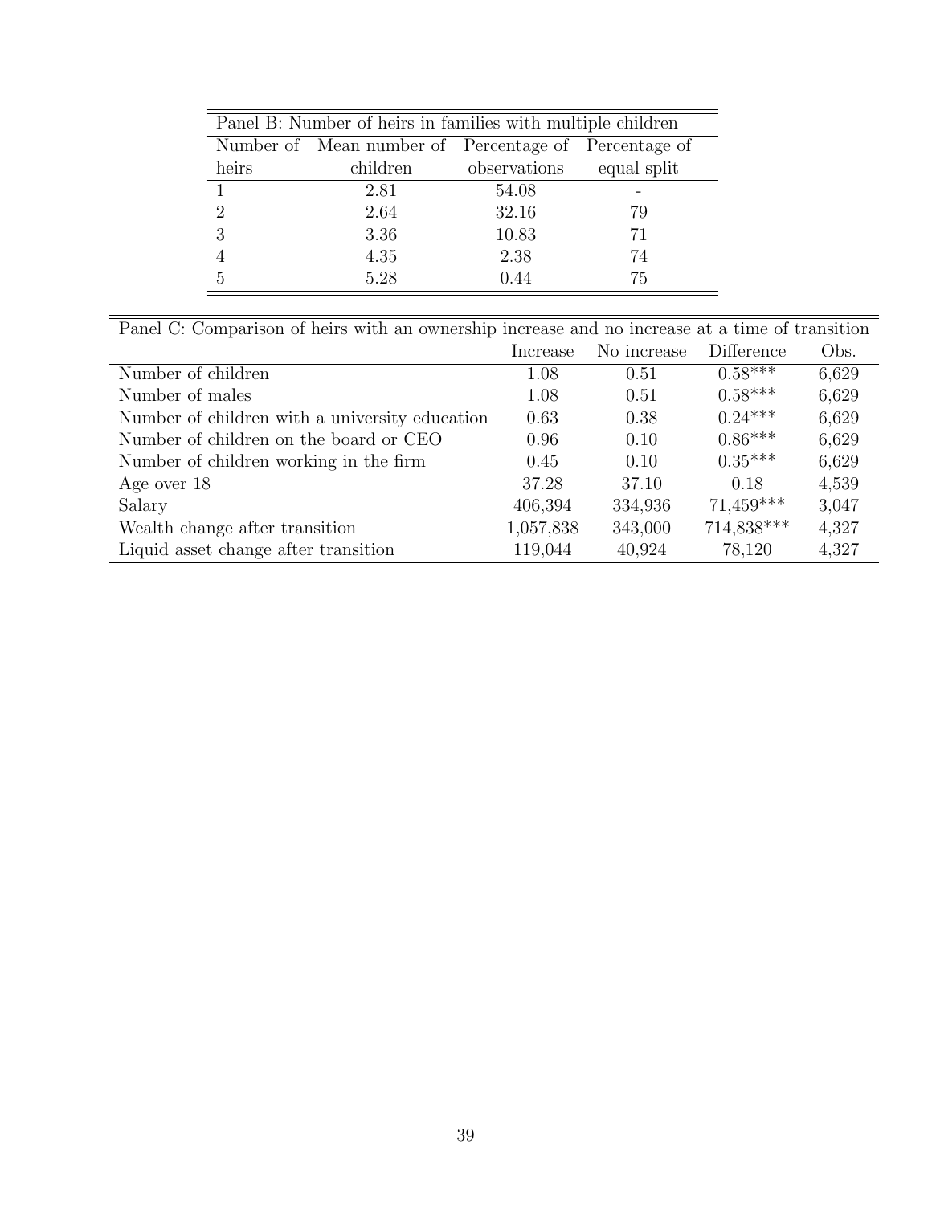| Panel B: Number of heirs in families with multiple children | | | |
|---|---|---|---|
| Number of heirs | Mean number of children | Percentage of observations | Percentage of equal split |
| 1 | 2.81 | 54.08 | - |
| 2 | 2.64 | 32.16 | 79 |
| 3 | 3.36 | 10.83 | 71 |
| 4 | 4.35 | 2.38 | 74 |
| 5 | 5.28 | 0.44 | 75 |

| Panel C: Comparison of heirs with an ownership increase and no increase at a time of transition | | | | |
|---|---|---|---|---|
| | Increase | No increase | Difference | Obs. |
| Number of children | 1.08 | 0.51 | 0.58*** | 6,629 |
| Number of males | 1.08 | 0.51 | 0.58*** | 6,629 |
| Number of children with a university education | 0.63 | 0.38 | 0.24*** | 6,629 |
| Number of children on the board or CEO | 0.96 | 0.10 | 0.86*** | 6,629 |
| Number of children working in the firm | 0.45 | 0.10 | 0.35*** | 6,629 |
| Age over 18 | 37.28 | 37.10 | 0.18 | 4,539 |
| Salary | 406,394 | 334,936 | 71,459*** | 3,047 |
| Wealth change after transition | 1,057,838 | 343,000 | 714,838*** | 4,327 |
| Liquid asset change after transition | 119,044 | 40,924 | 78,120 | 4,327 |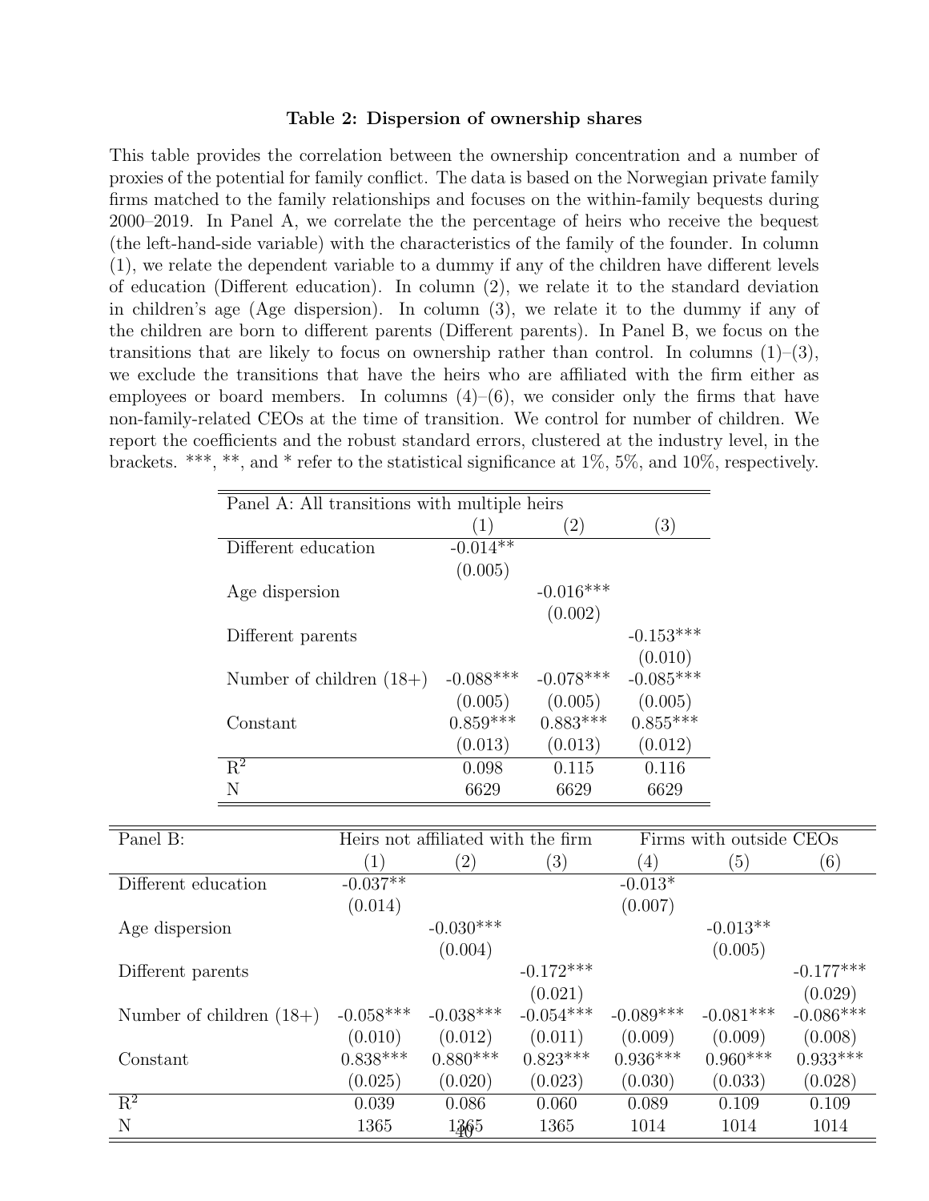**Table 2: Dispersion of ownership shares**

This table provides the correlation between the ownership concentration and a number of proxies of the potential for family conflict. The data is based on the Norwegian private family firms matched to the family relationships and focuses on the within-family bequests during 2000–2019. In Panel A, we correlate the the percentage of heirs who receive the bequest (the left-hand-side variable) with the characteristics of the family of the founder. In column (1), we relate the dependent variable to a dummy if any of the children have different levels of education (Different education). In column (2), we relate it to the standard deviation in children's age (Age dispersion). In column (3), we relate it to the dummy if any of the children are born to different parents (Different parents). In Panel B, we focus on the transitions that are likely to focus on ownership rather than control. In columns (1)–(3), we exclude the transitions that have the heirs who are affiliated with the firm either as employees or board members. In columns (4)–(6), we consider only the firms that have non-family-related CEOs at the time of transition. We control for number of children. We report the coefficients and the robust standard errors, clustered at the industry level, in the brackets. ***, **, and * refer to the statistical significance at 1%, 5%, and 10%, respectively.

| Panel A: All transitions with multiple heirs | | | |
|---|---|---|---|
| | (1) | (2) | (3) |
| Different education | -0.014** | | |
| | (0.005) | | |
| Age dispersion | | -0.016*** | |
| | | (0.002) | |
| Different parents | | | -0.153*** |
| | | | (0.010) |
| Number of children (18+) | -0.088*** | -0.078*** | -0.085*** |
| | (0.005) | (0.005) | (0.005) |
| Constant | 0.859*** | 0.883*** | 0.855*** |
| | (0.013) | (0.013) | (0.012) |
| $R^2$ | 0.098 | 0.115 | 0.116 |
| N | 6629 | 6629 | 6629 |

| Panel B: | Heirs not affiliated with the firm | | | Firms with outside CEOs | | |
|---|---|---|---|---|---|---|
| | (1) | (2) | (3) | (4) | (5) | (6) |
| Different education | -0.037** | | | -0.013* | | |
| | (0.014) | | | (0.007) | | |
| Age dispersion | | -0.030*** | | | -0.013** | |
| | | (0.004) | | | (0.005) | |
| Different parents | | | -0.172*** | | | -0.177*** |
| | | | (0.021) | | | (0.029) |
| Number of children (18+) | -0.058*** | -0.038*** | -0.054*** | -0.089*** | -0.081*** | -0.086*** |
| | (0.010) | (0.012) | (0.011) | (0.009) | (0.009) | (0.008) |
| Constant | 0.838*** | 0.880*** | 0.823*** | 0.936*** | 0.960*** | 0.933*** |
| | (0.025) | (0.020) | (0.023) | (0.030) | (0.033) | (0.028) |
| $R^2$ | 0.039 | 0.086 | 0.060 | 0.089 | 0.109 | 0.109 |
| N | 1365 | 1365 | 1365 | 1014 | 1014 | 1014 |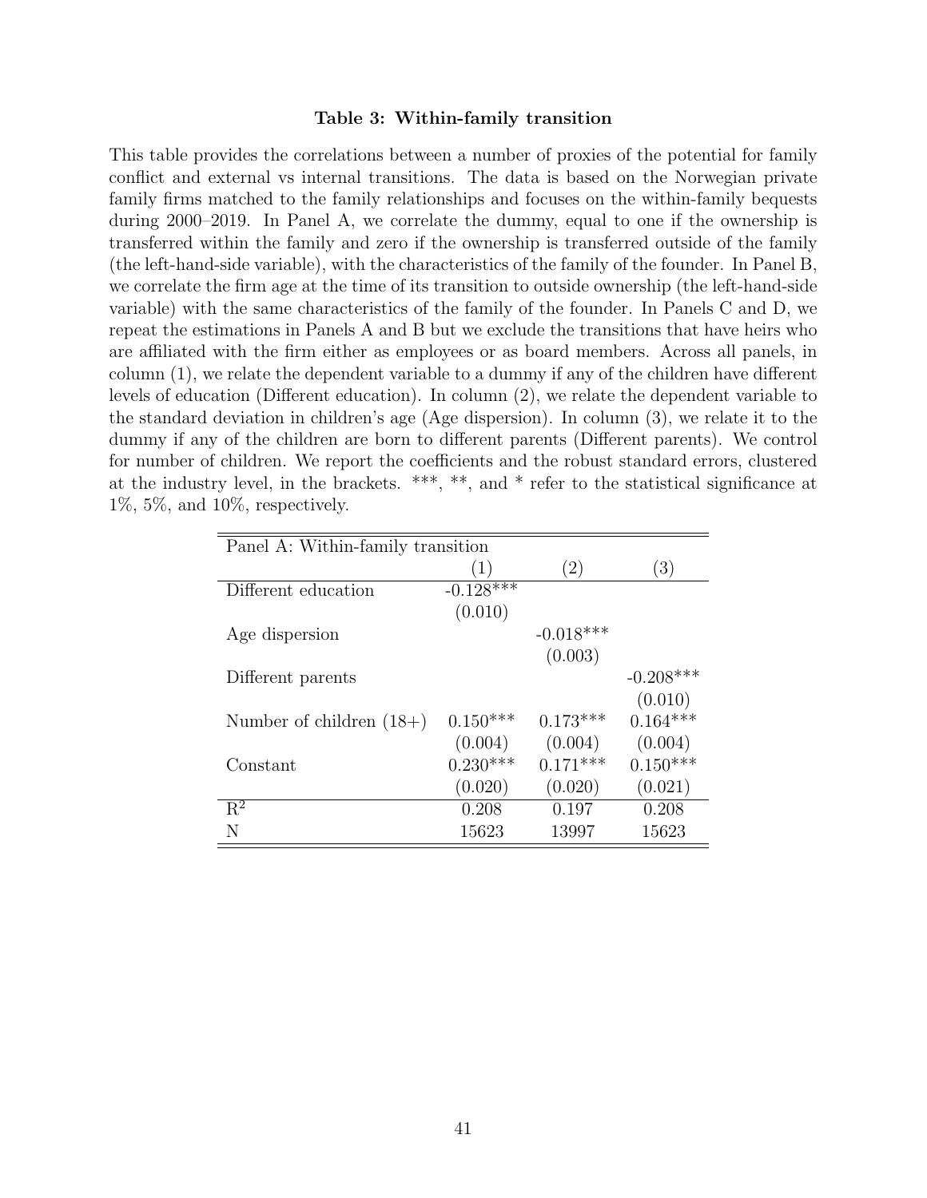**Table 3: Within-family transition**

This table provides the correlations between a number of proxies of the potential for family conflict and external vs internal transitions. The data is based on the Norwegian private family firms matched to the family relationships and focuses on the within-family bequests during 2000–2019. In Panel A, we correlate the dummy, equal to one if the ownership is transferred within the family and zero if the ownership is transferred outside of the family (the left-hand-side variable), with the characteristics of the family of the founder. In Panel B, we correlate the firm age at the time of its transition to outside ownership (the left-hand-side variable) with the same characteristics of the family of the founder. In Panels C and D, we repeat the estimations in Panels A and B but we exclude the transitions that have heirs who are affiliated with the firm either as employees or as board members. Across all panels, in column (1), we relate the dependent variable to a dummy if any of the children have different levels of education (Different education). In column (2), we relate the dependent variable to the standard deviation in children's age (Age dispersion). In column (3), we relate it to the dummy if any of the children are born to different parents (Different parents). We control for number of children. We report the coefficients and the robust standard errors, clustered at the industry level, in the brackets. ***, **, and * refer to the statistical significance at 1%, 5%, and 10%, respectively.

| Panel A: Within-family transition | | | |
|---|---|---|---|
| | (1) | (2) | (3) |
| Different education | -0.128*** | | |
| | (0.010) | | |
| Age dispersion | | -0.018*** | |
| | | (0.003) | |
| Different parents | | | -0.208*** |
| | | | (0.010) |
| Number of children (18+) | 0.150*** | 0.173*** | 0.164*** |
| | (0.004) | (0.004) | (0.004) |
| Constant | 0.230*** | 0.171*** | 0.150*** |
| | (0.020) | (0.020) | (0.021) |
| $R^2$ | 0.208 | 0.197 | 0.208 |
| N | 15623 | 13997 | 15623 |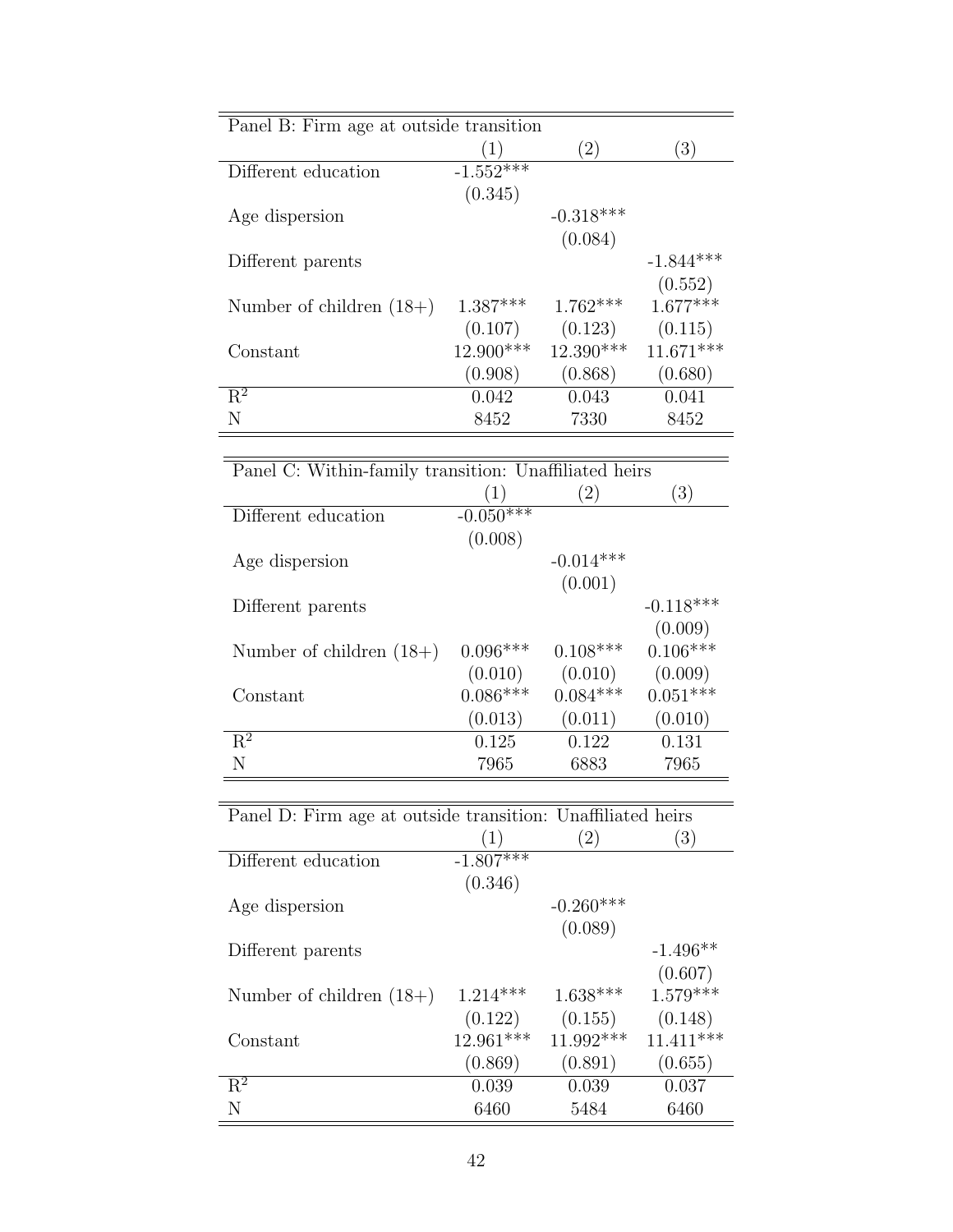| Panel B: Firm age at outside transition | | | |
|---|---|---|---|
| | (1) | (2) | (3) |
| Different education | -1.552*** | | |
| | (0.345) | | |
| Age dispersion | | -0.318*** | |
| | | (0.084) | |
| Different parents | | | -1.844*** |
| | | | (0.552) |
| Number of children (18+) | 1.387*** | 1.762*** | 1.677*** |
| | (0.107) | (0.123) | (0.115) |
| Constant | 12.900*** | 12.390*** | 11.671*** |
| | (0.908) | (0.868) | (0.680) |
| $R^2$ | 0.042 | 0.043 | 0.041 |
| N | 8452 | 7330 | 8452 |

| Panel C: Within-family transition: Unaffiliated heirs | | | |
|---|---|---|---|
| | (1) | (2) | (3) |
| Different education | -0.050*** | | |
| | (0.008) | | |
| Age dispersion | | -0.014*** | |
| | | (0.001) | |
| Different parents | | | -0.118*** |
| | | | (0.009) |
| Number of children (18+) | 0.096*** | 0.108*** | 0.106*** |
| | (0.010) | (0.010) | (0.009) |
| Constant | 0.086*** | 0.084*** | 0.051*** |
| | (0.013) | (0.011) | (0.010) |
| $R^2$ | 0.125 | 0.122 | 0.131 |
| N | 7965 | 6883 | 7965 |

| Panel D: Firm age at outside transition: Unaffiliated heirs | | | |
|---|---|---|---|
| | (1) | (2) | (3) |
| Different education | -1.807*** | | |
| | (0.346) | | |
| Age dispersion | | -0.260*** | |
| | | (0.089) | |
| Different parents | | | -1.496** |
| | | | (0.607) |
| Number of children (18+) | 1.214*** | 1.638*** | 1.579*** |
| | (0.122) | (0.155) | (0.148) |
| Constant | 12.961*** | 11.992*** | 11.411*** |
| | (0.869) | (0.891) | (0.655) |
| $R^2$ | 0.039 | 0.039 | 0.037 |
| N | 6460 | 5484 | 6460 |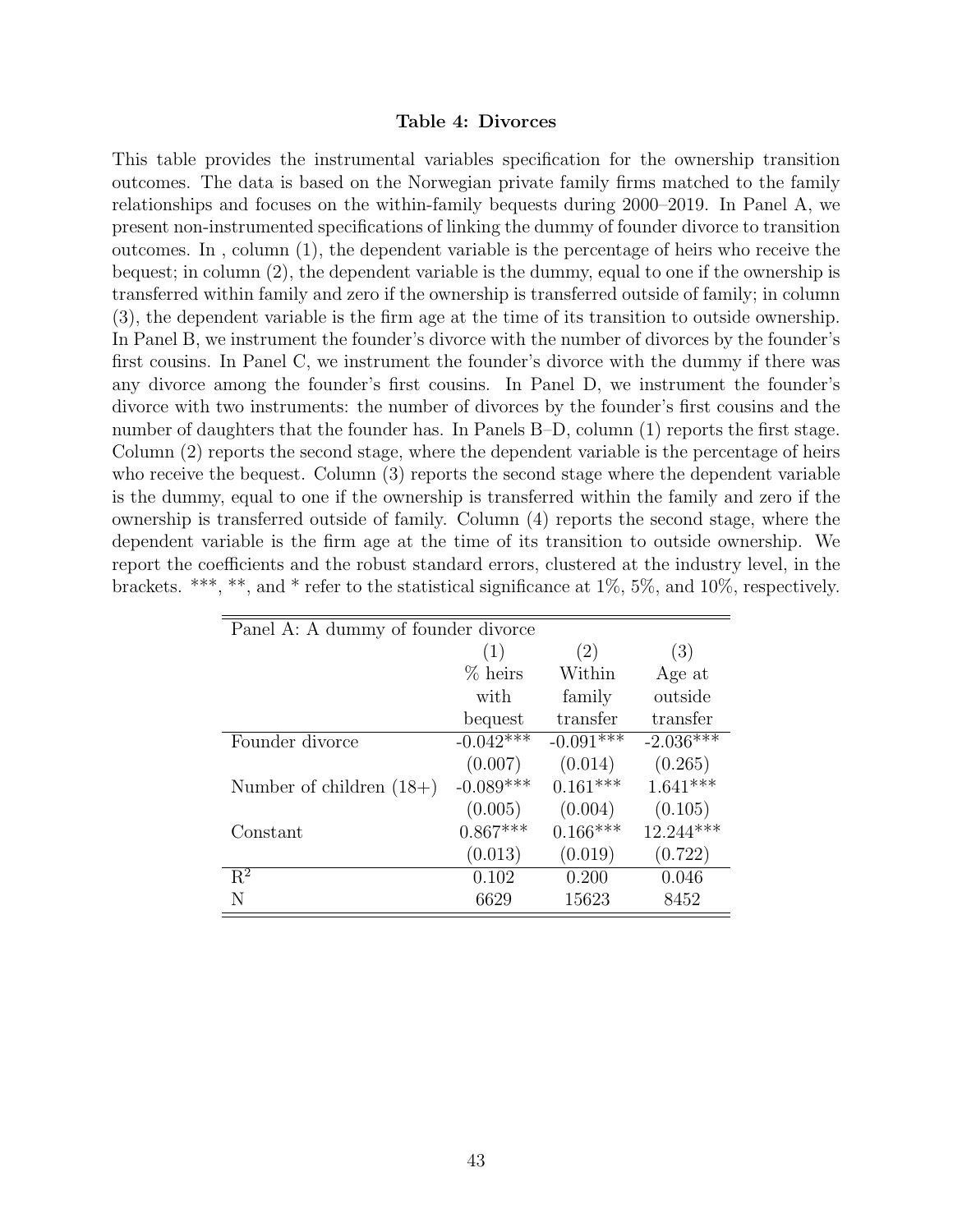**Table 4: Divorces**

This table provides the instrumental variables specification for the ownership transition outcomes. The data is based on the Norwegian private family firms matched to the family relationships and focuses on the within-family bequests during 2000–2019. In Panel A, we present non-instrumented specifications of linking the dummy of founder divorce to transition outcomes. In , column (1), the dependent variable is the percentage of heirs who receive the bequest; in column (2), the dependent variable is the dummy, equal to one if the ownership is transferred within family and zero if the ownership is transferred outside of family; in column (3), the dependent variable is the firm age at the time of its transition to outside ownership. In Panel B, we instrument the founder's divorce with the number of divorces by the founder's first cousins. In Panel C, we instrument the founder's divorce with the dummy if there was any divorce among the founder's first cousins. In Panel D, we instrument the founder's divorce with two instruments: the number of divorces by the founder's first cousins and the number of daughters that the founder has. In Panels B–D, column (1) reports the first stage. Column (2) reports the second stage, where the dependent variable is the percentage of heirs who receive the bequest. Column (3) reports the second stage where the dependent variable is the dummy, equal to one if the ownership is transferred within the family and zero if the ownership is transferred outside of family. Column (4) reports the second stage, where the dependent variable is the firm age at the time of its transition to outside ownership. We report the coefficients and the robust standard errors, clustered at the industry level, in the brackets. ***, **, and * refer to the statistical significance at 1%, 5%, and 10%, respectively.

| Panel A: A dummy of founder divorce | | | |
|---|---|---|---|
| | (1) | (2) | (3) |
| | % heirs with bequest | Within family transfer | Age at outside transfer |
| Founder divorce | -0.042*** | -0.091*** | -2.036*** |
| | (0.007) | (0.014) | (0.265) |
| Number of children (18+) | -0.089*** | 0.161*** | 1.641*** |
| | (0.005) | (0.004) | (0.105) |
| Constant | 0.867*** | 0.166*** | 12.244*** |
| | (0.013) | (0.019) | (0.722) |
| $R^2$ | 0.102 | 0.200 | 0.046 |
| N | 6629 | 15623 | 8452 |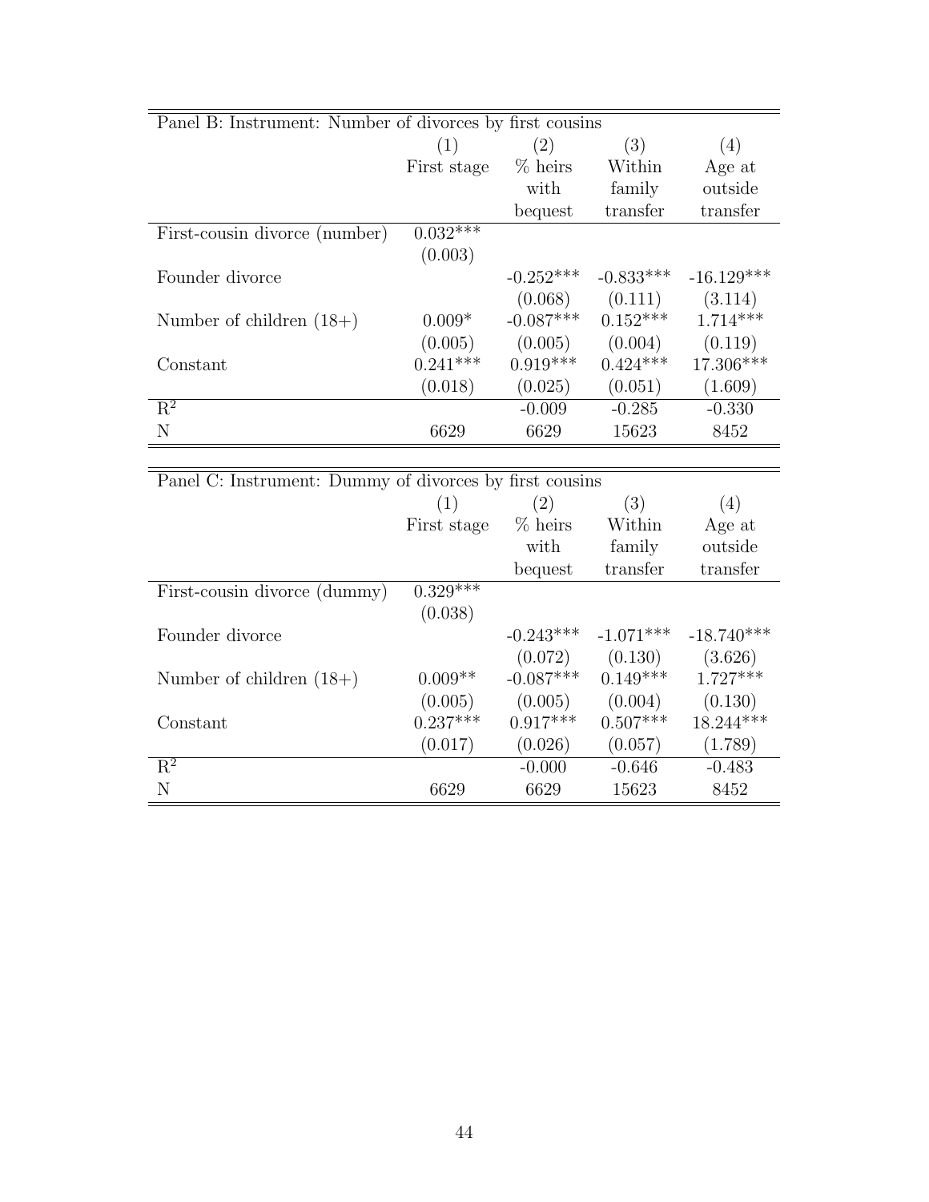Panel B: Instrument: Number of divorces by first cousins

| | (1) | (2) | (3) | (4) |
|---|---|---|---|---|
| | First stage | % heirs with bequest | Within family transfer | Age at outside transfer |
| First-cousin divorce (number) | 0.032*** | | | |
| | (0.003) | | | |
| Founder divorce | | -0.252*** | -0.833*** | -16.129*** |
| | | (0.068) | (0.111) | (3.114) |
| Number of children (18+) | 0.009* | -0.087*** | 0.152*** | 1.714*** |
| | (0.005) | (0.005) | (0.004) | (0.119) |
| Constant | 0.241*** | 0.919*** | 0.424*** | 17.306*** |
| | (0.018) | (0.025) | (0.051) | (1.609) |
| $R^2$ | | -0.009 | -0.285 | -0.330 |
| N | 6629 | 6629 | 15623 | 8452 |

Panel C: Instrument: Dummy of divorces by first cousins

| | (1) | (2) | (3) | (4) |
|---|---|---|---|---|
| | First stage | % heirs with bequest | Within family transfer | Age at outside transfer |
| First-cousin divorce (dummy) | 0.329*** | | | |
| | (0.038) | | | |
| Founder divorce | | -0.243*** | -1.071*** | -18.740*** |
| | | (0.072) | (0.130) | (3.626) |
| Number of children (18+) | 0.009** | -0.087*** | 0.149*** | 1.727*** |
| | (0.005) | (0.005) | (0.004) | (0.130) |
| Constant | 0.237*** | 0.917*** | 0.507*** | 18.244*** |
| | (0.017) | (0.026) | (0.057) | (1.789) |
| $R^2$ | | -0.000 | -0.646 | -0.483 |
| N | 6629 | 6629 | 15623 | 8452 |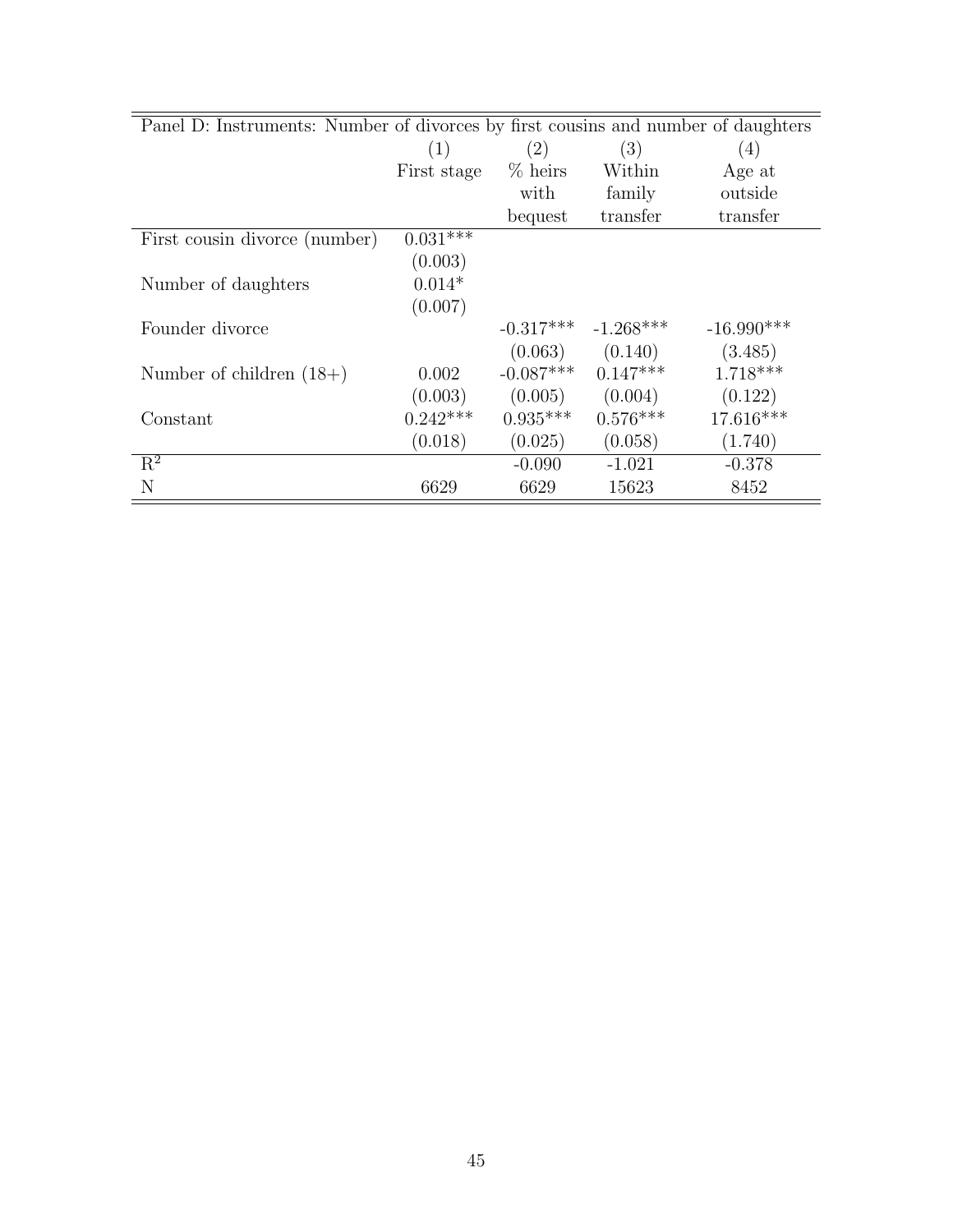| Panel D: Instruments: Number of divorces by first cousins and number of daughters | | | | |
|---|---|---|---|---|
| | (1) | (2) | (3) | (4) |
| | First stage | % heirs with bequest | Within family transfer | Age at outside transfer |
| First cousin divorce (number) | 0.031*** | | | |
| | (0.003) | | | |
| Number of daughters | 0.014* | | | |
| | (0.007) | | | |
| Founder divorce | | -0.317*** | -1.268*** | -16.990*** |
| | | (0.063) | (0.140) | (3.485) |
| Number of children (18+) | 0.002 | -0.087*** | 0.147*** | 1.718*** |
| | (0.003) | (0.005) | (0.004) | (0.122) |
| Constant | 0.242*** | 0.935*** | 0.576*** | 17.616*** |
| | (0.018) | (0.025) | (0.058) | (1.740) |
| $R^2$ | | -0.090 | -1.021 | -0.378 |
| N | 6629 | 6629 | 15623 | 8452 |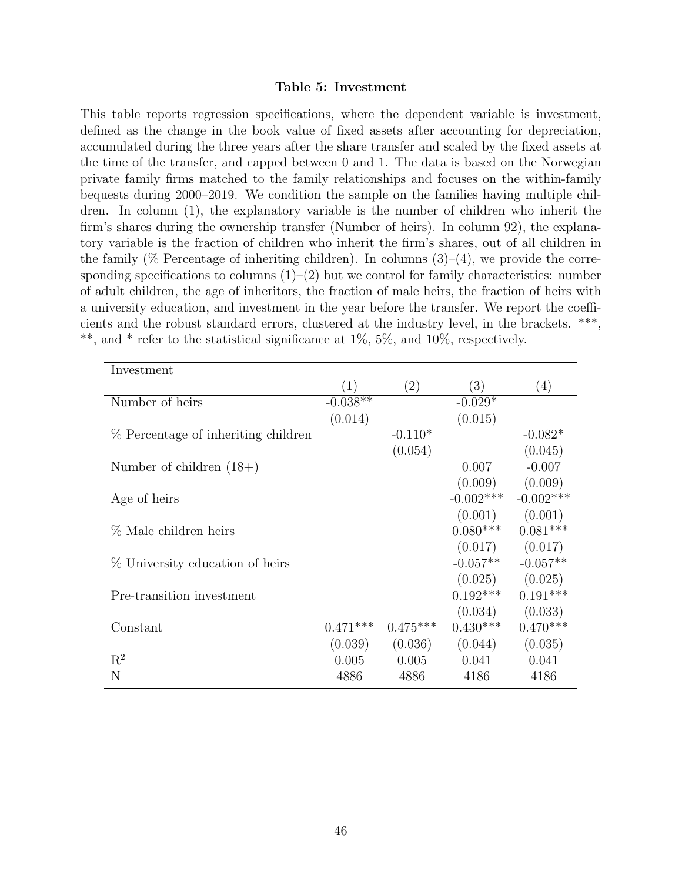**Table 5: Investment**

This table reports regression specifications, where the dependent variable is investment, defined as the change in the book value of fixed assets after accounting for depreciation, accumulated during the three years after the share transfer and scaled by the fixed assets at the time of the transfer, and capped between 0 and 1. The data is based on the Norwegian private family firms matched to the family relationships and focuses on the within-family bequests during 2000–2019. We condition the sample on the families having multiple children. In column (1), the explanatory variable is the number of children who inherit the firm's shares during the ownership transfer (Number of heirs). In column 92), the explanatory variable is the fraction of children who inherit the firm's shares, out of all children in the family (% Percentage of inheriting children). In columns (3)–(4), we provide the corresponding specifications to columns (1)–(2) but we control for family characteristics: number of adult children, the age of inheritors, the fraction of male heirs, the fraction of heirs with a university education, and investment in the year before the transfer. We report the coefficients and the robust standard errors, clustered at the industry level, in the brackets. ***, **, and * refer to the statistical significance at 1%, 5%, and 10%, respectively.

| Investment | (1) | (2) | (3) | (4) |
|---|---|---|---|---|
| Number of heirs | -0.038** | | -0.029* | |
| | (0.014) | | (0.015) | |
| % Percentage of inheriting children | | -0.110* | | -0.082* |
| | | (0.054) | | (0.045) |
| Number of children (18+) | | | 0.007 | -0.007 |
| | | | (0.009) | (0.009) |
| Age of heirs | | | -0.002*** | -0.002*** |
| | | | (0.001) | (0.001) |
| % Male children heirs | | | 0.080*** | 0.081*** |
| | | | (0.017) | (0.017) |
| % University education of heirs | | | -0.057** | -0.057** |
| | | | (0.025) | (0.025) |
| Pre-transition investment | | | 0.192*** | 0.191*** |
| | | | (0.034) | (0.033) |
| Constant | 0.471*** | 0.475*** | 0.430*** | 0.470*** |
| | (0.039) | (0.036) | (0.044) | (0.035) |
| $R^2$ | 0.005 | 0.005 | 0.041 | 0.041 |
| N | 4886 | 4886 | 4186 | 4186 |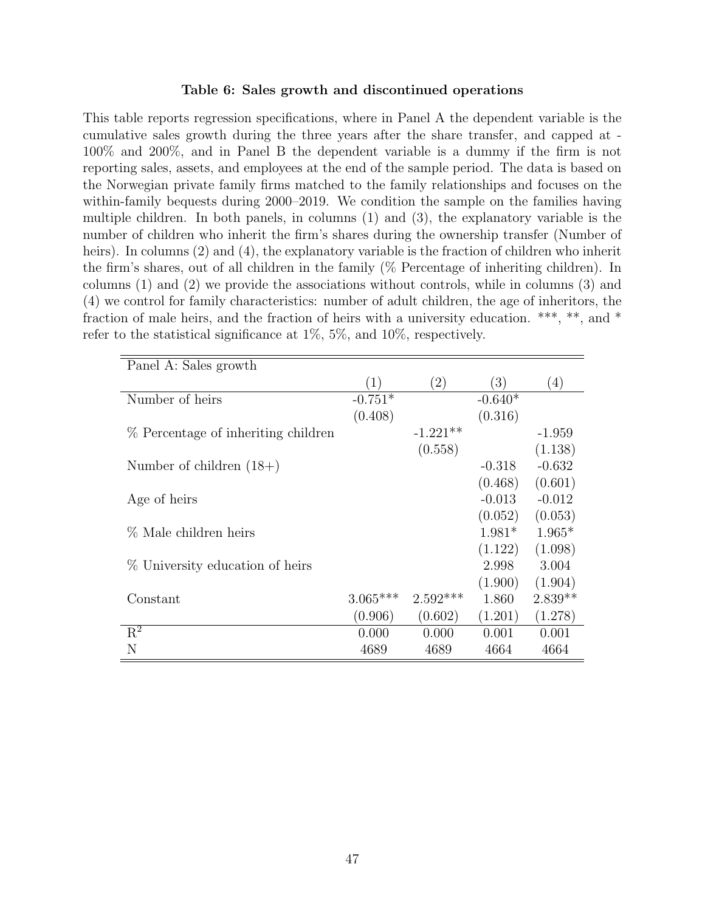**Table 6: Sales growth and discontinued operations**

This table reports regression specifications, where in Panel A the dependent variable is the cumulative sales growth during the three years after the share transfer, and capped at -100% and 200%, and in Panel B the dependent variable is a dummy if the firm is not reporting sales, assets, and employees at the end of the sample period. The data is based on the Norwegian private family firms matched to the family relationships and focuses on the within-family bequests during 2000–2019. We condition the sample on the families having multiple children. In both panels, in columns (1) and (3), the explanatory variable is the number of children who inherit the firm's shares during the ownership transfer (Number of heirs). In columns (2) and (4), the explanatory variable is the fraction of children who inherit the firm's shares, out of all children in the family (% Percentage of inheriting children). In columns (1) and (2) we provide the associations without controls, while in columns (3) and (4) we control for family characteristics: number of adult children, the age of inheritors, the fraction of male heirs, and the fraction of heirs with a university education. ***, **, and * refer to the statistical significance at 1%, 5%, and 10%, respectively.

| Panel A: Sales growth | | | | |
|---|---|---|---|---|
| | (1) | (2) | (3) | (4) |
| Number of heirs | -0.751* | | -0.640* | |
| | (0.408) | | (0.316) | |
| % Percentage of inheriting children | | -1.221** | | -1.959 |
| | | (0.558) | | (1.138) |
| Number of children (18+) | | | -0.318 | -0.632 |
| | | | (0.468) | (0.601) |
| Age of heirs | | | -0.013 | -0.012 |
| | | | (0.052) | (0.053) |
| % Male children heirs | | | 1.981* | 1.965* |
| | | | (1.122) | (1.098) |
| % University education of heirs | | | 2.998 | 3.004 |
| | | | (1.900) | (1.904) |
| Constant | 3.065*** | 2.592*** | 1.860 | 2.839** |
| | (0.906) | (0.602) | (1.201) | (1.278) |
| $R^2$ | 0.000 | 0.000 | 0.001 | 0.001 |
| N | 4689 | 4689 | 4664 | 4664 |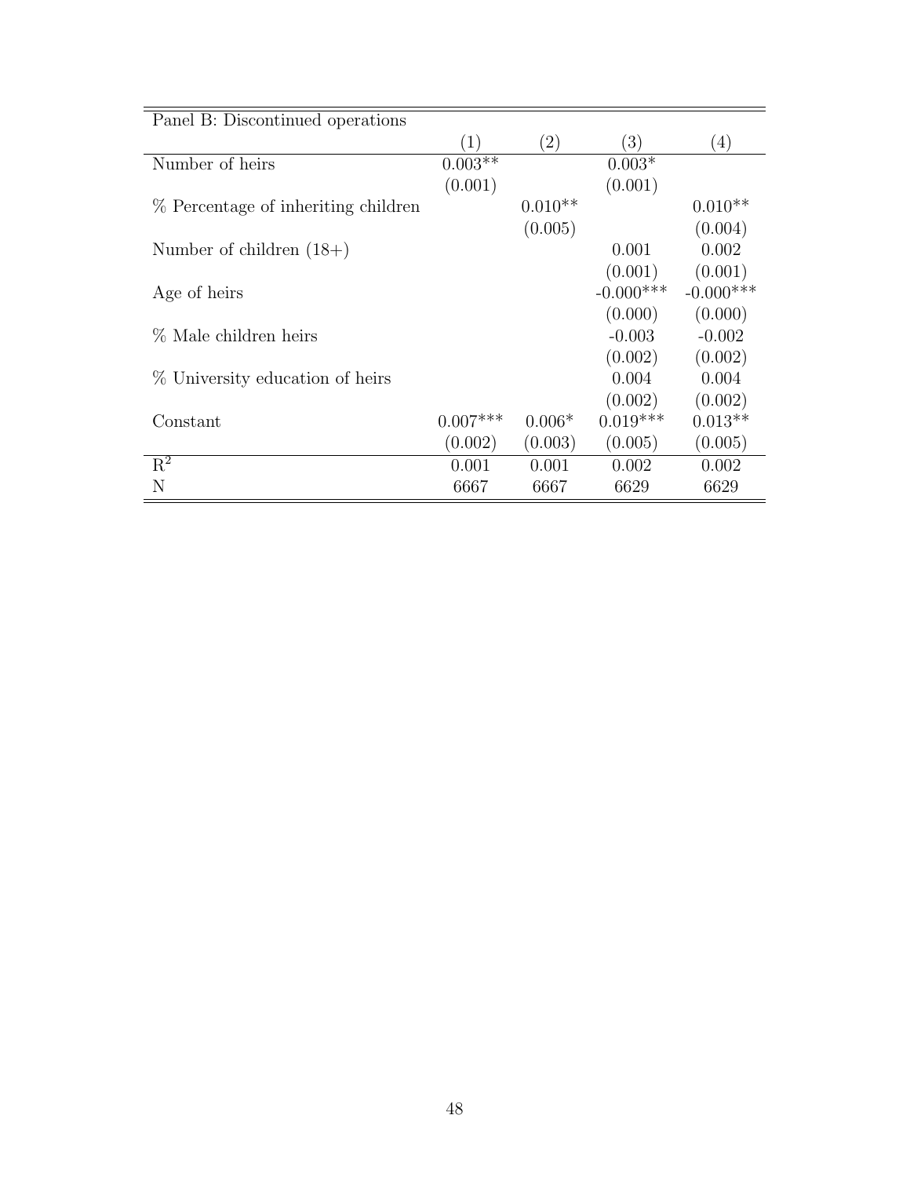| Panel B: Discontinued operations | | | | |
|---|---|---|---|---|
| | (1) | (2) | (3) | (4) |
| Number of heirs | 0.003** | | 0.003* | |
| | (0.001) | | (0.001) | |
| % Percentage of inheriting children | | 0.010** | | 0.010** |
| | | (0.005) | | (0.004) |
| Number of children (18+) | | | 0.001 | 0.002 |
| | | | (0.001) | (0.001) |
| Age of heirs | | | -0.000*** | -0.000*** |
| | | | (0.000) | (0.000) |
| % Male children heirs | | | -0.003 | -0.002 |
| | | | (0.002) | (0.002) |
| % University education of heirs | | | 0.004 | 0.004 |
| | | | (0.002) | (0.002) |
| Constant | 0.007*** | 0.006* | 0.019*** | 0.013** |
| | (0.002) | (0.003) | (0.005) | (0.005) |
| $R^2$ | 0.001 | 0.001 | 0.002 | 0.002 |
| N | 6667 | 6667 | 6629 | 6629 |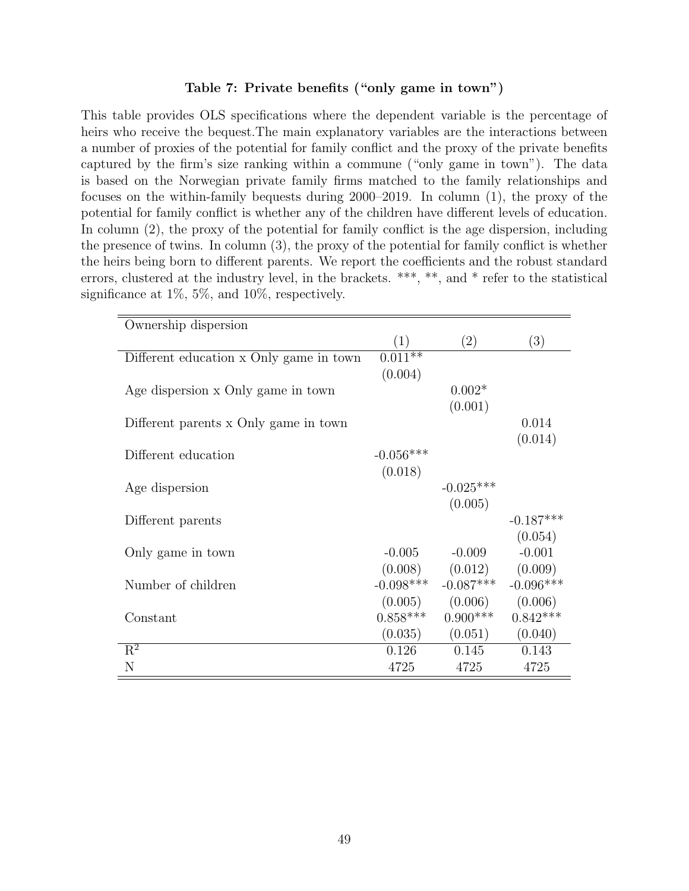### Table 7: Private benefits ("only game in town")

This table provides OLS specifications where the dependent variable is the percentage of heirs who receive the bequest.The main explanatory variables are the interactions between a number of proxies of the potential for family conflict and the proxy of the private benefits captured by the firm's size ranking within a commune ("only game in town"). The data is based on the Norwegian private family firms matched to the family relationships and focuses on the within-family bequests during 2000–2019. In column (1), the proxy of the potential for family conflict is whether any of the children have different levels of education. In column (2), the proxy of the potential for family conflict is the age dispersion, including the presence of twins. In column (3), the proxy of the potential for family conflict is whether the heirs being born to different parents. We report the coefficients and the robust standard errors, clustered at the industry level, in the brackets. \*\*\*, \*\*, and \* refer to the statistical significance at 1%, 5%, and 10%, respectively.

| Ownership dispersion | | | |
|---|---|---|---|
| | (1) | (2) | (3) |
| Different education x Only game in town | 0.011** | | |
| | (0.004) | | |
| Age dispersion x Only game in town | | 0.002* | |
| | | (0.001) | |
| Different parents x Only game in town | | | 0.014 |
| | | | (0.014) |
| Different education | -0.056*** | | |
| | (0.018) | | |
| Age dispersion | | -0.025*** | |
| | | (0.005) | |
| Different parents | | | -0.187*** |
| | | | (0.054) |
| Only game in town | -0.005 | -0.009 | -0.001 |
| | (0.008) | (0.012) | (0.009) |
| Number of children | -0.098*** | -0.087*** | -0.096*** |
| | (0.005) | (0.006) | (0.006) |
| Constant | 0.858*** | 0.900*** | 0.842*** |
| | (0.035) | (0.051) | (0.040) |
| $R^2$ | 0.126 | 0.145 | 0.143 |
| N | 4725 | 4725 | 4725 |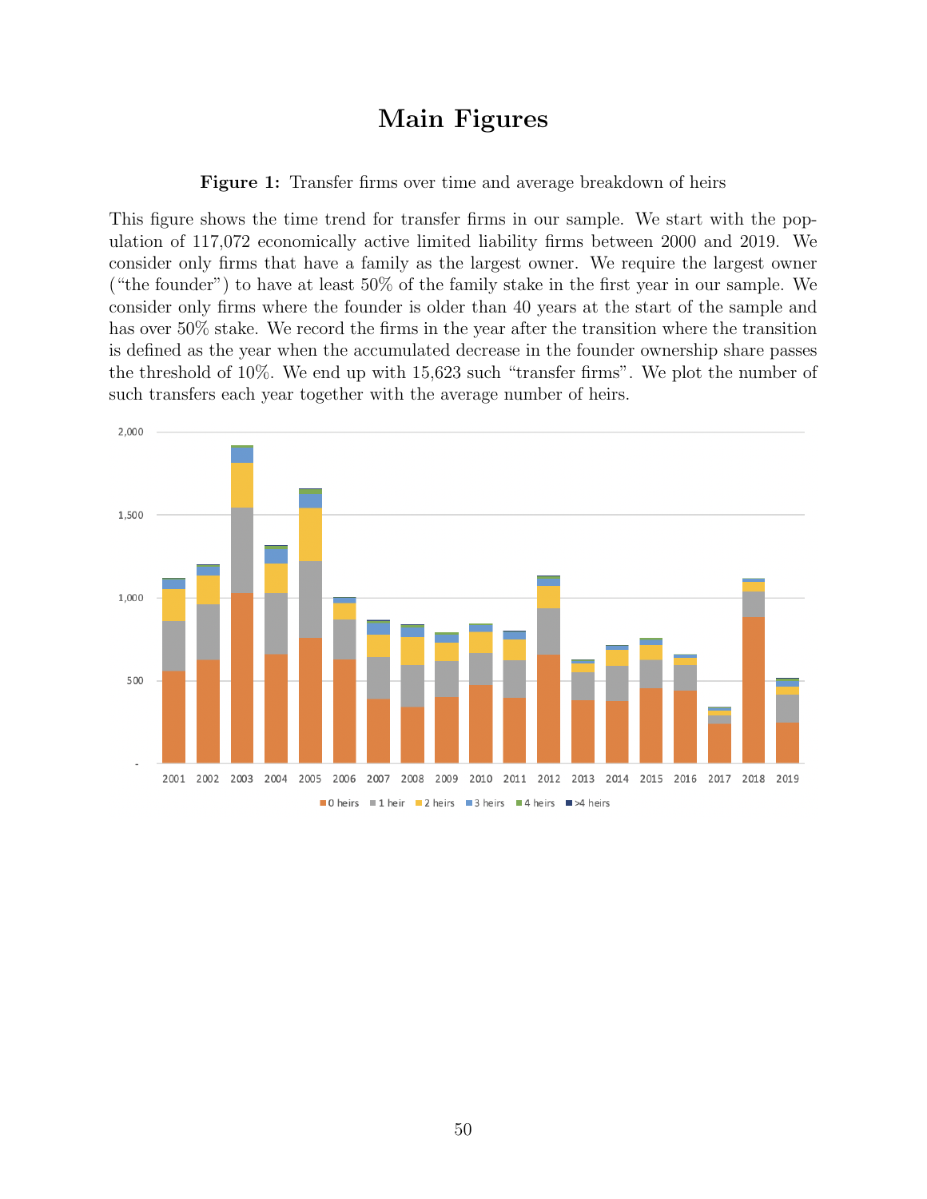# Main Figures

**Figure 1:** Transfer firms over time and average breakdown of heirs

This figure shows the time trend for transfer firms in our sample. We start with the population of 117,072 economically active limited liability firms between 2000 and 2019. We consider only firms that have a family as the largest owner. We require the largest owner ("the founder") to have at least 50% of the family stake in the first year in our sample. We consider only firms where the founder is older than 40 years at the start of the sample and has over 50% stake. We record the firms in the year after the transition where the transition is defined as the year when the accumulated decrease in the founder ownership share passes the threshold of 10%. We end up with 15,623 such "transfer firms". We plot the number of such transfers each year together with the average number of heirs.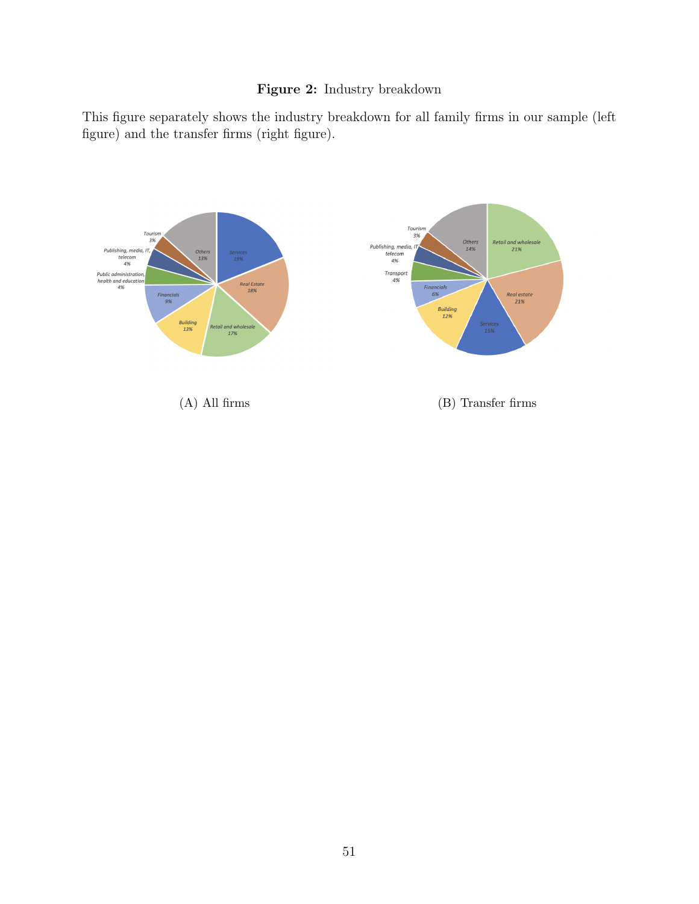**Figure 2:** Industry breakdown

This figure separately shows the industry breakdown for all family firms in our sample (left figure) and the transfer firms (right figure).

(A) All firms

(B) Transfer firms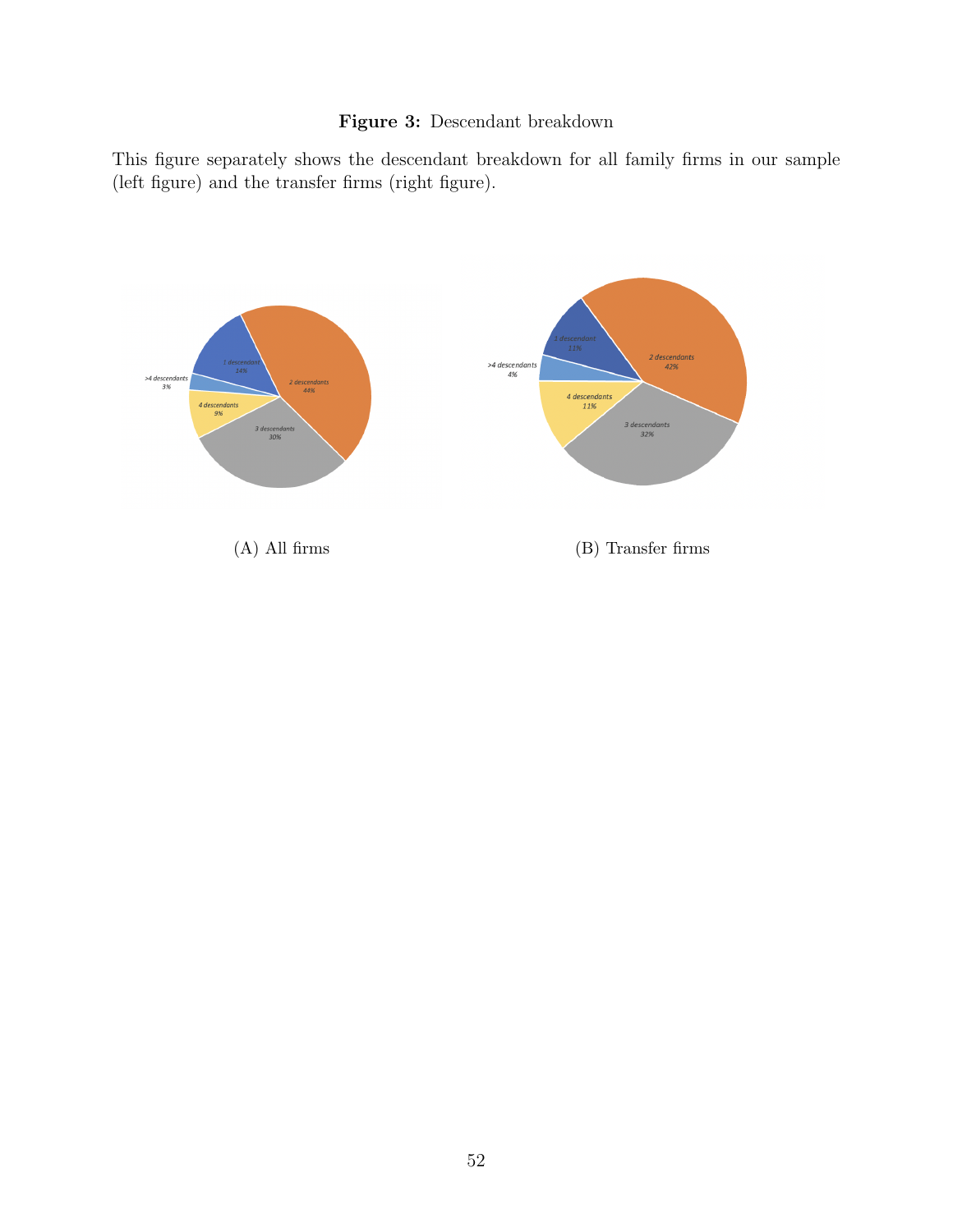**Figure 3:** Descendant breakdown

This figure separately shows the descendant breakdown for all family firms in our sample (left figure) and the transfer firms (right figure).

(A) All firms

(B) Transfer firms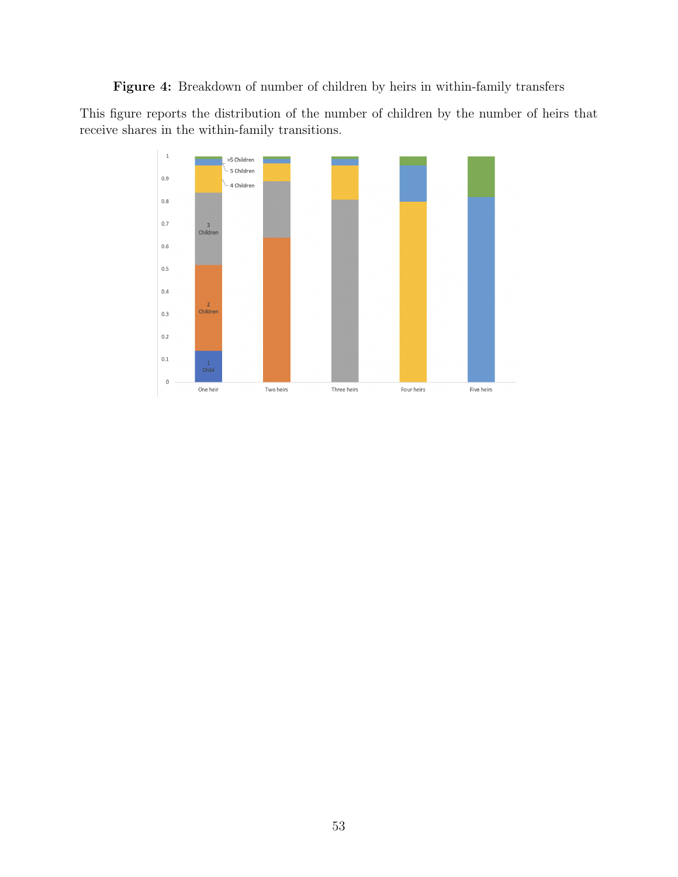**Figure 4:** Breakdown of number of children by heirs in within-family transfers

This figure reports the distribution of the number of children by the number of heirs that receive shares in the within-family transitions.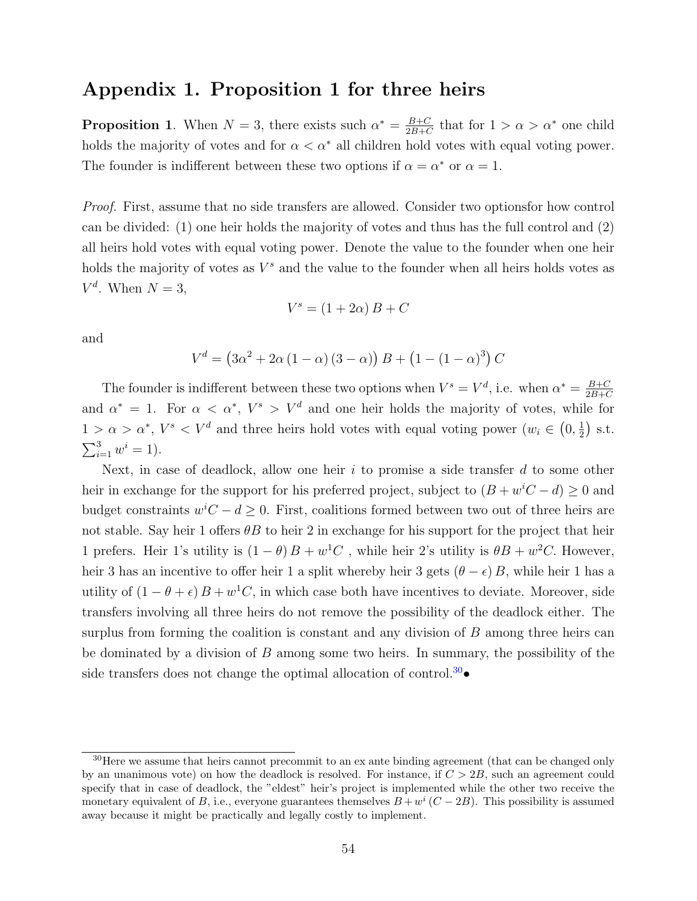# Appendix 1. Proposition 1 for three heirs

**Proposition 1**. When $N = 3$, there exists such $\alpha^* = \frac{B+C}{2B+C}$ that for $1 > \alpha > \alpha^*$ one child holds the majority of votes and for $\alpha < \alpha^*$ all children hold votes with equal voting power. The founder is indifferent between these two options if $\alpha = \alpha^*$ or $\alpha = 1$.

*Proof.* First, assume that no side transfers are allowed. Consider two optionsfor how control can be divided: (1) one heir holds the majority of votes and thus has the full control and (2) all heirs hold votes with equal voting power. Denote the value to the founder when one heir holds the majority of votes as $V^s$ and the value to the founder when all heirs holds votes as $V^d$. When $N = 3$,

$$V^s = (1 + 2\alpha) B + C$$

and

$$V^d = \left(3\alpha^2 + 2\alpha (1 - \alpha)(3 - \alpha)\right) B + \left(1 - (1 - \alpha)^3\right) C$$

The founder is indifferent between these two options when $V^s = V^d$, i.e. when $\alpha^* = \frac{B+C}{2B+C}$ and $\alpha^* = 1$. For $\alpha < \alpha^*$, $V^s > V^d$ and one heir holds the majority of votes, while for $1 > \alpha > \alpha^*$, $V^s < V^d$ and three heirs hold votes with equal voting power ($w_i \in \left(0, \frac{1}{2}\right)$ s.t. $\sum_{i=1}^{3} w^i = 1$).

Next, in case of deadlock, allow one heir $i$ to promise a side transfer $d$ to some other heir in exchange for the support for his preferred project, subject to $(B + w^i C - d) \geq 0$ and budget constraints $w^i C - d \geq 0$. First, coalitions formed between two out of three heirs are not stable. Say heir 1 offers $\theta B$ to heir 2 in exchange for his support for the project that heir 1 prefers. Heir 1's utility is $(1 - \theta) B + w^1 C$ , while heir 2's utility is $\theta B + w^2 C$. However, heir 3 has an incentive to offer heir 1 a split whereby heir 3 gets $(\theta - \epsilon) B$, while heir 1 has a utility of $(1 - \theta + \epsilon) B + w^1 C$, in which case both have incentives to deviate. Moreover, side transfers involving all three heirs do not remove the possibility of the deadlock either. The surplus from forming the coalition is constant and any division of $B$ among three heirs can be dominated by a division of $B$ among some two heirs. In summary, the possibility of the side transfers does not change the optimal allocation of control.[30]•

[30]Here we assume that heirs cannot precommit to an ex ante binding agreement (that can be changed only by an unanimous vote) on how the deadlock is resolved. For instance, if $C > 2B$, such an agreement could specify that in case of deadlock, the "eldest" heir's project is implemented while the other two receive the monetary equivalent of $B$, i.e., everyone guarantees themselves $B + w^i (C - 2B)$. This possibility is assumed away because it might be practically and legally costly to implement.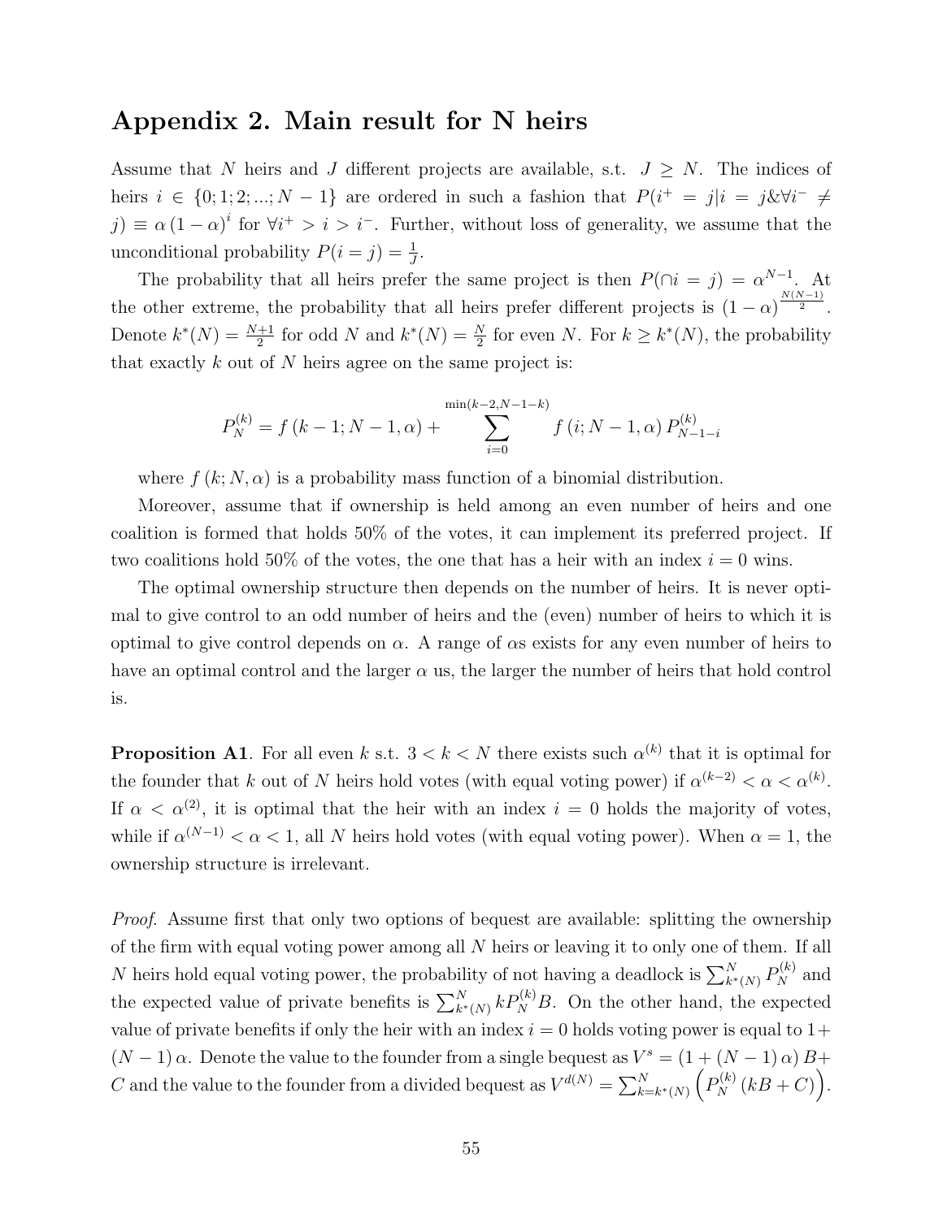## Appendix 2. Main result for N heirs

Assume that $N$ heirs and $J$ different projects are available, s.t. $J \geq N$. The indices of heirs $i \in \{0; 1; 2; ...; N-1\}$ are ordered in such a fashion that $P(i^+ = j | i = j \& \forall i^- \neq j) \equiv \alpha (1-\alpha)^i$ for $\forall i^+ > i > i^-$. Further, without loss of generality, we assume that the unconditional probability $P(i = j) = \frac{1}{J}$.

The probability that all heirs prefer the same project is then $P(\cap i = j) = \alpha^{N-1}$. At the other extreme, the probability that all heirs prefer different projects is $(1-\alpha)^{\frac{N(N-1)}{2}}$. Denote $k^*(N) = \frac{N+1}{2}$ for odd $N$ and $k^*(N) = \frac{N}{2}$ for even $N$. For $k \geq k^*(N)$, the probability that exactly $k$ out of $N$ heirs agree on the same project is:

$$P_N^{(k)} = f(k-1; N-1, \alpha) + \sum_{i=0}^{\min(k-2, N-1-k)} f(i; N-1, \alpha) P_{N-1-i}^{(k)}$$

where $f(k; N, \alpha)$ is a probability mass function of a binomial distribution.

Moreover, assume that if ownership is held among an even number of heirs and one coalition is formed that holds 50% of the votes, it can implement its preferred project. If two coalitions hold 50% of the votes, the one that has a heir with an index $i = 0$ wins.

The optimal ownership structure then depends on the number of heirs. It is never optimal to give control to an odd number of heirs and the (even) number of heirs to which it is optimal to give control depends on $\alpha$. A range of $\alpha$s exists for any even number of heirs to have an optimal control and the larger $\alpha$ us, the larger the number of heirs that hold control is.

**Proposition A1**. For all even $k$ s.t. $3 < k < N$ there exists such $\alpha^{(k)}$ that it is optimal for the founder that $k$ out of $N$ heirs hold votes (with equal voting power) if $\alpha^{(k-2)} < \alpha < \alpha^{(k)}$. If $\alpha < \alpha^{(2)}$, it is optimal that the heir with an index $i = 0$ holds the majority of votes, while if $\alpha^{(N-1)} < \alpha < 1$, all $N$ heirs hold votes (with equal voting power). When $\alpha = 1$, the ownership structure is irrelevant.

*Proof*. Assume first that only two options of bequest are available: splitting the ownership of the firm with equal voting power among all $N$ heirs or leaving it to only one of them. If all $N$ heirs hold equal voting power, the probability of not having a deadlock is $\sum_{k^*(N)}^{N} P_N^{(k)}$ and the expected value of private benefits is $\sum_{k^*(N)}^{N} k P_N^{(k)} B$. On the other hand, the expected value of private benefits if only the heir with an index $i = 0$ holds voting power is equal to $1 + (N-1)\alpha$. Denote the value to the founder from a single bequest as $V^s = (1 + (N-1)\alpha) B + C$ and the value to the founder from a divided bequest as $V^{d(N)} = \sum_{k=k^*(N)}^{N} \left( P_N^{(k)} (kB + C) \right)$.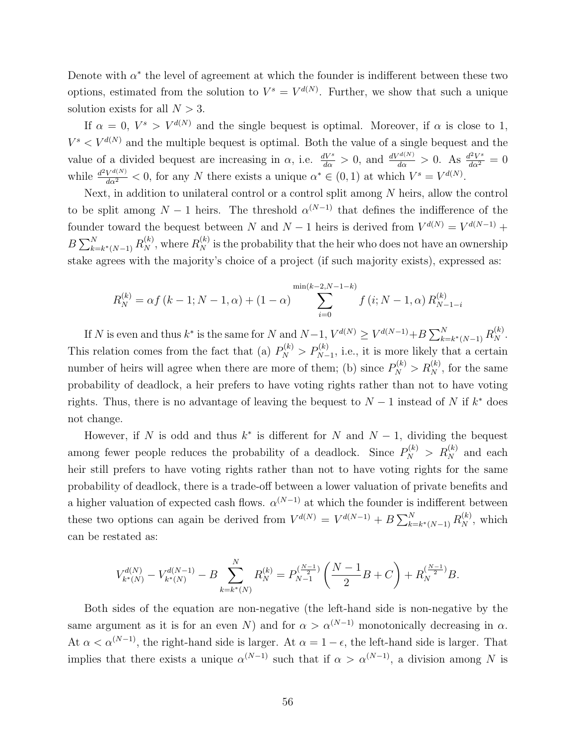Denote with $\alpha^*$ the level of agreement at which the founder is indifferent between these two options, estimated from the solution to $V^s = V^{d(N)}$. Further, we show that such a unique solution exists for all $N > 3$.

If $\alpha = 0$, $V^s > V^{d(N)}$ and the single bequest is optimal. Moreover, if $\alpha$ is close to 1, $V^s < V^{d(N)}$ and the multiple bequest is optimal. Both the value of a single bequest and the value of a divided bequest are increasing in $\alpha$, i.e. $\frac{dV^s}{d\alpha} > 0$, and $\frac{dV^{d(N)}}{d\alpha} > 0$. As $\frac{d^2V^s}{d\alpha^2} = 0$ while $\frac{d^2V^{d(N)}}{d\alpha^2} < 0$, for any $N$ there exists a unique $\alpha^* \in (0,1)$ at which $V^s = V^{d(N)}$.

Next, in addition to unilateral control or a control split among $N$ heirs, allow the control to be split among $N-1$ heirs. The threshold $\alpha^{(N-1)}$ that defines the indifference of the founder toward the bequest between $N$ and $N-1$ heirs is derived from $V^{d(N)} = V^{d(N-1)} + B\sum_{k=k^*(N-1)}^{N} R_N^{(k)}$, where $R_N^{(k)}$ is the probability that the heir who does not have an ownership stake agrees with the majority's choice of a project (if such majority exists), expressed as:

$$R_N^{(k)} = \alpha f\left(k-1; N-1, \alpha\right) + (1-\alpha) \sum_{i=0}^{\min(k-2, N-1-k)} f\left(i; N-1, \alpha\right) R_{N-1-i}^{(k)}$$

If $N$ is even and thus $k^*$ is the same for $N$ and $N-1$, $V^{d(N)} \geq V^{d(N-1)} + B\sum_{k=k^*(N-1)}^{N} R_N^{(k)}$. This relation comes from the fact that (a) $P_N^{(k)} > P_{N-1}^{(k)}$, i.e., it is more likely that a certain number of heirs will agree when there are more of them; (b) since $P_N^{(k)} > R_N^{(k)}$, for the same probability of deadlock, a heir prefers to have voting rights rather than not to have voting rights. Thus, there is no advantage of leaving the bequest to $N-1$ instead of $N$ if $k^*$ does not change.

However, if $N$ is odd and thus $k^*$ is different for $N$ and $N-1$, dividing the bequest among fewer people reduces the probability of a deadlock. Since $P_N^{(k)} > R_N^{(k)}$ and each heir still prefers to have voting rights rather than not to have voting rights for the same probability of deadlock, there is a trade-off between a lower valuation of private benefits and a higher valuation of expected cash flows. $\alpha^{(N-1)}$ at which the founder is indifferent between these two options can again be derived from $V^{d(N)} = V^{d(N-1)} + B\sum_{k=k^*(N-1)}^{N} R_N^{(k)}$, which can be restated as:

$$V_{k^*(N)}^{d(N)} - V_{k^*(N)}^{d(N-1)} - B\sum_{k=k^*(N)}^{N} R_N^{(k)} = P_{N-1}^{(\frac{N-1}{2})}\left(\frac{N-1}{2}B + C\right) + R_N^{(\frac{N-1}{2})}B.$$

Both sides of the equation are non-negative (the left-hand side is non-negative by the same argument as it is for an even $N$) and for $\alpha > \alpha^{(N-1)}$ monotonically decreasing in $\alpha$. At $\alpha < \alpha^{(N-1)}$, the right-hand side is larger. At $\alpha = 1 - \epsilon$, the left-hand side is larger. That implies that there exists a unique $\alpha^{(N-1)}$ such that if $\alpha > \alpha^{(N-1)}$, a division among $N$ is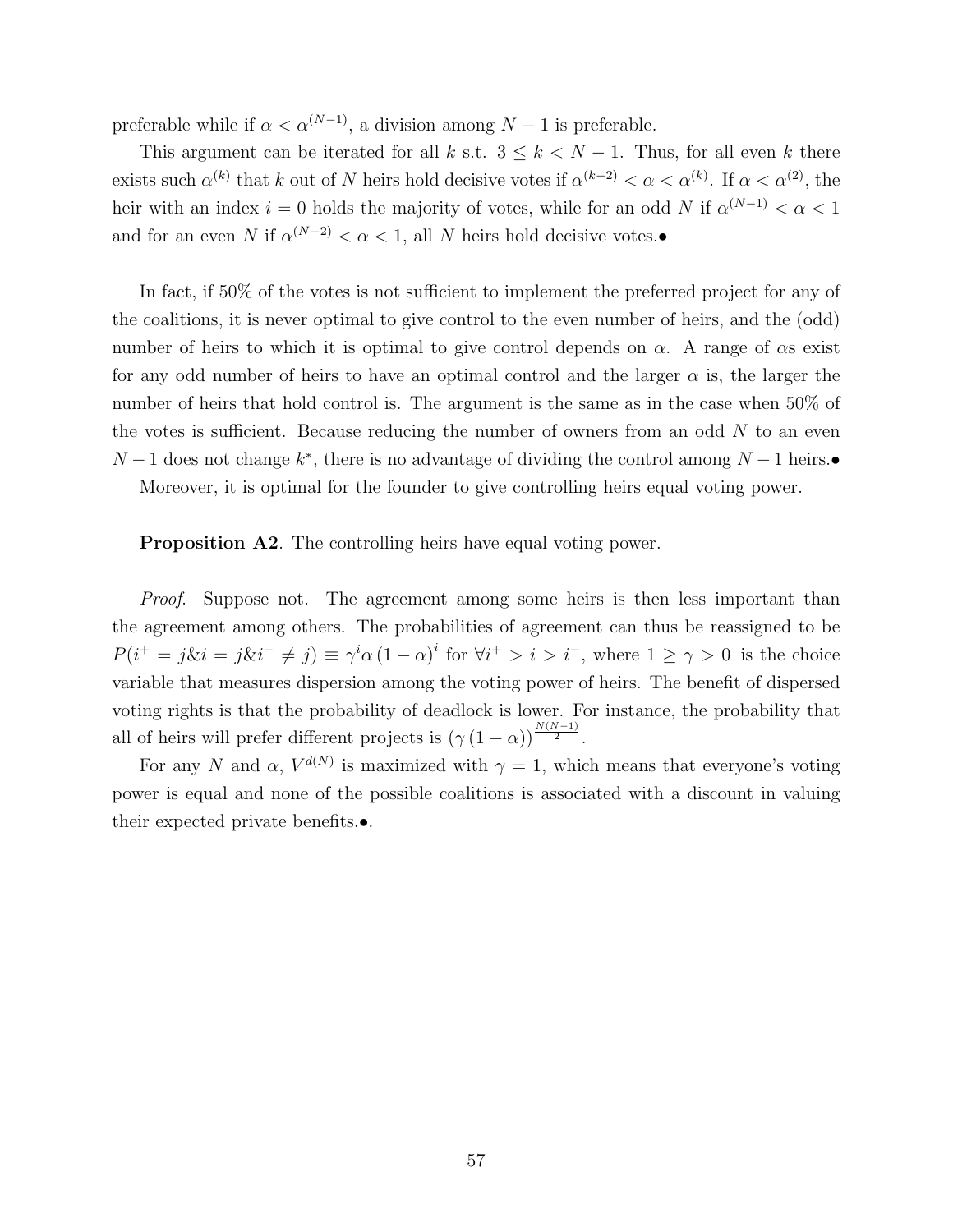preferable while if $\alpha < \alpha^{(N-1)}$, a division among $N-1$ is preferable.

This argument can be iterated for all $k$ s.t. $3 \leq k < N-1$. Thus, for all even $k$ there exists such $\alpha^{(k)}$ that $k$ out of $N$ heirs hold decisive votes if $\alpha^{(k-2)} < \alpha < \alpha^{(k)}$. If $\alpha < \alpha^{(2)}$, the heir with an index $i = 0$ holds the majority of votes, while for an odd $N$ if $\alpha^{(N-1)} < \alpha < 1$ and for an even $N$ if $\alpha^{(N-2)} < \alpha < 1$, all $N$ heirs hold decisive votes.•

In fact, if 50% of the votes is not sufficient to implement the preferred project for any of the coalitions, it is never optimal to give control to the even number of heirs, and the (odd) number of heirs to which it is optimal to give control depends on $\alpha$. A range of $\alpha$s exist for any odd number of heirs to have an optimal control and the larger $\alpha$ is, the larger the number of heirs that hold control is. The argument is the same as in the case when 50% of the votes is sufficient. Because reducing the number of owners from an odd $N$ to an even $N-1$ does not change $k^*$, there is no advantage of dividing the control among $N-1$ heirs.•

Moreover, it is optimal for the founder to give controlling heirs equal voting power.

**Proposition A2**. The controlling heirs have equal voting power.

*Proof*. Suppose not. The agreement among some heirs is then less important than the agreement among others. The probabilities of agreement can thus be reassigned to be $P(i^+ = j \& i = j \& i^- \neq j) \equiv \gamma^i \alpha (1-\alpha)^i$ for $\forall i^+ > i > i^-$, where $1 \geq \gamma > 0$ is the choice variable that measures dispersion among the voting power of heirs. The benefit of dispersed voting rights is that the probability of deadlock is lower. For instance, the probability that all of heirs will prefer different projects is $(\gamma (1-\alpha))^{\frac{N(N-1)}{2}}$.

For any $N$ and $\alpha$, $V^{d(N)}$ is maximized with $\gamma = 1$, which means that everyone's voting power is equal and none of the possible coalitions is associated with a discount in valuing their expected private benefits.•.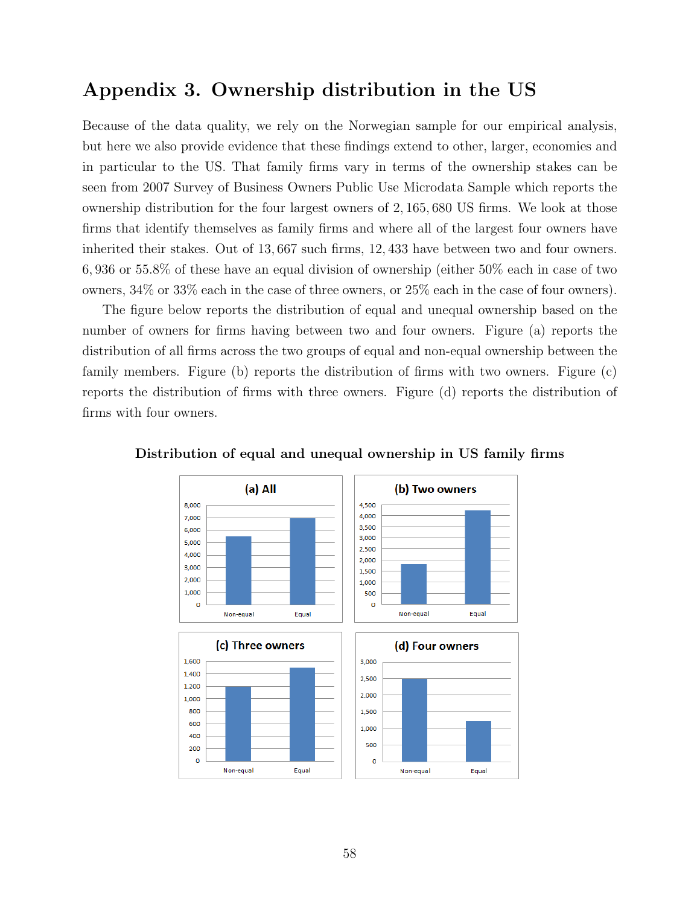# Appendix 3. Ownership distribution in the US

Because of the data quality, we rely on the Norwegian sample for our empirical analysis, but here we also provide evidence that these findings extend to other, larger, economies and in particular to the US. That family firms vary in terms of the ownership stakes can be seen from 2007 Survey of Business Owners Public Use Microdata Sample which reports the ownership distribution for the four largest owners of 2,165,680 US firms. We look at those firms that identify themselves as family firms and where all of the largest four owners have inherited their stakes. Out of 13,667 such firms, 12,433 have between two and four owners. 6,936 or 55.8% of these have an equal division of ownership (either 50% each in case of two owners, 34% or 33% each in the case of three owners, or 25% each in the case of four owners).

The figure below reports the distribution of equal and unequal ownership based on the number of owners for firms having between two and four owners. Figure (a) reports the distribution of all firms across the two groups of equal and non-equal ownership between the family members. Figure (b) reports the distribution of firms with two owners. Figure (c) reports the distribution of firms with three owners. Figure (d) reports the distribution of firms with four owners.

**Distribution of equal and unequal ownership in US family firms**

(a) All

(b) Two owners

(c) Three owners

(d) Four owners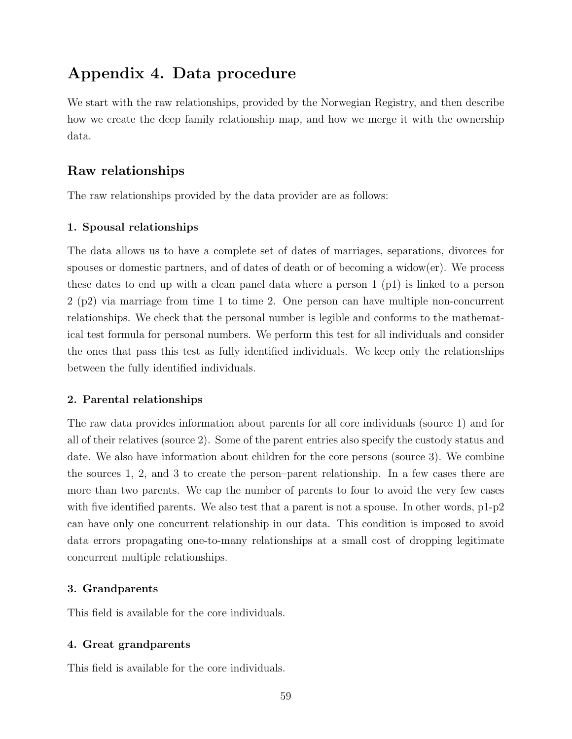# Appendix 4. Data procedure

We start with the raw relationships, provided by the Norwegian Registry, and then describe how we create the deep family relationship map, and how we merge it with the ownership data.

## Raw relationships

The raw relationships provided by the data provider are as follows:

### 1. Spousal relationships

The data allows us to have a complete set of dates of marriages, separations, divorces for spouses or domestic partners, and of dates of death or of becoming a widow(er). We process these dates to end up with a clean panel data where a person 1 (p1) is linked to a person 2 (p2) via marriage from time 1 to time 2. One person can have multiple non-concurrent relationships. We check that the personal number is legible and conforms to the mathematical test formula for personal numbers. We perform this test for all individuals and consider the ones that pass this test as fully identified individuals. We keep only the relationships between the fully identified individuals.

### 2. Parental relationships

The raw data provides information about parents for all core individuals (source 1) and for all of their relatives (source 2). Some of the parent entries also specify the custody status and date. We also have information about children for the core persons (source 3). We combine the sources 1, 2, and 3 to create the person–parent relationship. In a few cases there are more than two parents. We cap the number of parents to four to avoid the very few cases with five identified parents. We also test that a parent is not a spouse. In other words, p1-p2 can have only one concurrent relationship in our data. This condition is imposed to avoid data errors propagating one-to-many relationships at a small cost of dropping legitimate concurrent multiple relationships.

### 3. Grandparents

This field is available for the core individuals.

### 4. Great grandparents

This field is available for the core individuals.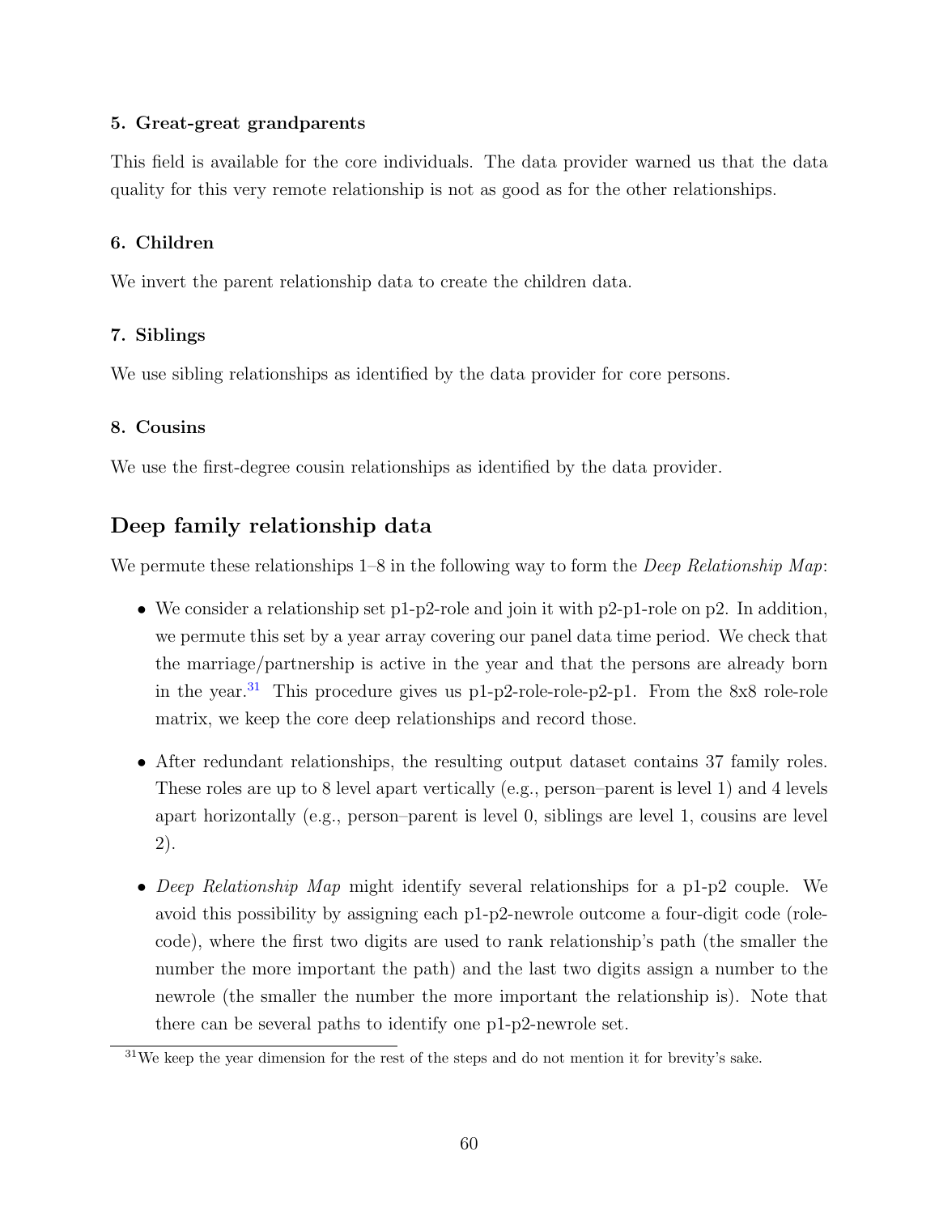**5. Great-great grandparents**

This field is available for the core individuals. The data provider warned us that the data quality for this very remote relationship is not as good as for the other relationships.

**6. Children**

We invert the parent relationship data to create the children data.

**7. Siblings**

We use sibling relationships as identified by the data provider for core persons.

**8. Cousins**

We use the first-degree cousin relationships as identified by the data provider.

## Deep family relationship data

We permute these relationships 1–8 in the following way to form the *Deep Relationship Map*:

- We consider a relationship set p1-p2-role and join it with p2-p1-role on p2. In addition, we permute this set by a year array covering our panel data time period. We check that the marriage/partnership is active in the year and that the persons are already born in the year.[31] This procedure gives us p1-p2-role-role-p2-p1. From the 8x8 role-role matrix, we keep the core deep relationships and record those.
- After redundant relationships, the resulting output dataset contains 37 family roles. These roles are up to 8 level apart vertically (e.g., person–parent is level 1) and 4 levels apart horizontally (e.g., person–parent is level 0, siblings are level 1, cousins are level 2).
- *Deep Relationship Map* might identify several relationships for a p1-p2 couple. We avoid this possibility by assigning each p1-p2-newrole outcome a four-digit code (rolecode), where the first two digits are used to rank relationship's path (the smaller the number the more important the path) and the last two digits assign a number to the newrole (the smaller the number the more important the relationship is). Note that there can be several paths to identify one p1-p2-newrole set.

[31] We keep the year dimension for the rest of the steps and do not mention it for brevity's sake.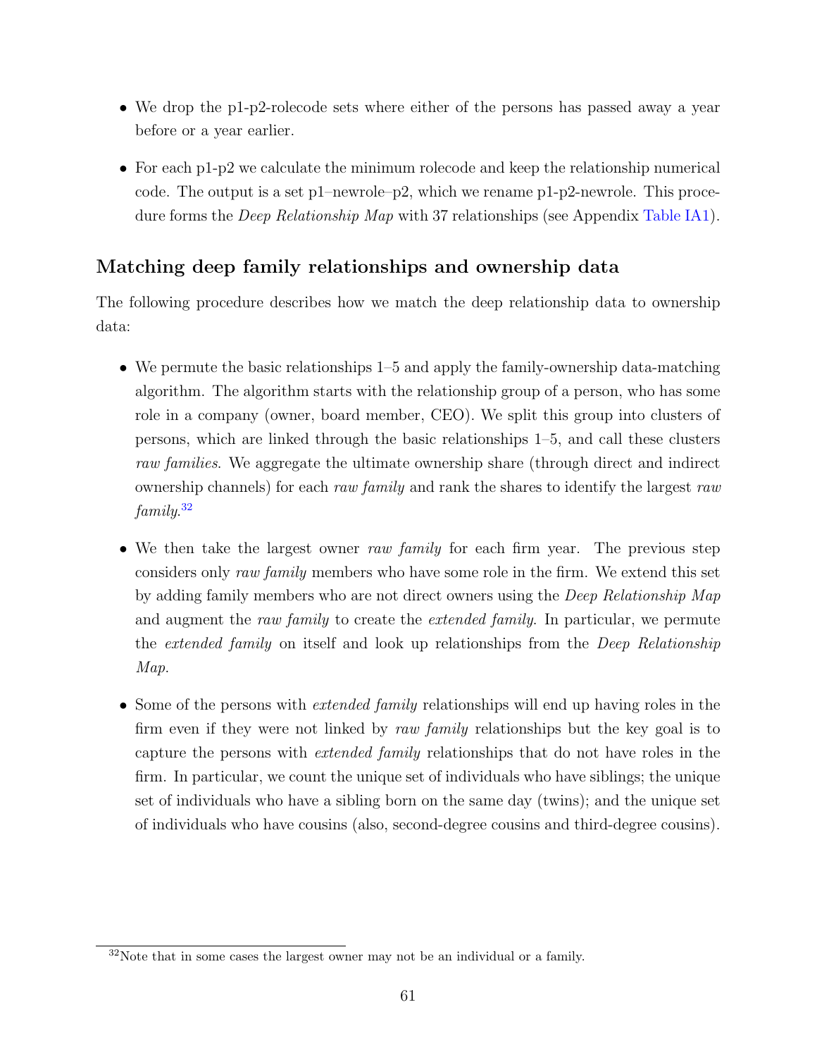- We drop the p1-p2-rolecode sets where either of the persons has passed away a year before or a year earlier.
- For each p1-p2 we calculate the minimum rolecode and keep the relationship numerical code. The output is a set p1–newrole–p2, which we rename p1-p2-newrole. This procedure forms the *Deep Relationship Map* with 37 relationships (see Appendix Table IA1).

## Matching deep family relationships and ownership data

The following procedure describes how we match the deep relationship data to ownership data:

- We permute the basic relationships 1–5 and apply the family-ownership data-matching algorithm. The algorithm starts with the relationship group of a person, who has some role in a company (owner, board member, CEO). We split this group into clusters of persons, which are linked through the basic relationships 1–5, and call these clusters *raw families*. We aggregate the ultimate ownership share (through direct and indirect ownership channels) for each *raw family* and rank the shares to identify the largest *raw family*.[32]
- We then take the largest owner *raw family* for each firm year. The previous step considers only *raw family* members who have some role in the firm. We extend this set by adding family members who are not direct owners using the *Deep Relationship Map* and augment the *raw family* to create the *extended family*. In particular, we permute the *extended family* on itself and look up relationships from the *Deep Relationship Map*.
- Some of the persons with *extended family* relationships will end up having roles in the firm even if they were not linked by *raw family* relationships but the key goal is to capture the persons with *extended family* relationships that do not have roles in the firm. In particular, we count the unique set of individuals who have siblings; the unique set of individuals who have a sibling born on the same day (twins); and the unique set of individuals who have cousins (also, second-degree cousins and third-degree cousins).

[32] Note that in some cases the largest owner may not be an individual or a family.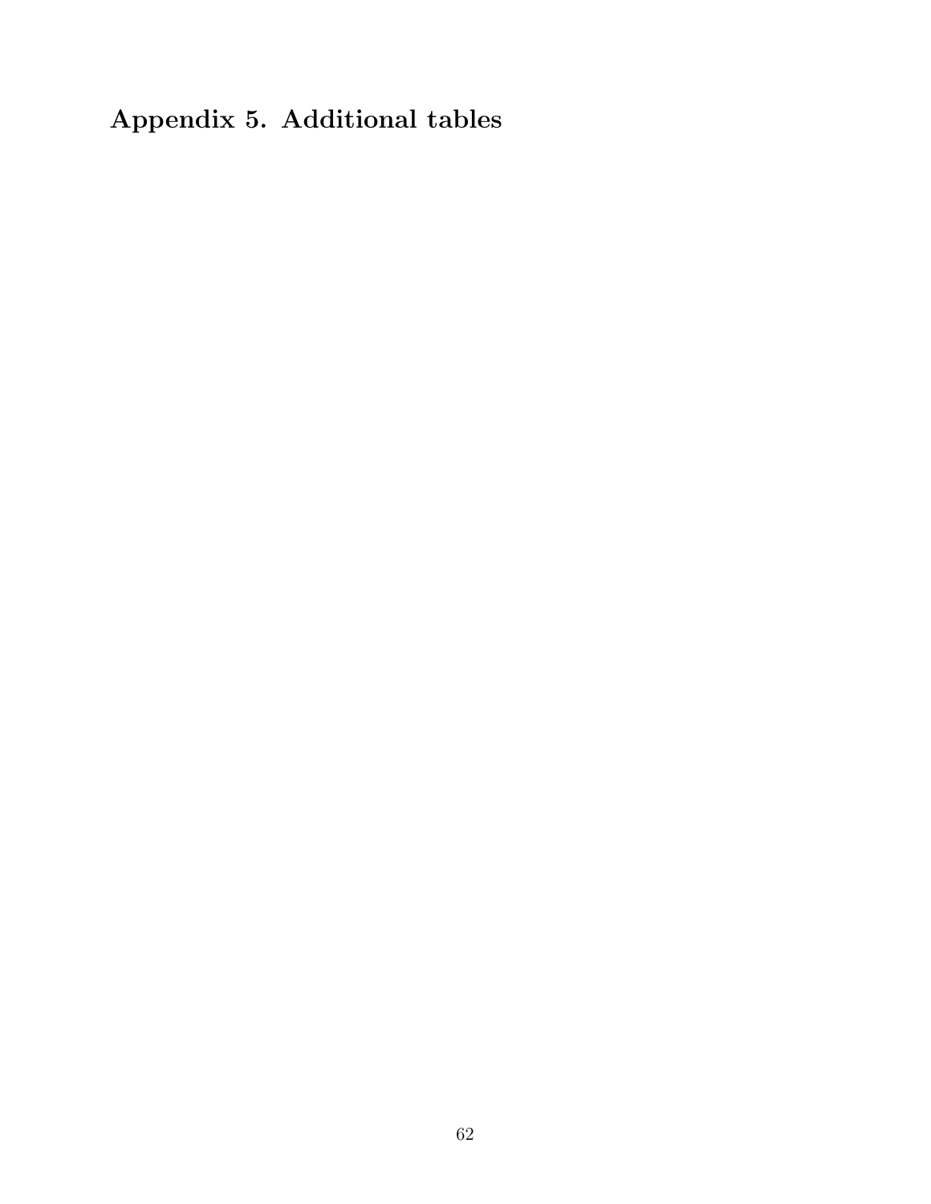# Appendix 5. Additional tables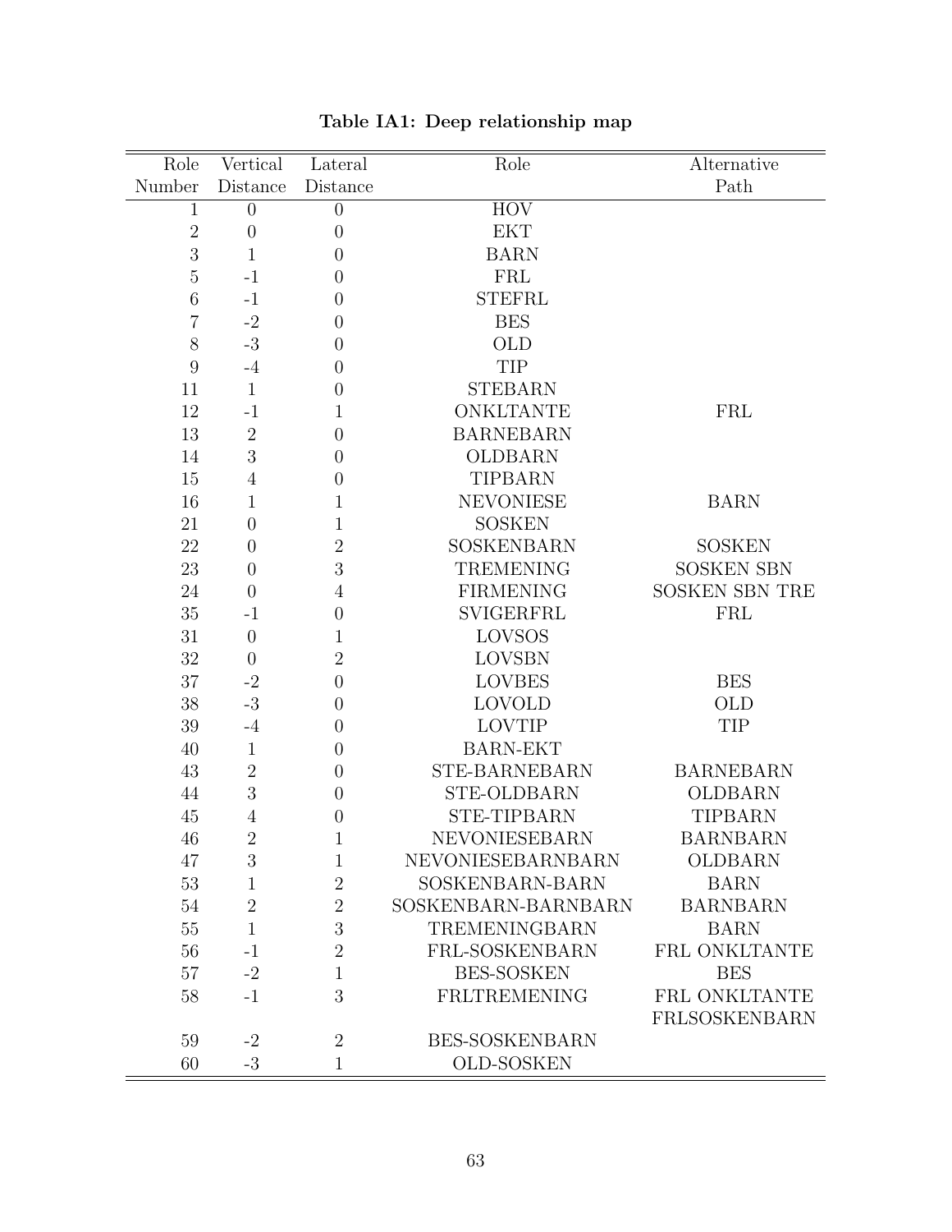**Table IA1: Deep relationship map**

| Role Number | Vertical Distance | Lateral Distance | Role | Alternative Path |
|---|---|---|---|---|
| 1 | 0 | 0 | HOV | |
| 2 | 0 | 0 | EKT | |
| 3 | 1 | 0 | BARN | |
| 5 | -1 | 0 | FRL | |
| 6 | -1 | 0 | STEFRL | |
| 7 | -2 | 0 | BES | |
| 8 | -3 | 0 | OLD | |
| 9 | -4 | 0 | TIP | |
| 11 | 1 | 0 | STEBARN | |
| 12 | -1 | 1 | ONKLTANTE | FRL |
| 13 | 2 | 0 | BARNEBARN | |
| 14 | 3 | 0 | OLDBARN | |
| 15 | 4 | 0 | TIPBARN | |
| 16 | 1 | 1 | NEVONIESE | BARN |
| 21 | 0 | 1 | SOSKEN | |
| 22 | 0 | 2 | SOSKENBARN | SOSKEN |
| 23 | 0 | 3 | TREMENING | SOSKEN SBN |
| 24 | 0 | 4 | FIRMENING | SOSKEN SBN TRE |
| 35 | -1 | 0 | SVIGERFRL | FRL |
| 31 | 0 | 1 | LOVSOS | |
| 32 | 0 | 2 | LOVSBN | |
| 37 | -2 | 0 | LOVBES | BES |
| 38 | -3 | 0 | LOVOLD | OLD |
| 39 | -4 | 0 | LOVTIP | TIP |
| 40 | 1 | 0 | BARN-EKT | |
| 43 | 2 | 0 | STE-BARNEBARN | BARNEBARN |
| 44 | 3 | 0 | STE-OLDBARN | OLDBARN |
| 45 | 4 | 0 | STE-TIPBARN | TIPBARN |
| 46 | 2 | 1 | NEVONIESEBARN | BARNBARN |
| 47 | 3 | 1 | NEVONIESEBARNBARN | OLDBARN |
| 53 | 1 | 2 | SOSKENBARN-BARN | BARN |
| 54 | 2 | 2 | SOSKENBARN-BARNBARN | BARNBARN |
| 55 | 1 | 3 | TREMENINGBARN | BARN |
| 56 | -1 | 2 | FRL-SOSKENBARN | FRL ONKLTANTE |
| 57 | -2 | 1 | BES-SOSKEN | BES |
| 58 | -1 | 3 | FRLTREMENING | FRL ONKLTANTE FRLSOSKENBARN |
| 59 | -2 | 2 | BES-SOSKENBARN | |
| 60 | -3 | 1 | OLD-SOSKEN | |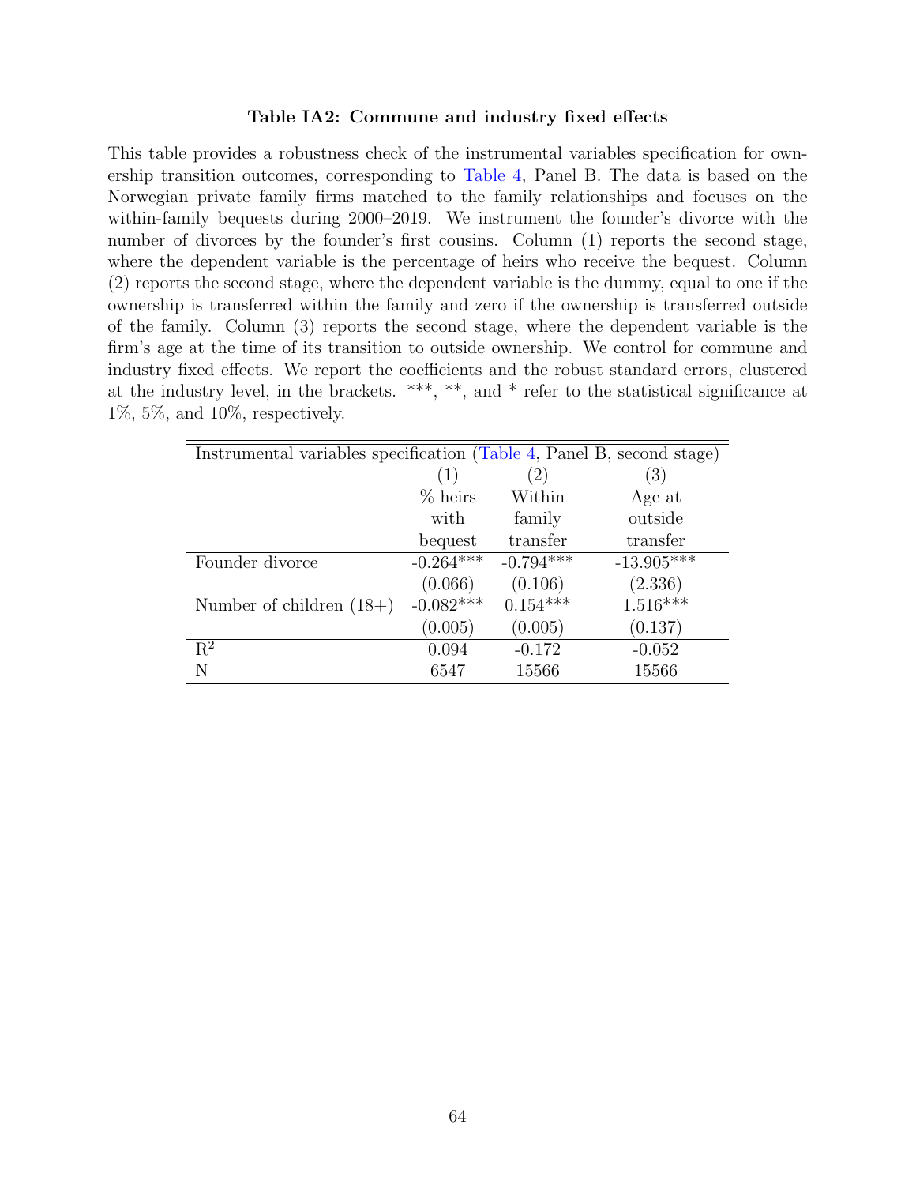**Table IA2: Commune and industry fixed effects**

This table provides a robustness check of the instrumental variables specification for ownership transition outcomes, corresponding to Table 4, Panel B. The data is based on the Norwegian private family firms matched to the family relationships and focuses on the within-family bequests during 2000–2019. We instrument the founder's divorce with the number of divorces by the founder's first cousins. Column (1) reports the second stage, where the dependent variable is the percentage of heirs who receive the bequest. Column (2) reports the second stage, where the dependent variable is the dummy, equal to one if the ownership is transferred within the family and zero if the ownership is transferred outside of the family. Column (3) reports the second stage, where the dependent variable is the firm's age at the time of its transition to outside ownership. We control for commune and industry fixed effects. We report the coefficients and the robust standard errors, clustered at the industry level, in the brackets. \*\*\*, \*\*, and \* refer to the statistical significance at 1%, 5%, and 10%, respectively.

| Instrumental variables specification (Table 4, Panel B, second stage) | | | |
|---|---|---|---|
| | (1) | (2) | (3) |
| | % heirs with bequest | Within family transfer | Age at outside transfer |
| Founder divorce | -0.264*** | -0.794*** | -13.905*** |
| | (0.066) | (0.106) | (2.336) |
| Number of children (18+) | -0.082*** | 0.154*** | 1.516*** |
| | (0.005) | (0.005) | (0.137) |
| $R^2$ | 0.094 | -0.172 | -0.052 |
| N | 6547 | 15566 | 15566 |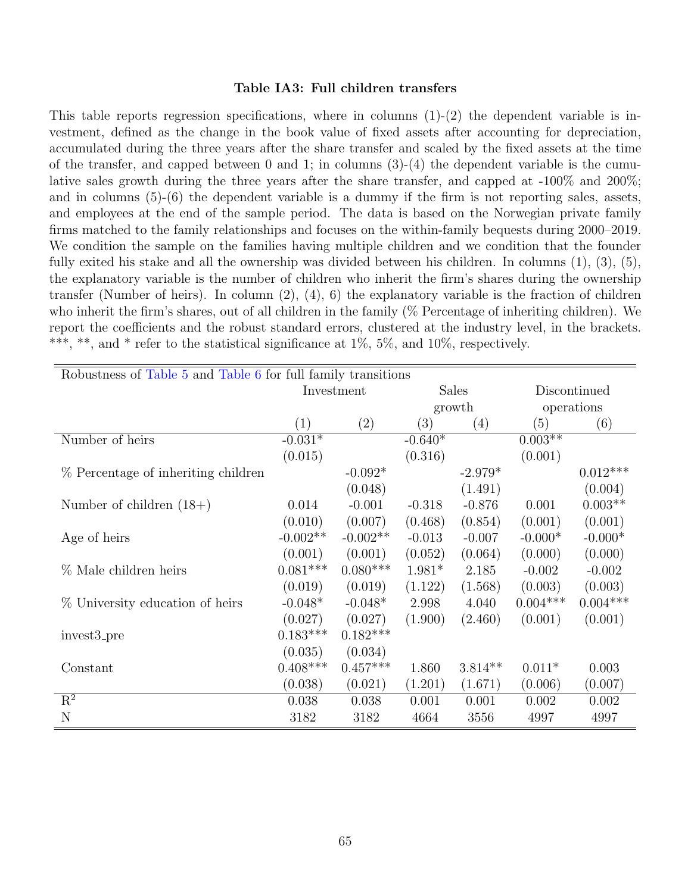### Table IA3: Full children transfers

This table reports regression specifications, where in columns (1)-(2) the dependent variable is investment, defined as the change in the book value of fixed assets after accounting for depreciation, accumulated during the three years after the share transfer and scaled by the fixed assets at the time of the transfer, and capped between 0 and 1; in columns (3)-(4) the dependent variable is the cumulative sales growth during the three years after the share transfer, and capped at -100% and 200%; and in columns (5)-(6) the dependent variable is a dummy if the firm is not reporting sales, assets, and employees at the end of the sample period. The data is based on the Norwegian private family firms matched to the family relationships and focuses on the within-family bequests during 2000–2019. We condition the sample on the families having multiple children and we condition that the founder fully exited his stake and all the ownership was divided between his children. In columns (1), (3), (5), the explanatory variable is the number of children who inherit the firm's shares during the ownership transfer (Number of heirs). In column (2), (4), 6) the explanatory variable is the fraction of children who inherit the firm's shares, out of all children in the family (% Percentage of inheriting children). We report the coefficients and the robust standard errors, clustered at the industry level, in the brackets. ***, **, and * refer to the statistical significance at 1%, 5%, and 10%, respectively.

| Robustness of Table 5 and Table 6 for full family transitions | Investment | | Sales growth | | Discontinued operations | |
|---|---|---|---|---|---|---|
| | (1) | (2) | (3) | (4) | (5) | (6) |
| Number of heirs | -0.031* | | -0.640* | | 0.003** | |
| | (0.015) | | (0.316) | | (0.001) | |
| % Percentage of inheriting children | | -0.092* | | -2.979* | | 0.012*** |
| | | (0.048) | | (1.491) | | (0.004) |
| Number of children (18+) | 0.014 | -0.001 | -0.318 | -0.876 | 0.001 | 0.003** |
| | (0.010) | (0.007) | (0.468) | (0.854) | (0.001) | (0.001) |
| Age of heirs | -0.002** | -0.002** | -0.013 | -0.007 | -0.000* | -0.000* |
| | (0.001) | (0.001) | (0.052) | (0.064) | (0.000) | (0.000) |
| % Male children heirs | 0.081*** | 0.080*** | 1.981* | 2.185 | -0.002 | -0.002 |
| | (0.019) | (0.019) | (1.122) | (1.568) | (0.003) | (0.003) |
| % University education of heirs | -0.048* | -0.048* | 2.998 | 4.040 | 0.004*** | 0.004*** |
| | (0.027) | (0.027) | (1.900) | (2.460) | (0.001) | (0.001) |
| invest3_pre | 0.183*** | 0.182*** | | | | |
| | (0.035) | (0.034) | | | | |
| Constant | 0.408*** | 0.457*** | 1.860 | 3.814** | 0.011* | 0.003 |
| | (0.038) | (0.021) | (1.201) | (1.671) | (0.006) | (0.007) |
| $R^2$ | 0.038 | 0.038 | 0.001 | 0.001 | 0.002 | 0.002 |
| N | 3182 | 3182 | 4664 | 3556 | 4997 | 4997 |